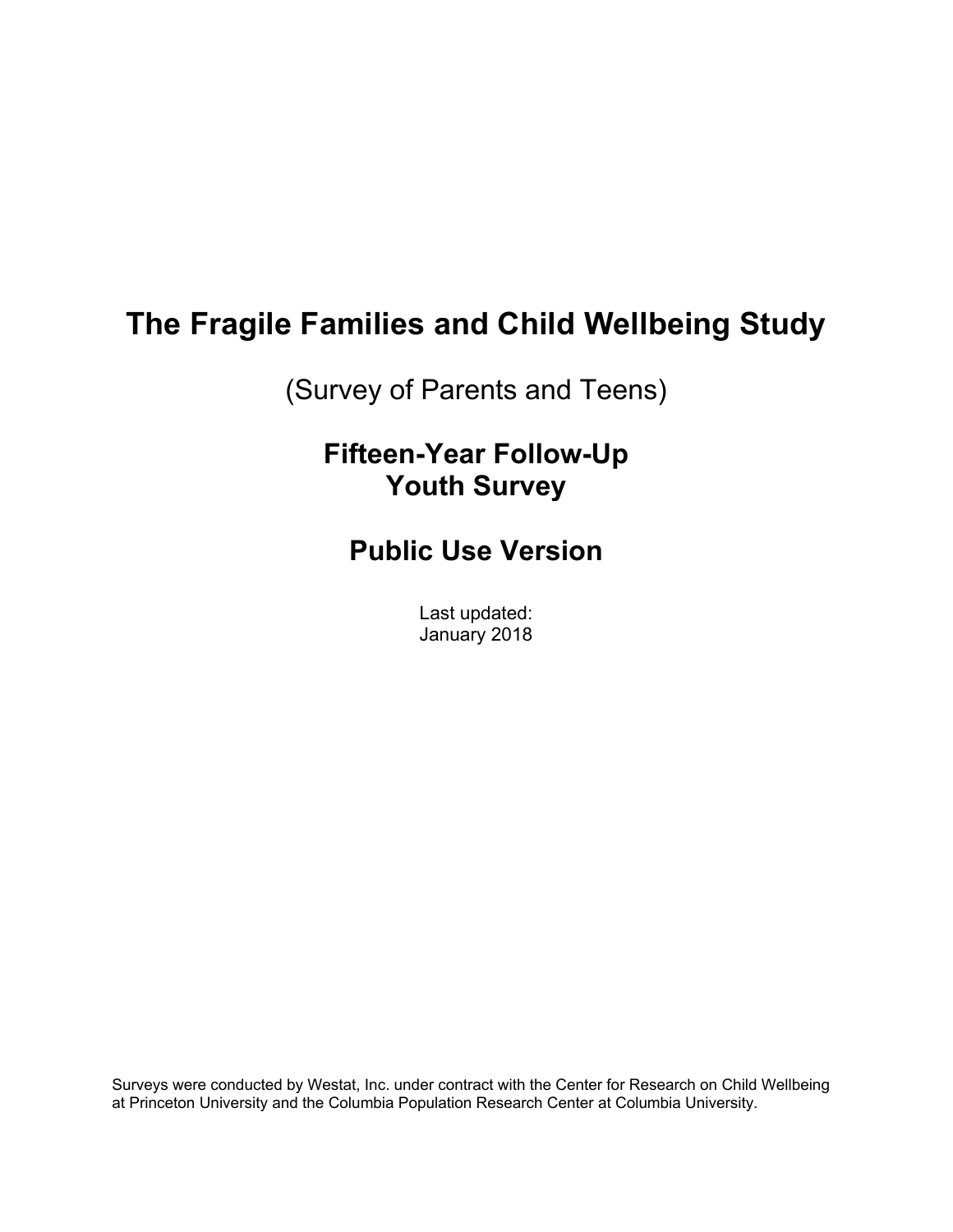# The Fragile Families and Child Wellbeing Study

(Survey of Parents and Teens)

## Fifteen-Year Follow-Up
## Youth Survey

## Public Use Version

Last updated:
January 2018

Surveys were conducted by Westat, Inc. under contract with the Center for Research on Child Wellbeing at Princeton University and the Columbia Population Research Center at Columbia University.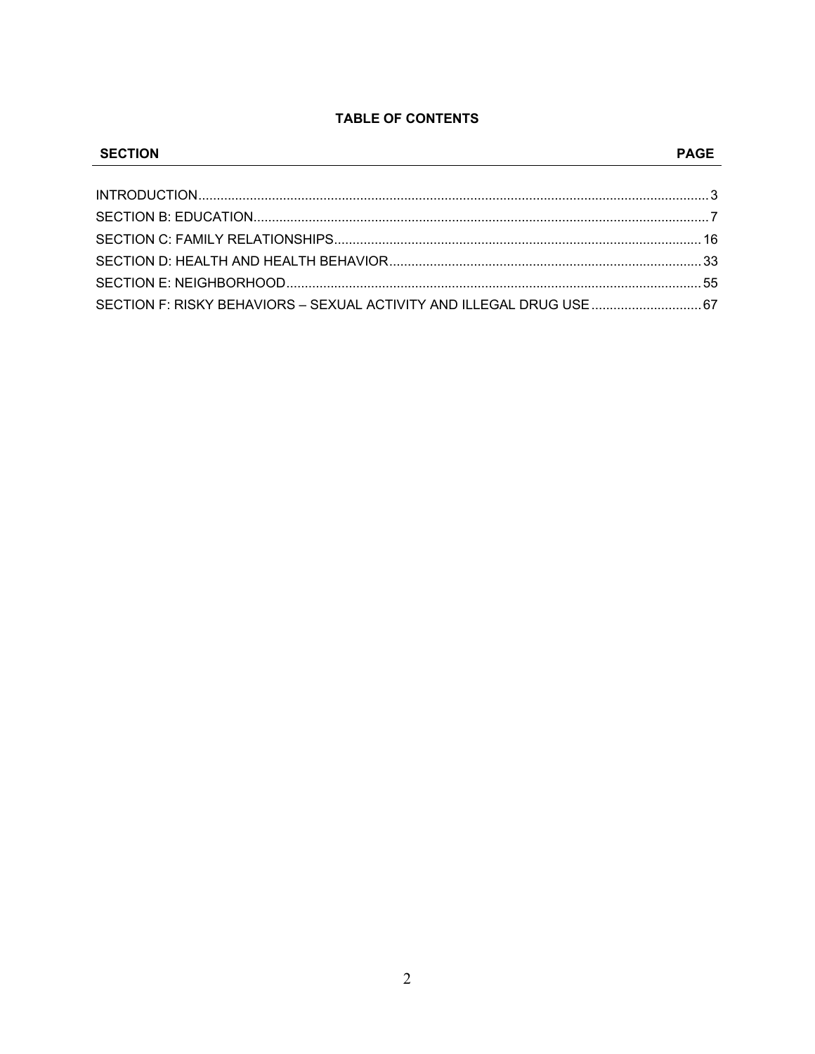**TABLE OF CONTENTS**

| SECTION | PAGE |
|---|---|
| INTRODUCTION | 3 |
| SECTION B: EDUCATION | 7 |
| SECTION C: FAMILY RELATIONSHIPS | 16 |
| SECTION D: HEALTH AND HEALTH BEHAVIOR | 33 |
| SECTION E: NEIGHBORHOOD | 55 |
| SECTION F: RISKY BEHAVIORS – SEXUAL ACTIVITY AND ILLEGAL DRUG USE | 67 |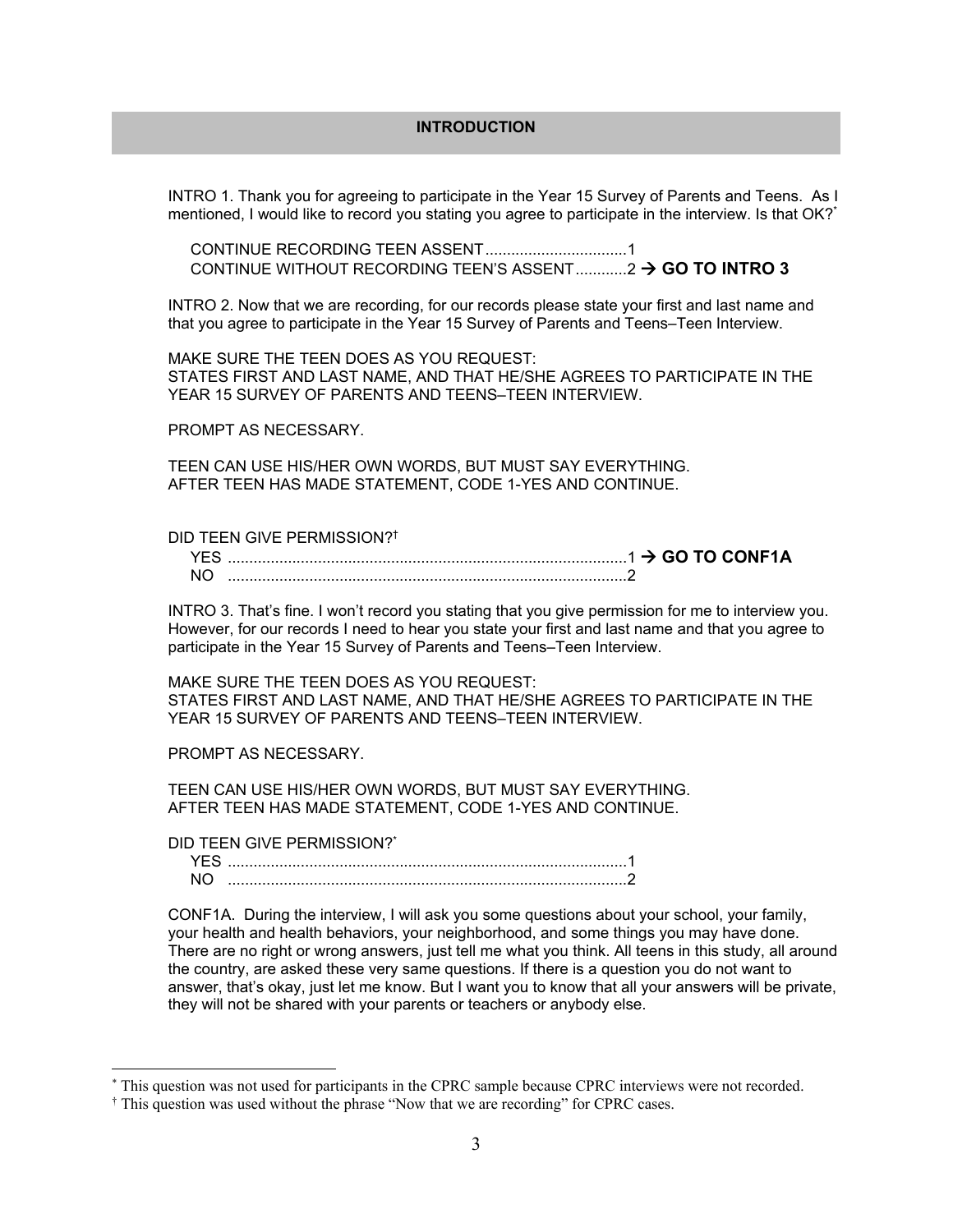## INTRODUCTION

INTRO 1. Thank you for agreeing to participate in the Year 15 Survey of Parents and Teens. As I mentioned, I would like to record you stating you agree to participate in the interview. Is that OK?[*]

CONTINUE RECORDING TEEN ASSENT ................................1
CONTINUE WITHOUT RECORDING TEEN'S ASSENT............2 → **GO TO INTRO 3**

INTRO 2. Now that we are recording, for our records please state your first and last name and that you agree to participate in the Year 15 Survey of Parents and Teens–Teen Interview.

MAKE SURE THE TEEN DOES AS YOU REQUEST:
STATES FIRST AND LAST NAME, AND THAT HE/SHE AGREES TO PARTICIPATE IN THE YEAR 15 SURVEY OF PARENTS AND TEENS–TEEN INTERVIEW.

PROMPT AS NECESSARY.

TEEN CAN USE HIS/HER OWN WORDS, BUT MUST SAY EVERYTHING.
AFTER TEEN HAS MADE STATEMENT, CODE 1-YES AND CONTINUE.

DID TEEN GIVE PERMISSION?[†]

YES ............................................................................................1 → **GO TO CONF1A**
NO ............................................................................................2

INTRO 3. That's fine. I won't record you stating that you give permission for me to interview you. However, for our records I need to hear you state your first and last name and that you agree to participate in the Year 15 Survey of Parents and Teens–Teen Interview.

MAKE SURE THE TEEN DOES AS YOU REQUEST:
STATES FIRST AND LAST NAME, AND THAT HE/SHE AGREES TO PARTICIPATE IN THE YEAR 15 SURVEY OF PARENTS AND TEENS–TEEN INTERVIEW.

PROMPT AS NECESSARY.

TEEN CAN USE HIS/HER OWN WORDS, BUT MUST SAY EVERYTHING.
AFTER TEEN HAS MADE STATEMENT, CODE 1-YES AND CONTINUE.

DID TEEN GIVE PERMISSION?[*]

YES ............................................................................................1
NO ............................................................................................2

CONF1A. During the interview, I will ask you some questions about your school, your family, your health and health behaviors, your neighborhood, and some things you may have done. There are no right or wrong answers, just tell me what you think. All teens in this study, all around the country, are asked these very same questions. If there is a question you do not want to answer, that's okay, just let me know. But I want you to know that all your answers will be private, they will not be shared with your parents or teachers or anybody else.

---

[*] This question was not used for participants in the CPRC sample because CPRC interviews were not recorded.
[†] This question was used without the phrase "Now that we are recording" for CPRC cases.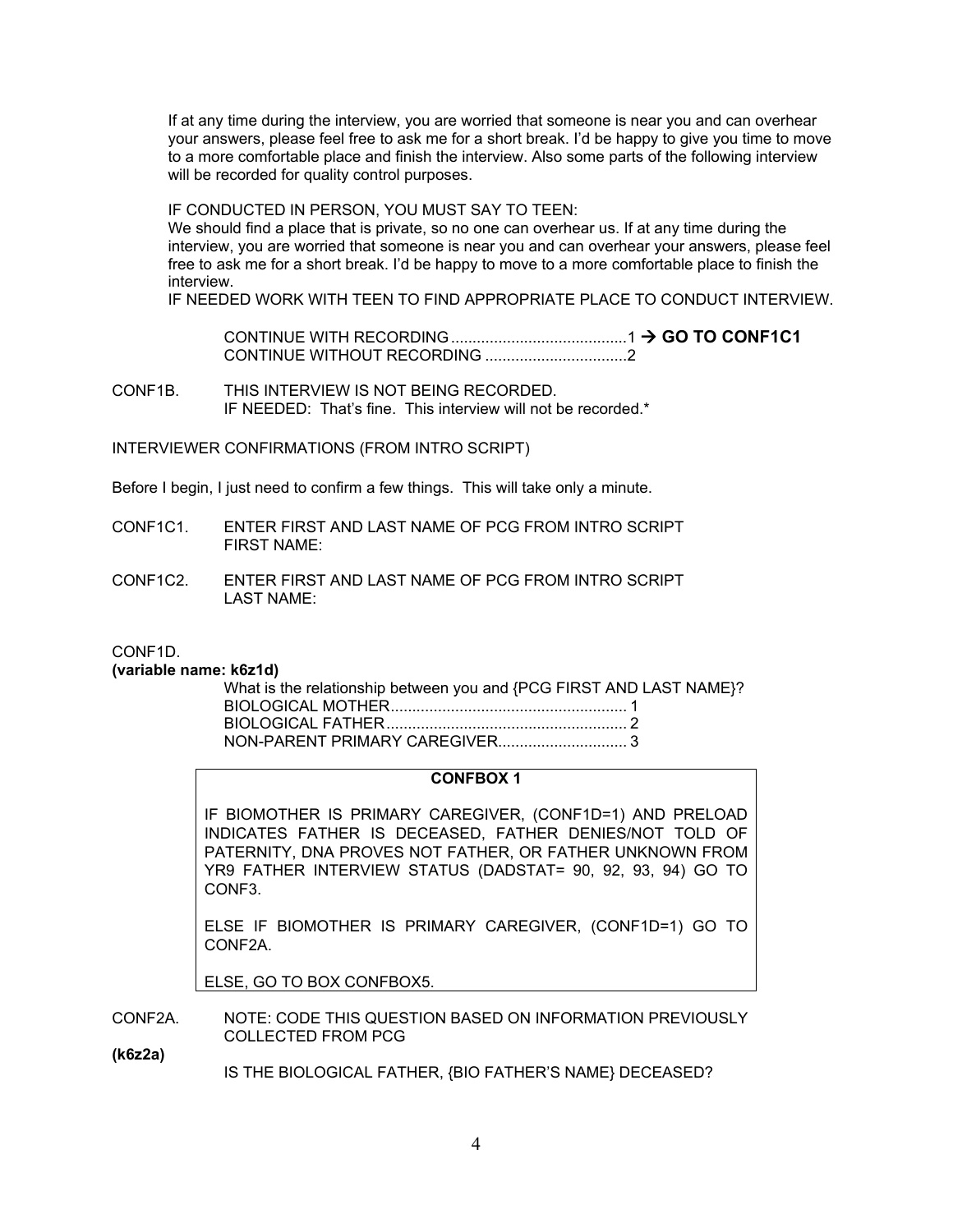If at any time during the interview, you are worried that someone is near you and can overhear your answers, please feel free to ask me for a short break. I'd be happy to give you time to move to a more comfortable place and finish the interview. Also some parts of the following interview will be recorded for quality control purposes.

IF CONDUCTED IN PERSON, YOU MUST SAY TO TEEN:
We should find a place that is private, so no one can overhear us. If at any time during the interview, you are worried that someone is near you and can overhear your answers, please feel free to ask me for a short break. I'd be happy to move to a more comfortable place to finish the interview.
IF NEEDED WORK WITH TEEN TO FIND APPROPRIATE PLACE TO CONDUCT INTERVIEW.

CONTINUE WITH RECORDING .........................................1 → **GO TO CONF1C1**
CONTINUE WITHOUT RECORDING ................................2

CONF1B. THIS INTERVIEW IS NOT BEING RECORDED.
IF NEEDED: That's fine. This interview will not be recorded.*

INTERVIEWER CONFIRMATIONS (FROM INTRO SCRIPT)

Before I begin, I just need to confirm a few things. This will take only a minute.

CONF1C1. ENTER FIRST AND LAST NAME OF PCG FROM INTRO SCRIPT
FIRST NAME:

CONF1C2. ENTER FIRST AND LAST NAME OF PCG FROM INTRO SCRIPT
LAST NAME:

CONF1D.
**(variable name: k6z1d)**
What is the relationship between you and {PCG FIRST AND LAST NAME}?
BIOLOGICAL MOTHER....................................................... 1
BIOLOGICAL FATHER........................................................ 2
NON-PARENT PRIMARY CAREGIVER............................. 3

**CONFBOX 1**

IF BIOMOTHER IS PRIMARY CAREGIVER, (CONF1D=1) AND PRELOAD INDICATES FATHER IS DECEASED, FATHER DENIES/NOT TOLD OF PATERNITY, DNA PROVES NOT FATHER, OR FATHER UNKNOWN FROM YR9 FATHER INTERVIEW STATUS (DADSTAT= 90, 92, 93, 94) GO TO CONF3.

ELSE IF BIOMOTHER IS PRIMARY CAREGIVER, (CONF1D=1) GO TO CONF2A.

ELSE, GO TO BOX CONFBOX5.

CONF2A. NOTE: CODE THIS QUESTION BASED ON INFORMATION PREVIOUSLY COLLECTED FROM PCG
**(k6z2a)**
IS THE BIOLOGICAL FATHER, {BIO FATHER'S NAME} DECEASED?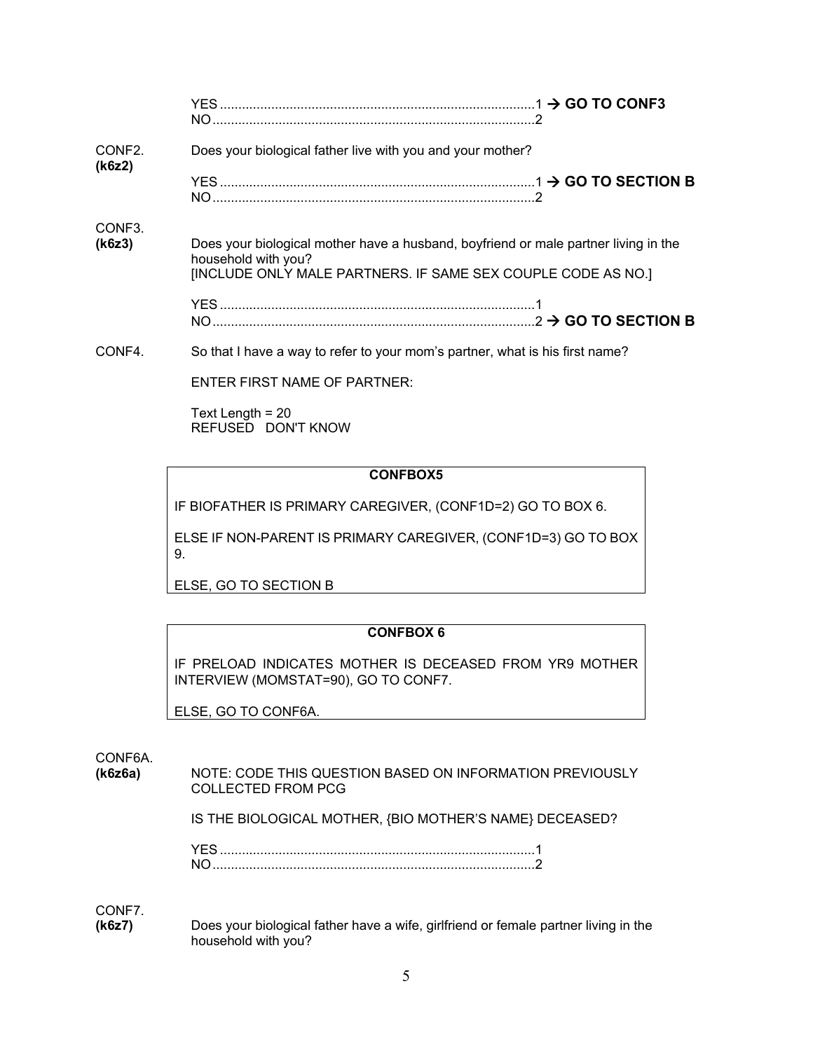YES ....................................................................................1 → **GO TO CONF3**
NO......................................................................................2

CONF2. **(k6z2)** Does your biological father live with you and your mother?

YES ....................................................................................1 → **GO TO SECTION B**
NO......................................................................................2

CONF3. **(k6z3)** Does your biological mother have a husband, boyfriend or male partner living in the household with you?
[INCLUDE ONLY MALE PARTNERS. IF SAME SEX COUPLE CODE AS NO.]

YES ....................................................................................1
NO......................................................................................2 → **GO TO SECTION B**

CONF4. So that I have a way to refer to your mom's partner, what is his first name?

ENTER FIRST NAME OF PARTNER:

Text Length = 20
REFUSED DON'T KNOW

| **CONFBOX5** |
|---|
| IF BIOFATHER IS PRIMARY CAREGIVER, (CONF1D=2) GO TO BOX 6. |
| ELSE IF NON-PARENT IS PRIMARY CAREGIVER, (CONF1D=3) GO TO BOX 9. |
| ELSE, GO TO SECTION B |

| **CONFBOX 6** |
|---|
| IF PRELOAD INDICATES MOTHER IS DECEASED FROM YR9 MOTHER INTERVIEW (MOMSTAT=90), GO TO CONF7. |
| ELSE, GO TO CONF6A. |

CONF6A. **(k6z6a)** NOTE: CODE THIS QUESTION BASED ON INFORMATION PREVIOUSLY COLLECTED FROM PCG

IS THE BIOLOGICAL MOTHER, {BIO MOTHER'S NAME} DECEASED?

YES ....................................................................................1
NO......................................................................................2

CONF7. **(k6z7)** Does your biological father have a wife, girlfriend or female partner living in the household with you?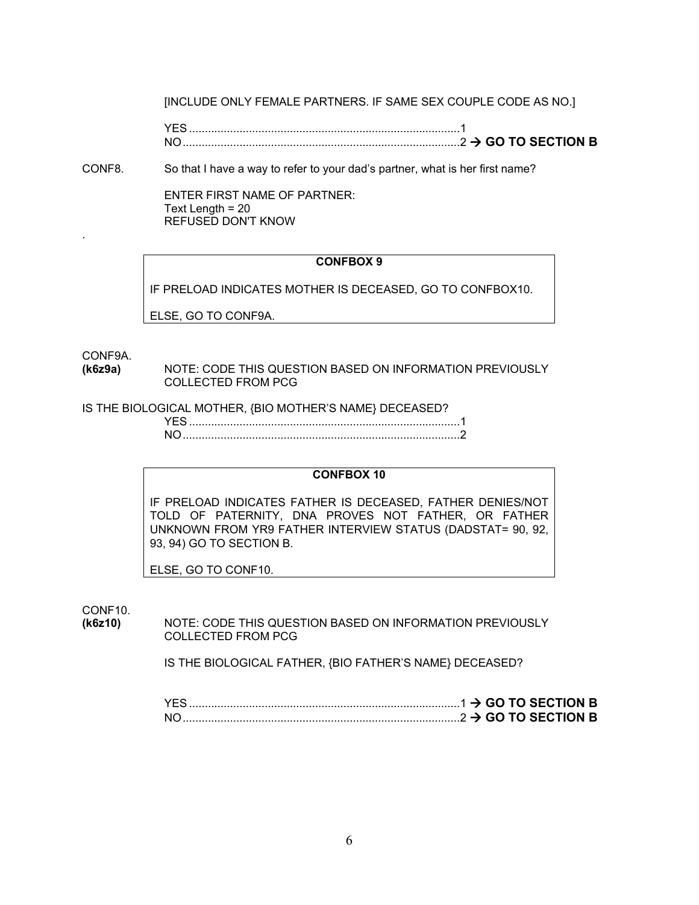[INCLUDE ONLY FEMALE PARTNERS. IF SAME SEX COUPLE CODE AS NO.]

YES .....................................................................................1
NO.......................................................................................2 → **GO TO SECTION B**

CONF8. So that I have a way to refer to your dad's partner, what is her first name?

ENTER FIRST NAME OF PARTNER:
Text Length = 20
REFUSED DON'T KNOW

.

**CONFBOX 9**

IF PRELOAD INDICATES MOTHER IS DECEASED, GO TO CONFBOX10.

ELSE, GO TO CONF9A.

CONF9A.
**(k6z9a)** NOTE: CODE THIS QUESTION BASED ON INFORMATION PREVIOUSLY COLLECTED FROM PCG

IS THE BIOLOGICAL MOTHER, {BIO MOTHER'S NAME} DECEASED?

YES .....................................................................................1
NO.......................................................................................2

**CONFBOX 10**

IF PRELOAD INDICATES FATHER IS DECEASED, FATHER DENIES/NOT TOLD OF PATERNITY, DNA PROVES NOT FATHER, OR FATHER UNKNOWN FROM YR9 FATHER INTERVIEW STATUS (DADSTAT= 90, 92, 93, 94) GO TO SECTION B.

ELSE, GO TO CONF10.

CONF10.
**(k6z10)** NOTE: CODE THIS QUESTION BASED ON INFORMATION PREVIOUSLY COLLECTED FROM PCG

IS THE BIOLOGICAL FATHER, {BIO FATHER'S NAME} DECEASED?

YES .....................................................................................1 → **GO TO SECTION B**
NO.......................................................................................2 → **GO TO SECTION B**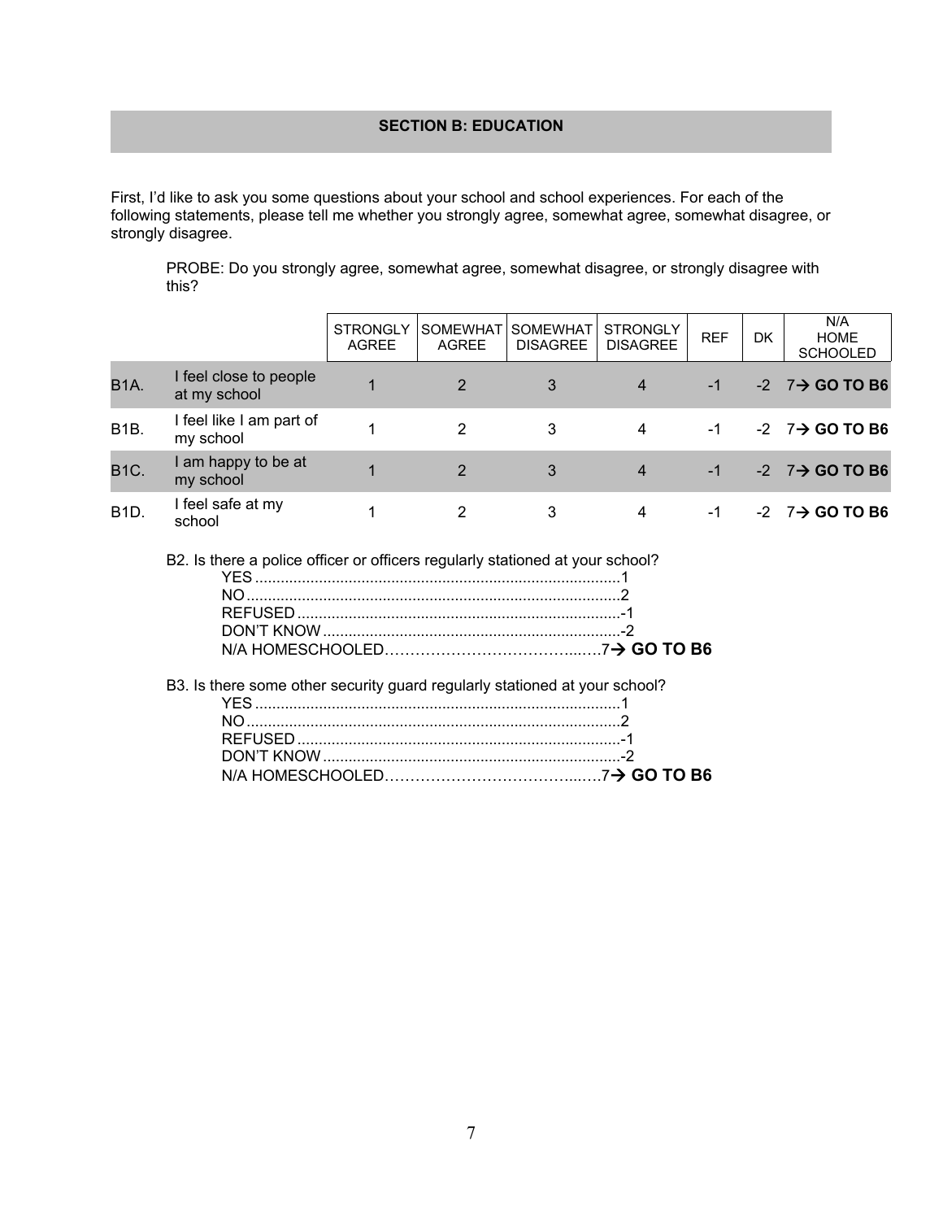## SECTION B: EDUCATION

First, I'd like to ask you some questions about your school and school experiences. For each of the following statements, please tell me whether you strongly agree, somewhat agree, somewhat disagree, or strongly disagree.

PROBE: Do you strongly agree, somewhat agree, somewhat disagree, or strongly disagree with this?

| | | STRONGLY AGREE | SOMEWHAT AGREE | SOMEWHAT DISAGREE | STRONGLY DISAGREE | REF | DK | N/A HOME SCHOOLED |
|---|---|---|---|---|---|---|---|---|
| B1A. | I feel close to people at my school | 1 | 2 | 3 | 4 | -1 | -2 | 7→ **GO TO B6** |
| B1B. | I feel like I am part of my school | 1 | 2 | 3 | 4 | -1 | -2 | 7→ **GO TO B6** |
| B1C. | I am happy to be at my school | 1 | 2 | 3 | 4 | -1 | -2 | 7→ **GO TO B6** |
| B1D. | I feel safe at my school | 1 | 2 | 3 | 4 | -1 | -2 | 7→ **GO TO B6** |

B2. Is there a police officer or officers regularly stationed at your school?

- YES ....................................................................................1
- NO.......................................................................................2
- REFUSED...........................................................................-1
- DON'T KNOW.....................................................................-2
- N/A HOMESCHOOLED……………………………......7→ **GO TO B6**

B3. Is there some other security guard regularly stationed at your school?

- YES ....................................................................................1
- NO.......................................................................................2
- REFUSED...........................................................................-1
- DON'T KNOW.....................................................................-2
- N/A HOMESCHOOLED……………………………......7→ **GO TO B6**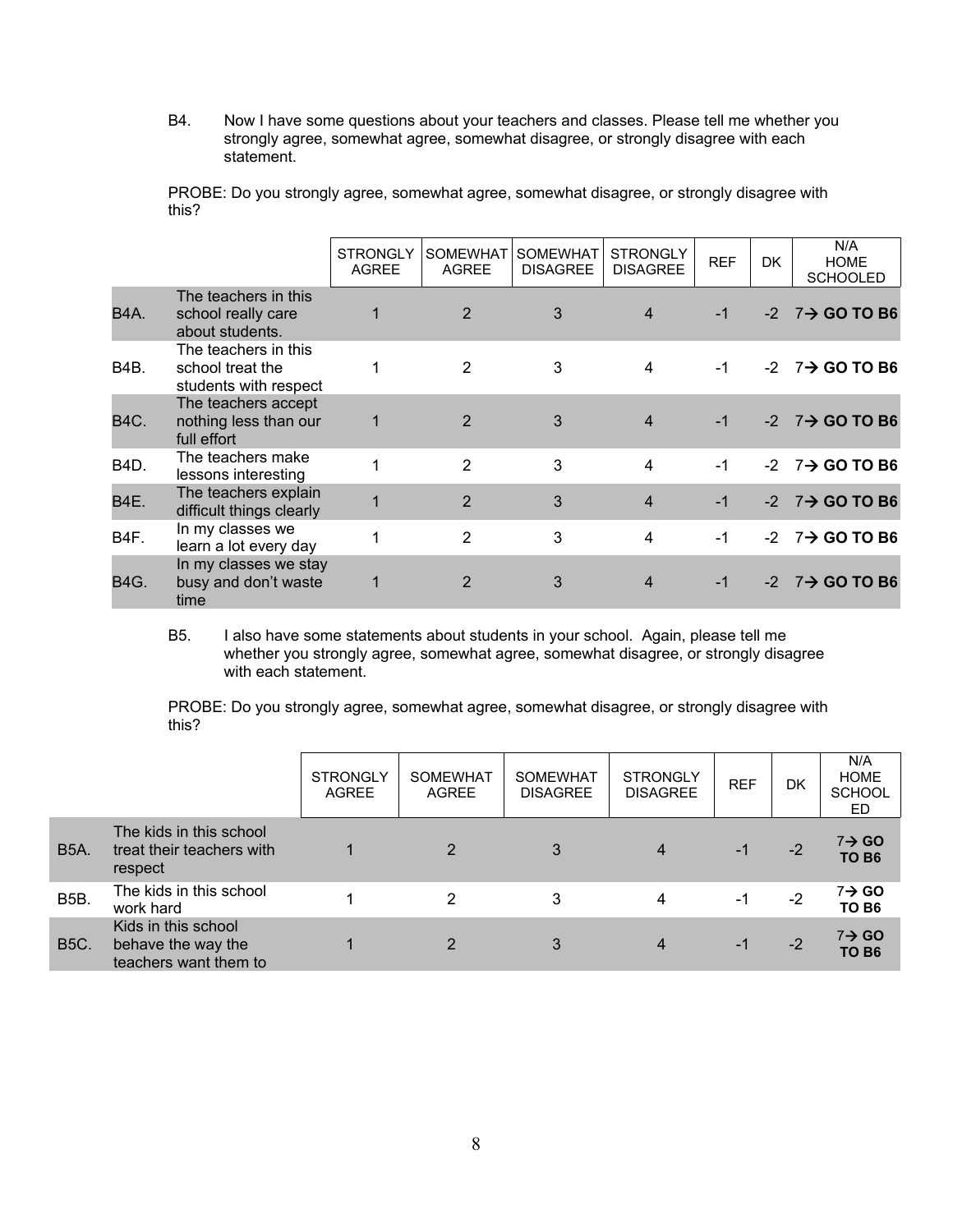B4. Now I have some questions about your teachers and classes. Please tell me whether you strongly agree, somewhat agree, somewhat disagree, or strongly disagree with each statement.

PROBE: Do you strongly agree, somewhat agree, somewhat disagree, or strongly disagree with this?

| | | STRONGLY AGREE | SOMEWHAT AGREE | SOMEWHAT DISAGREE | STRONGLY DISAGREE | REF | DK | N/A HOME SCHOOLED |
|---|---|---|---|---|---|---|---|---|
| B4A. | The teachers in this school really care about students. | 1 | 2 | 3 | 4 | -1 | -2 | 7→ **GO TO B6** |
| B4B. | The teachers in this school treat the students with respect | 1 | 2 | 3 | 4 | -1 | -2 | 7→ **GO TO B6** |
| B4C. | The teachers accept nothing less than our full effort | 1 | 2 | 3 | 4 | -1 | -2 | 7→ **GO TO B6** |
| B4D. | The teachers make lessons interesting | 1 | 2 | 3 | 4 | -1 | -2 | 7→ **GO TO B6** |
| B4E. | The teachers explain difficult things clearly | 1 | 2 | 3 | 4 | -1 | -2 | 7→ **GO TO B6** |
| B4F. | In my classes we learn a lot every day | 1 | 2 | 3 | 4 | -1 | -2 | 7→ **GO TO B6** |
| B4G. | In my classes we stay busy and don't waste time | 1 | 2 | 3 | 4 | -1 | -2 | 7→ **GO TO B6** |

B5. I also have some statements about students in your school. Again, please tell me whether you strongly agree, somewhat agree, somewhat disagree, or strongly disagree with each statement.

PROBE: Do you strongly agree, somewhat agree, somewhat disagree, or strongly disagree with this?

| | | STRONGLY AGREE | SOMEWHAT AGREE | SOMEWHAT DISAGREE | STRONGLY DISAGREE | REF | DK | N/A HOME SCHOOLED |
|---|---|---|---|---|---|---|---|---|
| B5A. | The kids in this school treat their teachers with respect | 1 | 2 | 3 | 4 | -1 | -2 | 7→ **GO TO B6** |
| B5B. | The kids in this school work hard | 1 | 2 | 3 | 4 | -1 | -2 | 7→ **GO TO B6** |
| B5C. | Kids in this school behave the way the teachers want them to | 1 | 2 | 3 | 4 | -1 | -2 | 7→ **GO TO B6** |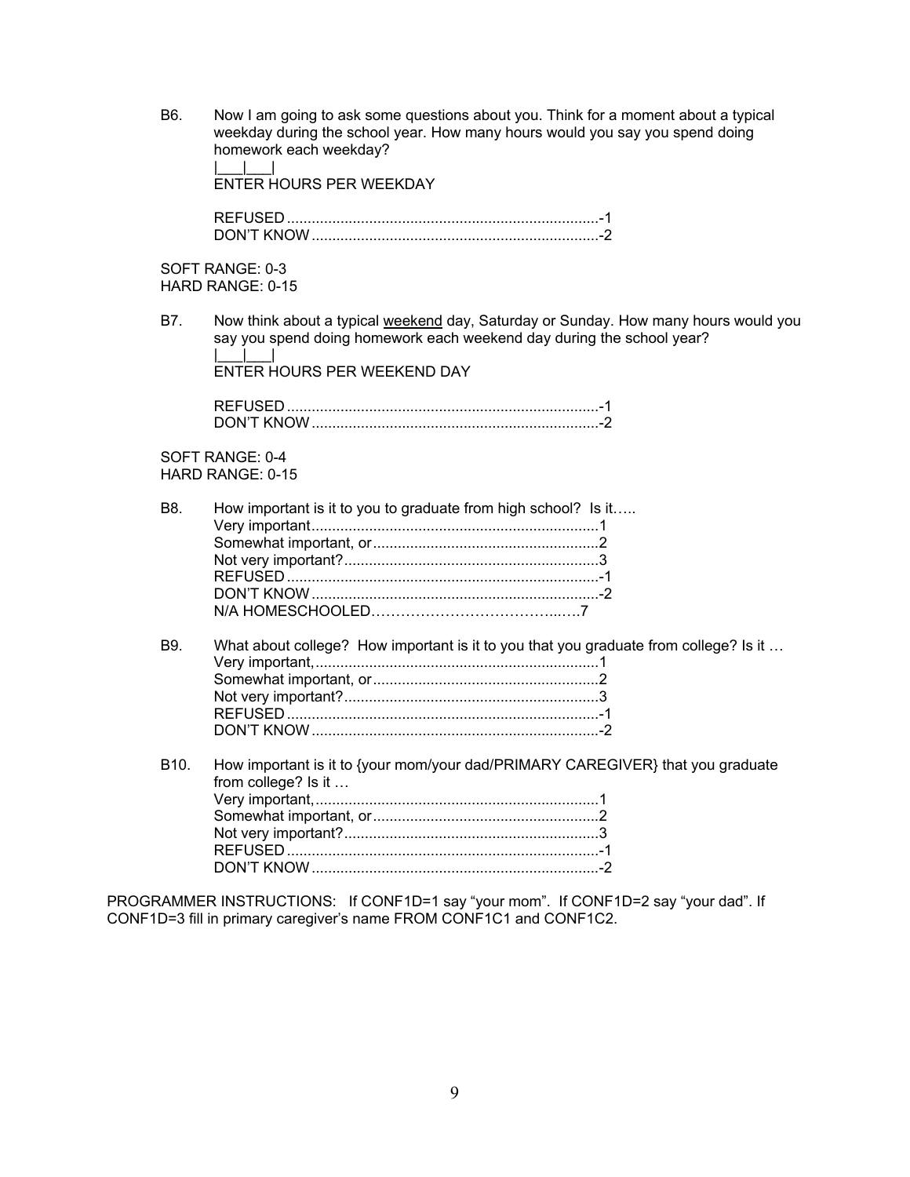B6. Now I am going to ask some questions about you. Think for a moment about a typical weekday during the school year. How many hours would you say you spend doing homework each weekday?

|___|___|
ENTER HOURS PER WEEKDAY

REFUSED ...........................................................................-1
DON'T KNOW .....................................................................-2

SOFT RANGE: 0-3
HARD RANGE: 0-15

B7. Now think about a typical <u>weekend</u> day, Saturday or Sunday. How many hours would you say you spend doing homework each weekend day during the school year?

|___|___|
ENTER HOURS PER WEEKEND DAY

REFUSED ...........................................................................-1
DON'T KNOW .....................................................................-2

SOFT RANGE: 0-4
HARD RANGE: 0-15

B8. How important is it to you to graduate from high school? Is it…..

Very important.....................................................................1
Somewhat important, or......................................................2
Not very important?.............................................................3
REFUSED ...........................................................................-1
DON'T KNOW .....................................................................-2
N/A HOMESCHOOLED………………………………...….7

B9. What about college? How important is it to you that you graduate from college? Is it …

Very important,....................................................................1
Somewhat important, or......................................................2
Not very important?.............................................................3
REFUSED ...........................................................................-1
DON'T KNOW .....................................................................-2

B10. How important is it to {your mom/your dad/PRIMARY CAREGIVER} that you graduate from college? Is it …

Very important,....................................................................1
Somewhat important, or......................................................2
Not very important?.............................................................3
REFUSED ...........................................................................-1
DON'T KNOW .....................................................................-2

PROGRAMMER INSTRUCTIONS: If CONF1D=1 say "your mom". If CONF1D=2 say "your dad". If CONF1D=3 fill in primary caregiver's name FROM CONF1C1 and CONF1C2.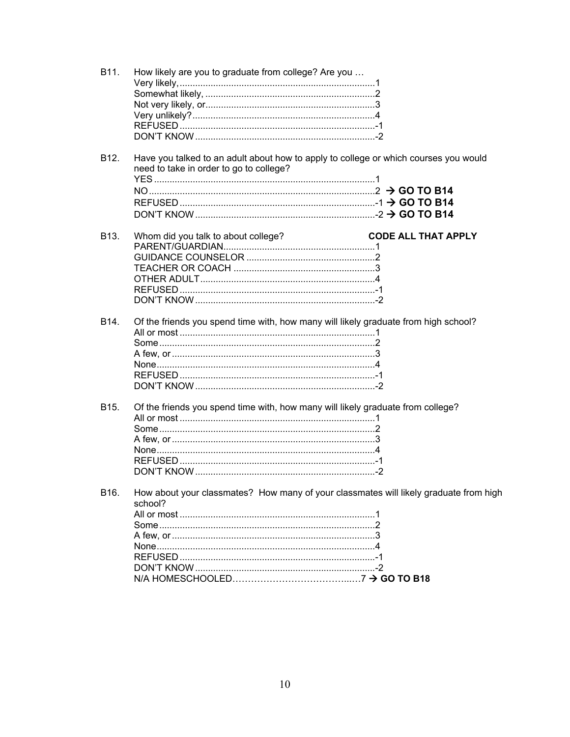B11. How likely are you to graduate from college? Are you …

Very likely,............................................................................1
Somewhat likely, .................................................................2
Not very likely, or.................................................................3
Very unlikely?......................................................................4
REFUSED ...........................................................................-1
DON'T KNOW .....................................................................-2

B12. Have you talked to an adult about how to apply to college or which courses you would need to take in order to go to college?

YES .....................................................................................1
NO.......................................................................................2 → **GO TO B14**
REFUSED ...........................................................................-1 → **GO TO B14**
DON'T KNOW .....................................................................-2 → **GO TO B14**

B13. Whom did you talk to about college? **CODE ALL THAT APPLY**

PARENT/GUARDIAN..........................................................1
GUIDANCE COUNSELOR .................................................2
TEACHER OR COACH ......................................................3
OTHER ADULT...................................................................4
REFUSED ...........................................................................-1
DON'T KNOW .....................................................................-2

B14. Of the friends you spend time with, how many will likely graduate from high school?

All or most ...........................................................................1
Some ...................................................................................2
A few, or ..............................................................................3
None....................................................................................4
REFUSED ...........................................................................-1
DON'T KNOW .....................................................................-2

B15. Of the friends you spend time with, how many will likely graduate from college?

All or most ...........................................................................1
Some ...................................................................................2
A few, or ..............................................................................3
None....................................................................................4
REFUSED ...........................................................................-1
DON'T KNOW .....................................................................-2

B16. How about your classmates? How many of your classmates will likely graduate from high school?

All or most ...........................................................................1
Some ...................................................................................2
A few, or ..............................................................................3
None....................................................................................4
REFUSED ...........................................................................-1
DON'T KNOW .....................................................................-2
N/A HOMESCHOOLED……………………………….....7 → **GO TO B18**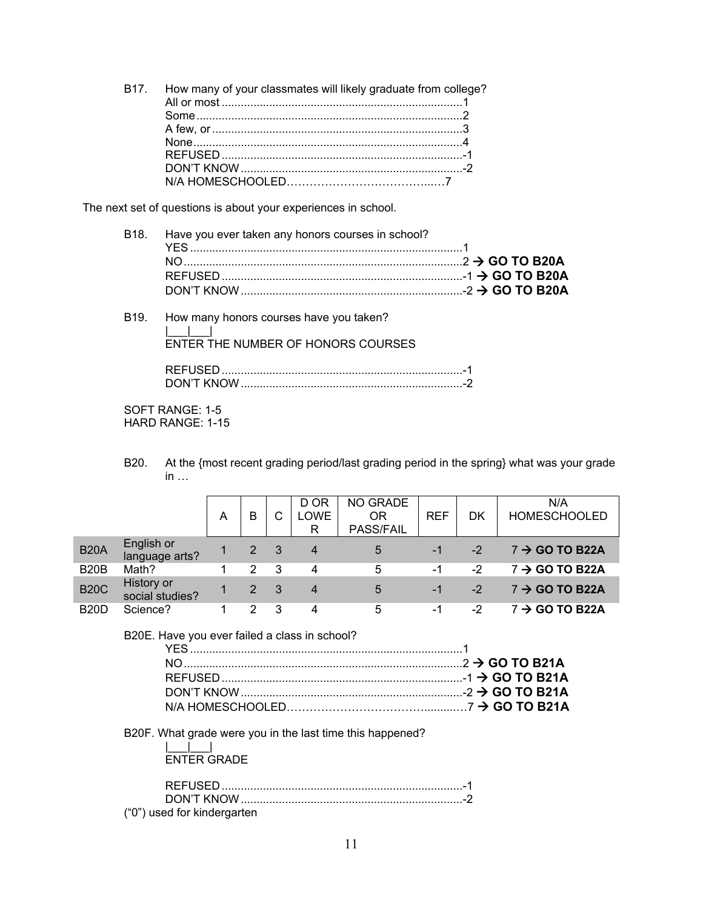B17. How many of your classmates will likely graduate from college?

All or most ............................................................................1
Some ...................................................................................2
A few, or ..............................................................................3
None ....................................................................................4
REFUSED ............................................................................-1
DON'T KNOW ......................................................................-2
N/A HOMESCHOOLED………………………………..….7

The next set of questions is about your experiences in school.

B18. Have you ever taken any honors courses in school?

YES ......................................................................................1
NO .......................................................................................2 → **GO TO B20A**
REFUSED ............................................................................-1 → **GO TO B20A**
DON'T KNOW ......................................................................-2 → **GO TO B20A**

B19. How many honors courses have you taken?

|___|___|
ENTER THE NUMBER OF HONORS COURSES

REFUSED ............................................................................-1
DON'T KNOW ......................................................................-2

SOFT RANGE: 1-5
HARD RANGE: 1-15

B20. At the {most recent grading period/last grading period in the spring} what was your grade in …

| | | A | B | C | D OR LOWER | NO GRADE OR PASS/FAIL | REF | DK | N/A HOMESCHOOLED |
|---|---|---|---|---|---|---|---|---|---|
| B20A | English or language arts? | 1 | 2 | 3 | 4 | 5 | -1 | -2 | 7 → **GO TO B22A** |
| B20B | Math? | 1 | 2 | 3 | 4 | 5 | -1 | -2 | 7 → **GO TO B22A** |
| B20C | History or social studies? | 1 | 2 | 3 | 4 | 5 | -1 | -2 | 7 → **GO TO B22A** |
| B20D | Science? | 1 | 2 | 3 | 4 | 5 | -1 | -2 | 7 → **GO TO B22A** |

B20E. Have you ever failed a class in school?

YES ......................................................................................1
NO .......................................................................................2 → **GO TO B21A**
REFUSED ............................................................................-1 → **GO TO B21A**
DON'T KNOW ......................................................................-2 → **GO TO B21A**
N/A HOMESCHOOLED……………………………….........7 → **GO TO B21A**

B20F. What grade were you in the last time this happened?

|___|___|
ENTER GRADE

REFUSED ............................................................................-1
DON'T KNOW ......................................................................-2

("0") used for kindergarten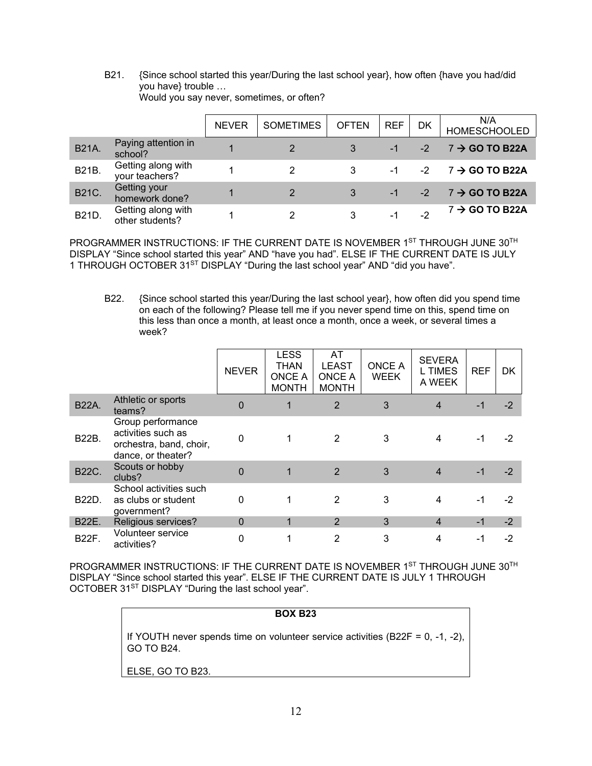B21. {Since school started this year/During the last school year}, how often {have you had/did you have} trouble …
Would you say never, sometimes, or often?

| | | NEVER | SOMETIMES | OFTEN | REF | DK | N/A HOMESCHOOLED |
|---|---|---|---|---|---|---|---|
| B21A. | Paying attention in school? | 1 | 2 | 3 | -1 | -2 | 7 → **GO TO B22A** |
| B21B. | Getting along with your teachers? | 1 | 2 | 3 | -1 | -2 | 7 → **GO TO B22A** |
| B21C. | Getting your homework done? | 1 | 2 | 3 | -1 | -2 | 7 → **GO TO B22A** |
| B21D. | Getting along with other students? | 1 | 2 | 3 | -1 | -2 | 7 → **GO TO B22A** |

PROGRAMMER INSTRUCTIONS: IF THE CURRENT DATE IS NOVEMBER 1ST THROUGH JUNE 30TH DISPLAY “Since school started this year” AND “have you had”. ELSE IF THE CURRENT DATE IS JULY 1 THROUGH OCTOBER 31ST DISPLAY “During the last school year” AND “did you have”.

B22. {Since school started this year/During the last school year}, how often did you spend time on each of the following? Please tell me if you never spend time on this, spend time on this less than once a month, at least once a month, once a week, or several times a week?

| | | NEVER | LESS THAN ONCE A MONTH | AT LEAST ONCE A MONTH | ONCE A WEEK | SEVERAL TIMES A WEEK | REF | DK |
|---|---|---|---|---|---|---|---|---|
| B22A. | Athletic or sports teams? | 0 | 1 | 2 | 3 | 4 | -1 | -2 |
| B22B. | Group performance activities such as orchestra, band, choir, dance, or theater? | 0 | 1 | 2 | 3 | 4 | -1 | -2 |
| B22C. | Scouts or hobby clubs? | 0 | 1 | 2 | 3 | 4 | -1 | -2 |
| B22D. | School activities such as clubs or student government? | 0 | 1 | 2 | 3 | 4 | -1 | -2 |
| B22E. | Religious services? | 0 | 1 | 2 | 3 | 4 | -1 | -2 |
| B22F. | Volunteer service activities? | 0 | 1 | 2 | 3 | 4 | -1 | -2 |

PROGRAMMER INSTRUCTIONS: IF THE CURRENT DATE IS NOVEMBER 1ST THROUGH JUNE 30TH DISPLAY “Since school started this year”. ELSE IF THE CURRENT DATE IS JULY 1 THROUGH OCTOBER 31ST DISPLAY “During the last school year”.

**BOX B23**

If YOUTH never spends time on volunteer service activities (B22F = 0, -1, -2), GO TO B24.

ELSE, GO TO B23.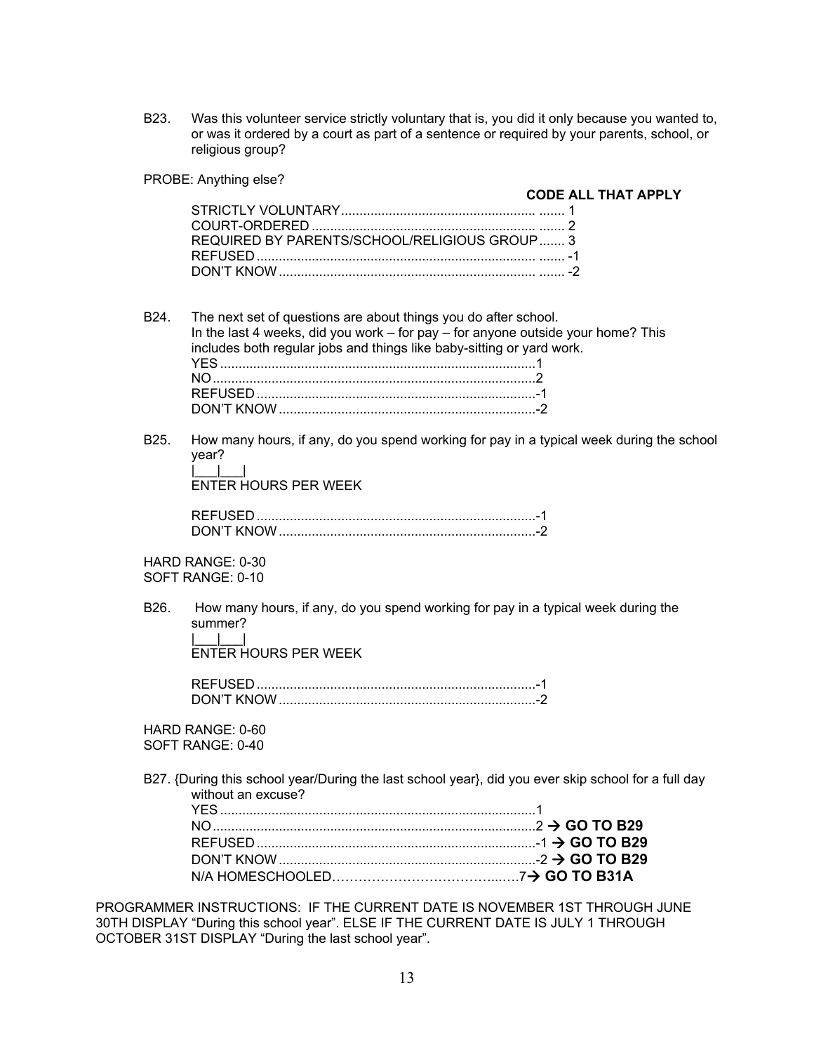B23. Was this volunteer service strictly voluntary that is, you did it only because you wanted to, or was it ordered by a court as part of a sentence or required by your parents, school, or religious group?

PROBE: Anything else?

**CODE ALL THAT APPLY**

STRICTLY VOLUNTARY ....................................................... 1
COURT-ORDERED ............................................................ 2
REQUIRED BY PARENTS/SCHOOL/RELIGIOUS GROUP ....... 3
REFUSED ........................................................................ -1
DON'T KNOW .................................................................. -2

B24. The next set of questions are about things you do after school.
In the last 4 weeks, did you work – for pay – for anyone outside your home? This includes both regular jobs and things like baby-sitting or yard work.

YES ......................................................................................1
NO ........................................................................................2
REFUSED ............................................................................-1
DON'T KNOW ......................................................................-2

B25. How many hours, if any, do you spend working for pay in a typical week during the school year?

|___|___|
ENTER HOURS PER WEEK

REFUSED ............................................................................-1
DON'T KNOW ......................................................................-2

HARD RANGE: 0-30
SOFT RANGE: 0-10

B26. How many hours, if any, do you spend working for pay in a typical week during the summer?

|___|___|
ENTER HOURS PER WEEK

REFUSED ............................................................................-1
DON'T KNOW ......................................................................-2

HARD RANGE: 0-60
SOFT RANGE: 0-40

B27. {During this school year/During the last school year}, did you ever skip school for a full day without an excuse?

YES ......................................................................................1
NO ........................................................................................2 → **GO TO B29**
REFUSED ............................................................................-1 → **GO TO B29**
DON'T KNOW ......................................................................-2 → **GO TO B29**
N/A HOMESCHOOLED………………………………..….7→ **GO TO B31A**

PROGRAMMER INSTRUCTIONS: IF THE CURRENT DATE IS NOVEMBER 1ST THROUGH JUNE 30TH DISPLAY "During this school year". ELSE IF THE CURRENT DATE IS JULY 1 THROUGH OCTOBER 31ST DISPLAY "During the last school year".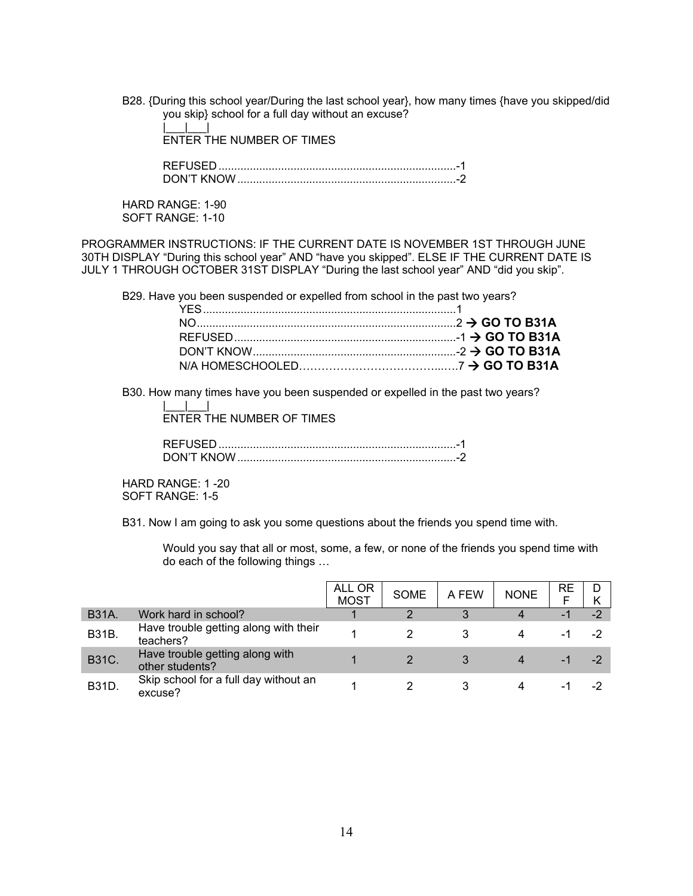B28. {During this school year/During the last school year}, how many times {have you skipped/did you skip} school for a full day without an excuse?

|___|___|
ENTER THE NUMBER OF TIMES

REFUSED ........................................................................... -1
DON'T KNOW ..................................................................... -2

HARD RANGE: 1-90
SOFT RANGE: 1-10

PROGRAMMER INSTRUCTIONS: IF THE CURRENT DATE IS NOVEMBER 1ST THROUGH JUNE 30TH DISPLAY "During this school year" AND "have you skipped". ELSE IF THE CURRENT DATE IS JULY 1 THROUGH OCTOBER 31ST DISPLAY "During the last school year" AND "did you skip".

B29. Have you been suspended or expelled from school in the past two years?

YES ................................................................................ 1
NO.................................................................................. 2 → **GO TO B31A**
REFUSED ....................................................................... -1 → **GO TO B31A**
DON'T KNOW ................................................................. -2 → **GO TO B31A**
N/A HOMESCHOOLED…………………………………...…7 → **GO TO B31A**

B30. How many times have you been suspended or expelled in the past two years?

|___|___|
ENTER THE NUMBER OF TIMES

REFUSED ........................................................................... -1
DON'T KNOW ..................................................................... -2

HARD RANGE: 1 -20
SOFT RANGE: 1-5

B31. Now I am going to ask you some questions about the friends you spend time with.

Would you say that all or most, some, a few, or none of the friends you spend time with do each of the following things …

| | | ALL OR MOST | SOME | A FEW | NONE | REF | DK |
|---|---|---|---|---|---|---|---|
| B31A. | Work hard in school? | 1 | 2 | 3 | 4 | -1 | -2 |
| B31B. | Have trouble getting along with their teachers? | 1 | 2 | 3 | 4 | -1 | -2 |
| B31C. | Have trouble getting along with other students? | 1 | 2 | 3 | 4 | -1 | -2 |
| B31D. | Skip school for a full day without an excuse? | 1 | 2 | 3 | 4 | -1 | -2 |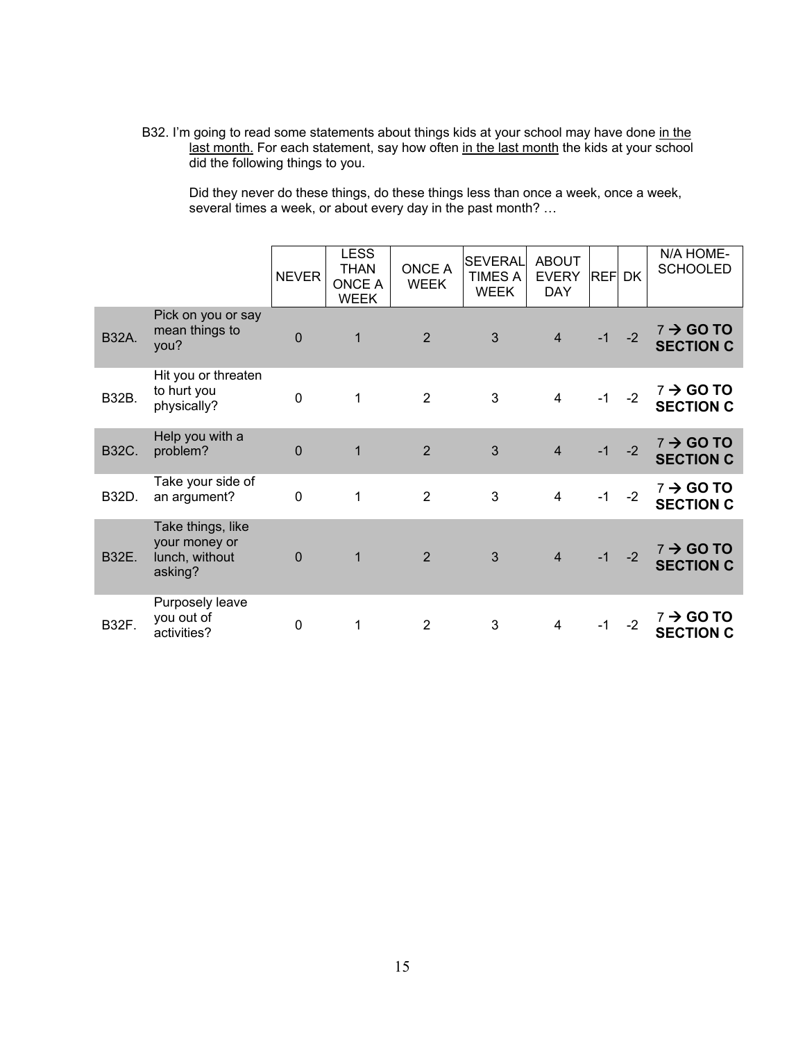B32. I'm going to read some statements about things kids at your school may have done <u>in the last month.</u> For each statement, say how often <u>in the last month</u> the kids at your school did the following things to you.

Did they never do these things, do these things less than once a week, once a week, several times a week, or about every day in the past month? …

| | | NEVER | LESS THAN ONCE A WEEK | ONCE A WEEK | SEVERAL TIMES A WEEK | ABOUT EVERY DAY | REF | DK | N/A HOME-SCHOOLED |
|---|---|---|---|---|---|---|---|---|---|
| B32A. | Pick on you or say mean things to you? | 0 | 1 | 2 | 3 | 4 | -1 | -2 | 7 → **GO TO SECTION C** |
| B32B. | Hit you or threaten to hurt you physically? | 0 | 1 | 2 | 3 | 4 | -1 | -2 | 7 → **GO TO SECTION C** |
| B32C. | Help you with a problem? | 0 | 1 | 2 | 3 | 4 | -1 | -2 | 7 → **GO TO SECTION C** |
| B32D. | Take your side of an argument? | 0 | 1 | 2 | 3 | 4 | -1 | -2 | 7 → **GO TO SECTION C** |
| B32E. | Take things, like your money or lunch, without asking? | 0 | 1 | 2 | 3 | 4 | -1 | -2 | 7 → **GO TO SECTION C** |
| B32F. | Purposely leave you out of activities? | 0 | 1 | 2 | 3 | 4 | -1 | -2 | 7 → **GO TO SECTION C** |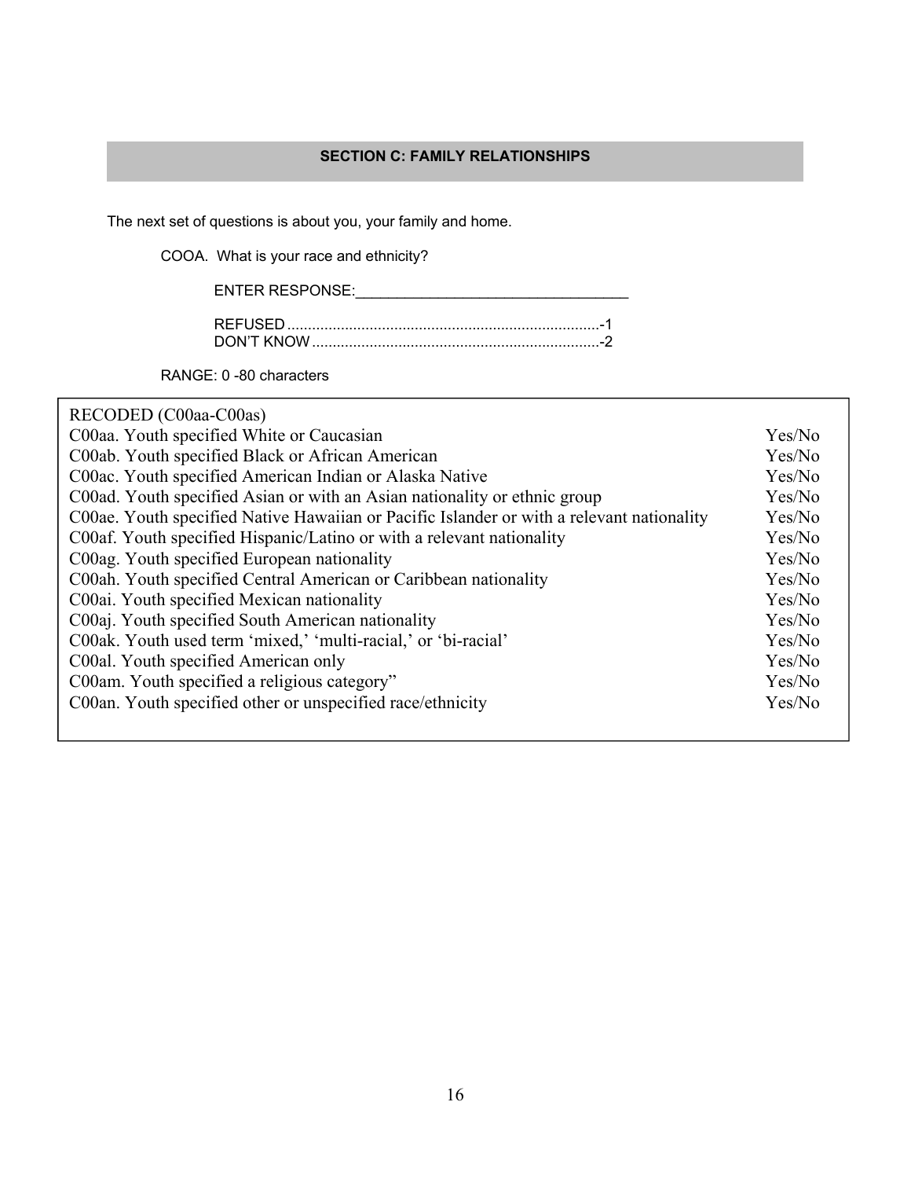## SECTION C: FAMILY RELATIONSHIPS

The next set of questions is about you, your family and home.

COOA. What is your race and ethnicity?

ENTER RESPONSE:________________________________

REFUSED ............................................................................-1
DON'T KNOW .......................................................................-2

RANGE: 0 -80 characters

| RECODED (C00aa-C00as) | |
|---|---|
| C00aa. Youth specified White or Caucasian | Yes/No |
| C00ab. Youth specified Black or African American | Yes/No |
| C00ac. Youth specified American Indian or Alaska Native | Yes/No |
| C00ad. Youth specified Asian or with an Asian nationality or ethnic group | Yes/No |
| C00ae. Youth specified Native Hawaiian or Pacific Islander or with a relevant nationality | Yes/No |
| C00af. Youth specified Hispanic/Latino or with a relevant nationality | Yes/No |
| C00ag. Youth specified European nationality | Yes/No |
| C00ah. Youth specified Central American or Caribbean nationality | Yes/No |
| C00ai. Youth specified Mexican nationality | Yes/No |
| C00aj. Youth specified South American nationality | Yes/No |
| C00ak. Youth used term 'mixed,' 'multi-racial,' or 'bi-racial' | Yes/No |
| C00al. Youth specified American only | Yes/No |
| C00am. Youth specified a religious category" | Yes/No |
| C00an. Youth specified other or unspecified race/ethnicity | Yes/No |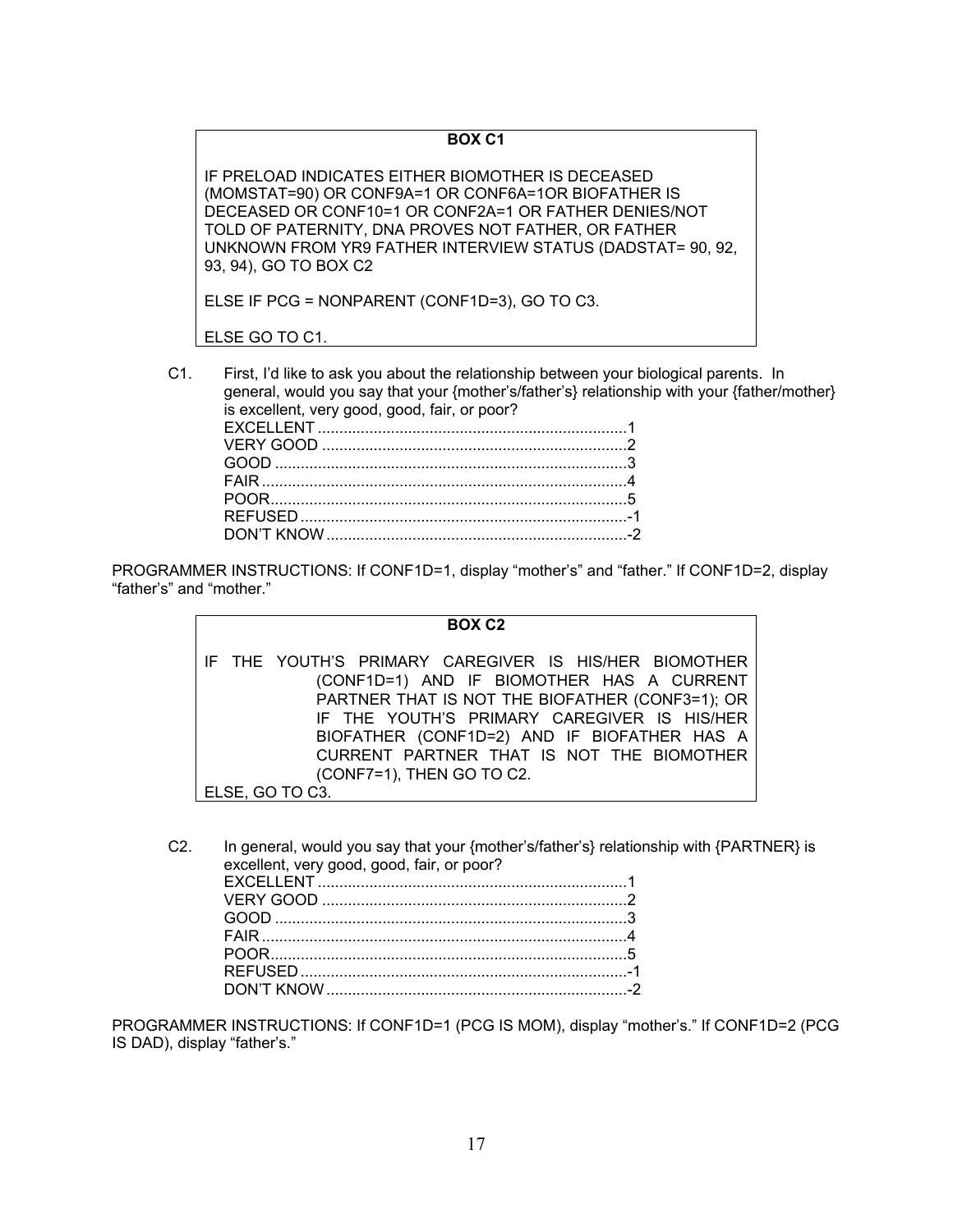**BOX C1**

IF PRELOAD INDICATES EITHER BIOMOTHER IS DECEASED (MOMSTAT=90) OR CONF9A=1 OR CONF6A=1OR BIOFATHER IS DECEASED OR CONF10=1 OR CONF2A=1 OR FATHER DENIES/NOT TOLD OF PATERNITY, DNA PROVES NOT FATHER, OR FATHER UNKNOWN FROM YR9 FATHER INTERVIEW STATUS (DADSTAT= 90, 92, 93, 94), GO TO BOX C2

ELSE IF PCG = NONPARENT (CONF1D=3), GO TO C3.

ELSE GO TO C1.

C1. First, I'd like to ask you about the relationship between your biological parents. In general, would you say that your {mother's/father's} relationship with your {father/mother} is excellent, very good, good, fair, or poor?

EXCELLENT ........................................................................1
VERY GOOD .......................................................................2
GOOD .................................................................................3
FAIR ....................................................................................4
POOR..................................................................................5
REFUSED ............................................................................-1
DON'T KNOW ......................................................................-2

PROGRAMMER INSTRUCTIONS: If CONF1D=1, display "mother's" and "father." If CONF1D=2, display "father's" and "mother."

**BOX C2**

IF THE YOUTH'S PRIMARY CAREGIVER IS HIS/HER BIOMOTHER (CONF1D=1) AND IF BIOMOTHER HAS A CURRENT PARTNER THAT IS NOT THE BIOFATHER (CONF3=1); OR IF THE YOUTH'S PRIMARY CAREGIVER IS HIS/HER BIOFATHER (CONF1D=2) AND IF BIOFATHER HAS A CURRENT PARTNER THAT IS NOT THE BIOMOTHER (CONF7=1), THEN GO TO C2.
ELSE, GO TO C3.

C2. In general, would you say that your {mother's/father's} relationship with {PARTNER} is excellent, very good, good, fair, or poor?

EXCELLENT ........................................................................1
VERY GOOD .......................................................................2
GOOD .................................................................................3
FAIR ....................................................................................4
POOR..................................................................................5
REFUSED ............................................................................-1
DON'T KNOW ......................................................................-2

PROGRAMMER INSTRUCTIONS: If CONF1D=1 (PCG IS MOM), display "mother's." If CONF1D=2 (PCG IS DAD), display "father's."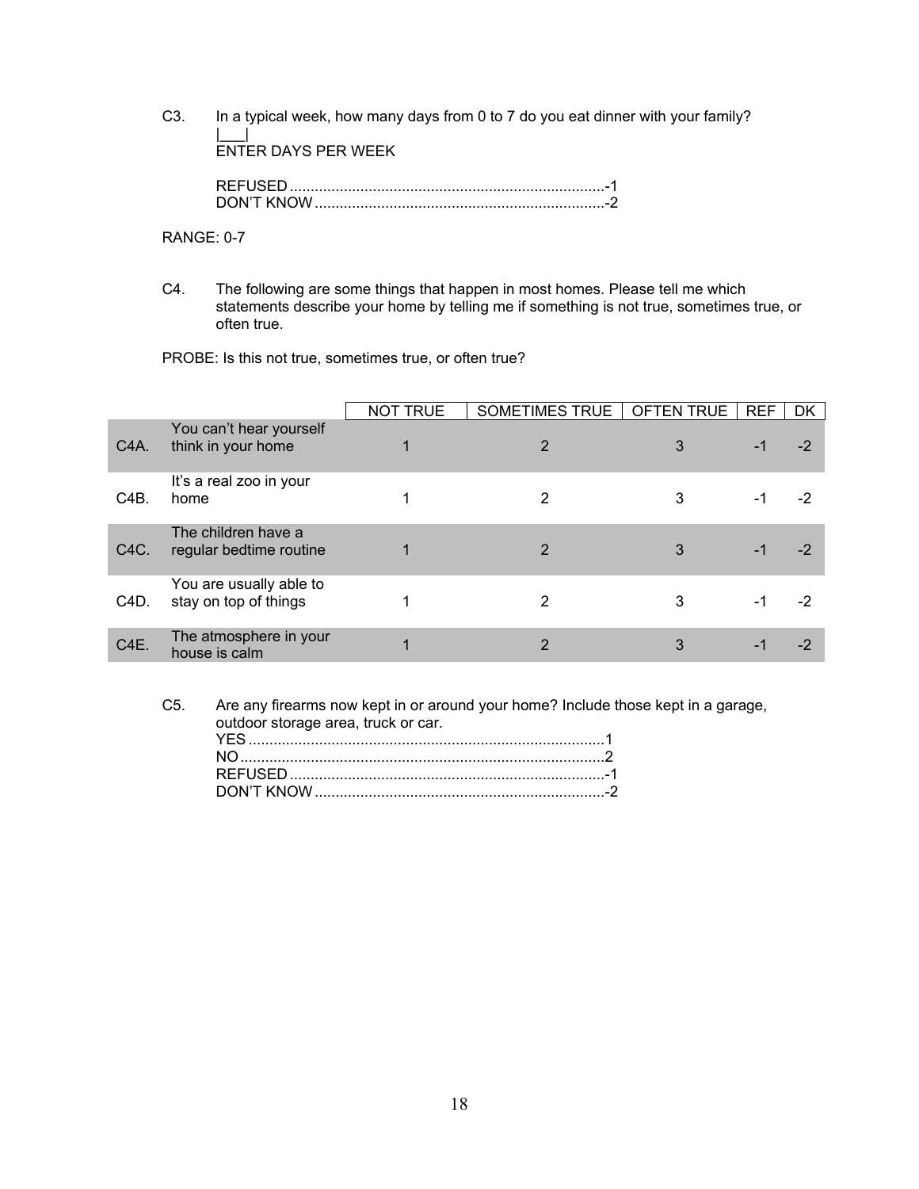C3. In a typical week, how many days from 0 to 7 do you eat dinner with your family?

|___|
ENTER DAYS PER WEEK

REFUSED ............................................................................-1
DON'T KNOW ......................................................................-2

RANGE: 0-7

C4. The following are some things that happen in most homes. Please tell me which statements describe your home by telling me if something is not true, sometimes true, or often true.

PROBE: Is this not true, sometimes true, or often true?

| | | NOT TRUE | SOMETIMES TRUE | OFTEN TRUE | REF | DK |
|---|---|---|---|---|---|---|
| C4A. | You can't hear yourself think in your home | 1 | 2 | 3 | -1 | -2 |
| C4B. | It's a real zoo in your home | 1 | 2 | 3 | -1 | -2 |
| C4C. | The children have a regular bedtime routine | 1 | 2 | 3 | -1 | -2 |
| C4D. | You are usually able to stay on top of things | 1 | 2 | 3 | -1 | -2 |
| C4E. | The atmosphere in your house is calm | 1 | 2 | 3 | -1 | -2 |

C5. Are any firearms now kept in or around your home? Include those kept in a garage, outdoor storage area, truck or car.

YES ......................................................................................1
NO ........................................................................................2
REFUSED ............................................................................-1
DON'T KNOW ......................................................................-2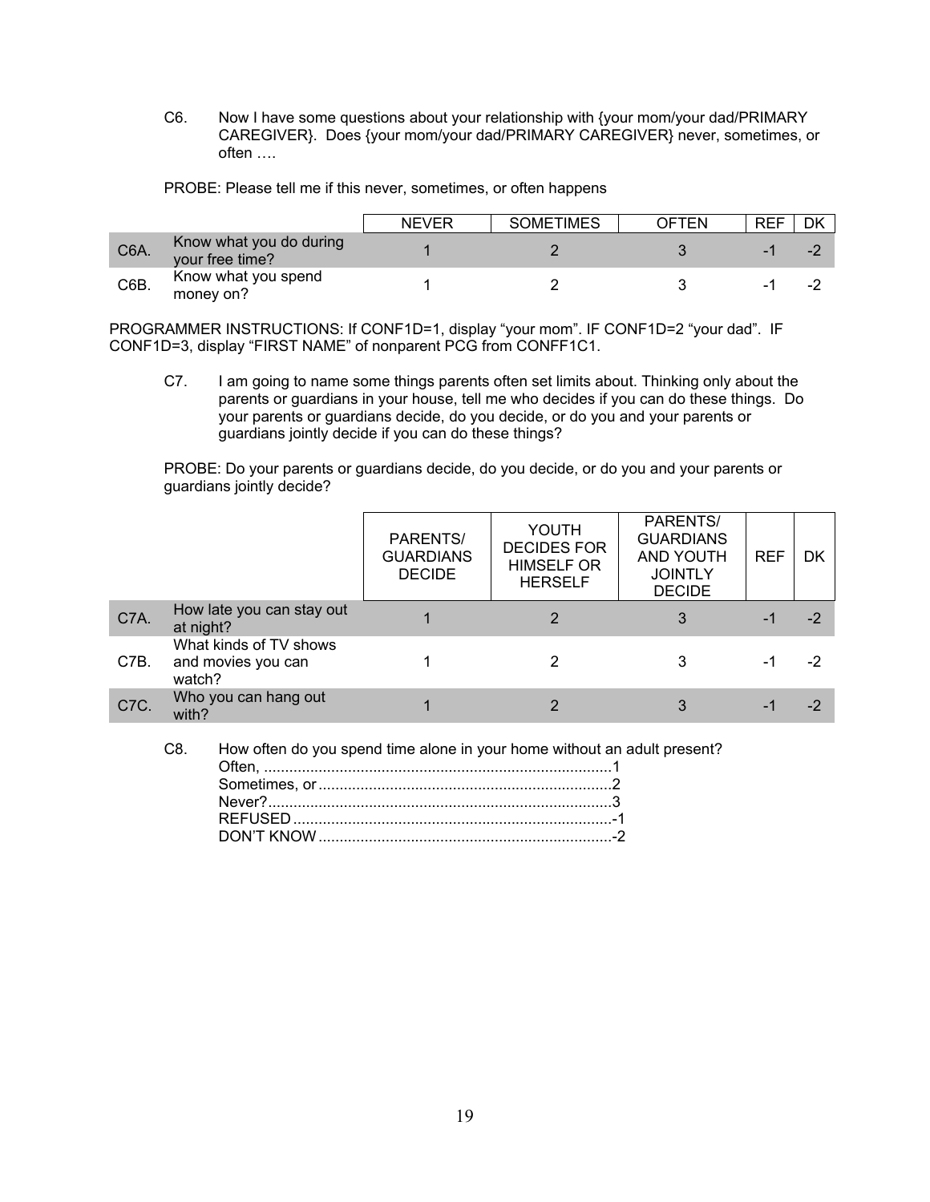C6. Now I have some questions about your relationship with {your mom/your dad/PRIMARY CAREGIVER}. Does {your mom/your dad/PRIMARY CAREGIVER} never, sometimes, or often ….

PROBE: Please tell me if this never, sometimes, or often happens

| | | NEVER | SOMETIMES | OFTEN | REF | DK |
|---|---|---|---|---|---|---|
| C6A. | Know what you do during your free time? | 1 | 2 | 3 | -1 | -2 |
| C6B. | Know what you spend money on? | 1 | 2 | 3 | -1 | -2 |

PROGRAMMER INSTRUCTIONS: If CONF1D=1, display "your mom". IF CONF1D=2 "your dad". IF CONF1D=3, display "FIRST NAME" of nonparent PCG from CONFF1C1.

C7. I am going to name some things parents often set limits about. Thinking only about the parents or guardians in your house, tell me who decides if you can do these things. Do your parents or guardians decide, do you decide, or do you and your parents or guardians jointly decide if you can do these things?

PROBE: Do your parents or guardians decide, do you decide, or do you and your parents or guardians jointly decide?

| | | PARENTS/ GUARDIANS DECIDE | YOUTH DECIDES FOR HIMSELF OR HERSELF | PARENTS/ GUARDIANS AND YOUTH JOINTLY DECIDE | REF | DK |
|---|---|---|---|---|---|---|
| C7A. | How late you can stay out at night? | 1 | 2 | 3 | -1 | -2 |
| C7B. | What kinds of TV shows and movies you can watch? | 1 | 2 | 3 | -1 | -2 |
| C7C. | Who you can hang out with? | 1 | 2 | 3 | -1 | -2 |

C8. How often do you spend time alone in your home without an adult present?

Often, ....................................................................................1
Sometimes, or .......................................................................2
Never?...................................................................................3
REFUSED .............................................................................-1
DON'T KNOW .......................................................................-2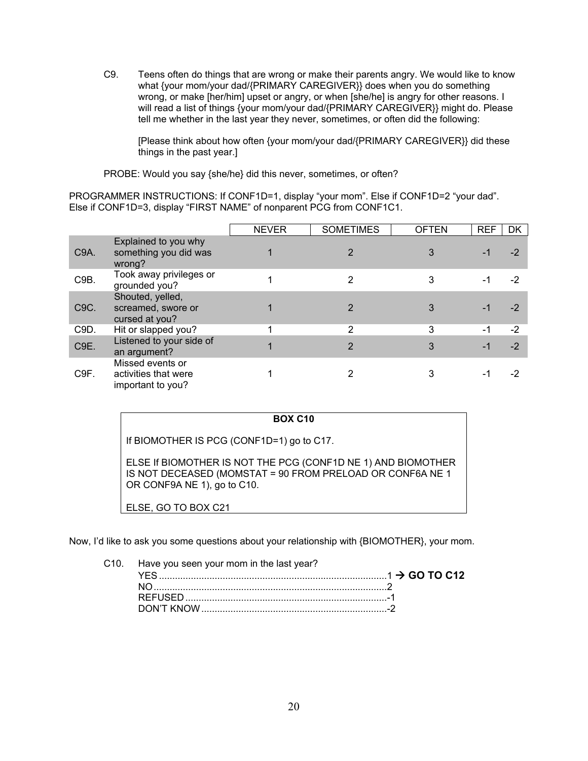C9. Teens often do things that are wrong or make their parents angry. We would like to know what {your mom/your dad/{PRIMARY CAREGIVER}} does when you do something wrong, or make [her/him] upset or angry, or when [she/he] is angry for other reasons. I will read a list of things {your mom/your dad/{PRIMARY CAREGIVER}} might do. Please tell me whether in the last year they never, sometimes, or often did the following:

[Please think about how often {your mom/your dad/{PRIMARY CAREGIVER}} did these things in the past year.]

PROBE: Would you say {she/he} did this never, sometimes, or often?

PROGRAMMER INSTRUCTIONS: If CONF1D=1, display "your mom". Else if CONF1D=2 "your dad". Else if CONF1D=3, display "FIRST NAME" of nonparent PCG from CONF1C1.

| | | NEVER | SOMETIMES | OFTEN | REF | DK |
|---|---|---|---|---|---|---|
| C9A. | Explained to you why something you did was wrong? | 1 | 2 | 3 | -1 | -2 |
| C9B. | Took away privileges or grounded you? | 1 | 2 | 3 | -1 | -2 |
| C9C. | Shouted, yelled, screamed, swore or cursed at you? | 1 | 2 | 3 | -1 | -2 |
| C9D. | Hit or slapped you? | 1 | 2 | 3 | -1 | -2 |
| C9E. | Listened to your side of an argument? | 1 | 2 | 3 | -1 | -2 |
| C9F. | Missed events or activities that were important to you? | 1 | 2 | 3 | -1 | -2 |

**BOX C10**

If BIOMOTHER IS PCG (CONF1D=1) go to C17.

ELSE If BIOMOTHER IS NOT THE PCG (CONF1D NE 1) AND BIOMOTHER IS NOT DECEASED (MOMSTAT = 90 FROM PRELOAD OR CONF6A NE 1 OR CONF9A NE 1), go to C10.

ELSE, GO TO BOX C21

Now, I'd like to ask you some questions about your relationship with {BIOMOTHER}, your mom.

C10. Have you seen your mom in the last year?

YES....................................................................................1 → **GO TO C12**
NO......................................................................................2
REFUSED...........................................................................-1
DON'T KNOW.....................................................................-2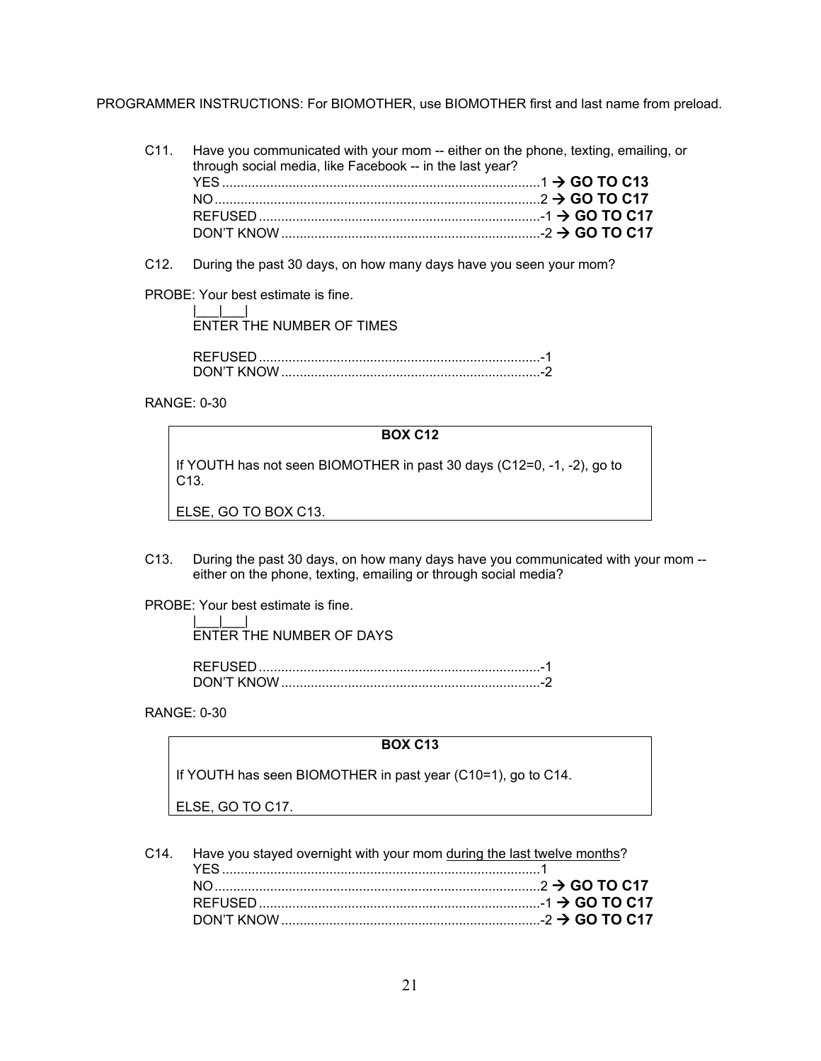PROGRAMMER INSTRUCTIONS: For BIOMOTHER, use BIOMOTHER first and last name from preload.

C11. Have you communicated with your mom -- either on the phone, texting, emailing, or through social media, like Facebook -- in the last year?

YES ....................................................................................1 → **GO TO C13**
NO ......................................................................................2 → **GO TO C17**
REFUSED ...........................................................................-1 → **GO TO C17**
DON'T KNOW .....................................................................-2 → **GO TO C17**

C12. During the past 30 days, on how many days have you seen your mom?

PROBE: Your best estimate is fine.

|___|___|
ENTER THE NUMBER OF TIMES

REFUSED ...........................................................................-1
DON'T KNOW .....................................................................-2

RANGE: 0-30

**BOX C12**

If YOUTH has not seen BIOMOTHER in past 30 days (C12=0, -1, -2), go to C13.

ELSE, GO TO BOX C13.

C13. During the past 30 days, on how many days have you communicated with your mom -- either on the phone, texting, emailing or through social media?

PROBE: Your best estimate is fine.

|___|___|
ENTER THE NUMBER OF DAYS

REFUSED ...........................................................................-1
DON'T KNOW .....................................................................-2

RANGE: 0-30

**BOX C13**

If YOUTH has seen BIOMOTHER in past year (C10=1), go to C14.

ELSE, GO TO C17.

C14. Have you stayed overnight with your mom <u>during the last twelve months</u>?

YES ....................................................................................1
NO ......................................................................................2 → **GO TO C17**
REFUSED ...........................................................................-1 → **GO TO C17**
DON'T KNOW .....................................................................-2 → **GO TO C17**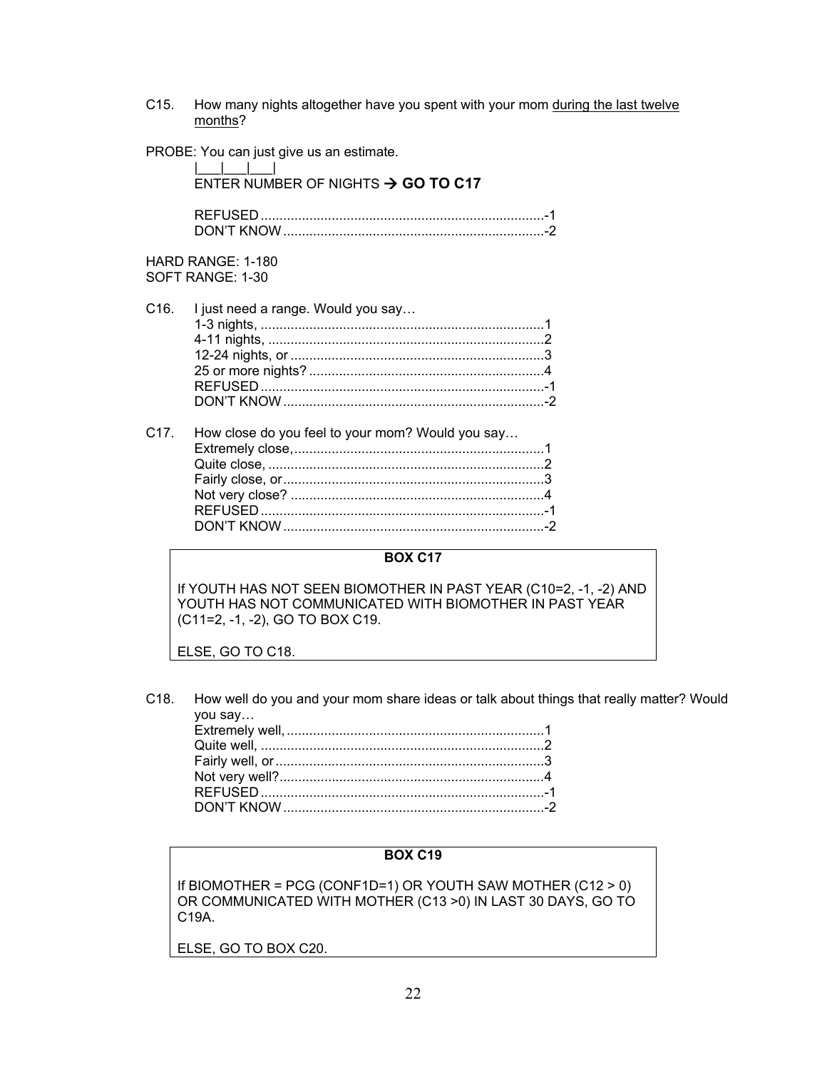C15. How many nights altogether have you spent with your mom <u>during the last twelve months</u>?

PROBE: You can just give us an estimate.

|___|___|___|
ENTER NUMBER OF NIGHTS → **GO TO C17**

REFUSED ............................................................................ -1
DON'T KNOW ...................................................................... -2

HARD RANGE: 1-180
SOFT RANGE: 1-30

C16. I just need a range. Would you say…

1-3 nights, ............................................................................ 1
4-11 nights, .......................................................................... 2
12-24 nights, or .................................................................... 3
25 or more nights? ............................................................... 4
REFUSED ............................................................................ -1
DON'T KNOW ...................................................................... -2

C17. How close do you feel to your mom? Would you say…

Extremely close, ................................................................... 1
Quite close, .......................................................................... 2
Fairly close, or ...................................................................... 3
Not very close? .................................................................... 4
REFUSED ............................................................................ -1
DON'T KNOW ...................................................................... -2

| **BOX C17** |
|---|
| If YOUTH HAS NOT SEEN BIOMOTHER IN PAST YEAR (C10=2, -1, -2) AND YOUTH HAS NOT COMMUNICATED WITH BIOMOTHER IN PAST YEAR (C11=2, -1, -2), GO TO BOX C19.<br><br>ELSE, GO TO C18. |

C18. How well do you and your mom share ideas or talk about things that really matter? Would you say…

Extremely well, ..................................................................... 1
Quite well, ............................................................................ 2
Fairly well, or ........................................................................ 3
Not very well? ....................................................................... 4
REFUSED ............................................................................ -1
DON'T KNOW ...................................................................... -2

| **BOX C19** |
|---|
| If BIOMOTHER = PCG (CONF1D=1) OR YOUTH SAW MOTHER (C12 > 0) OR COMMUNICATED WITH MOTHER (C13 >0) IN LAST 30 DAYS, GO TO C19A.<br><br>ELSE, GO TO BOX C20. |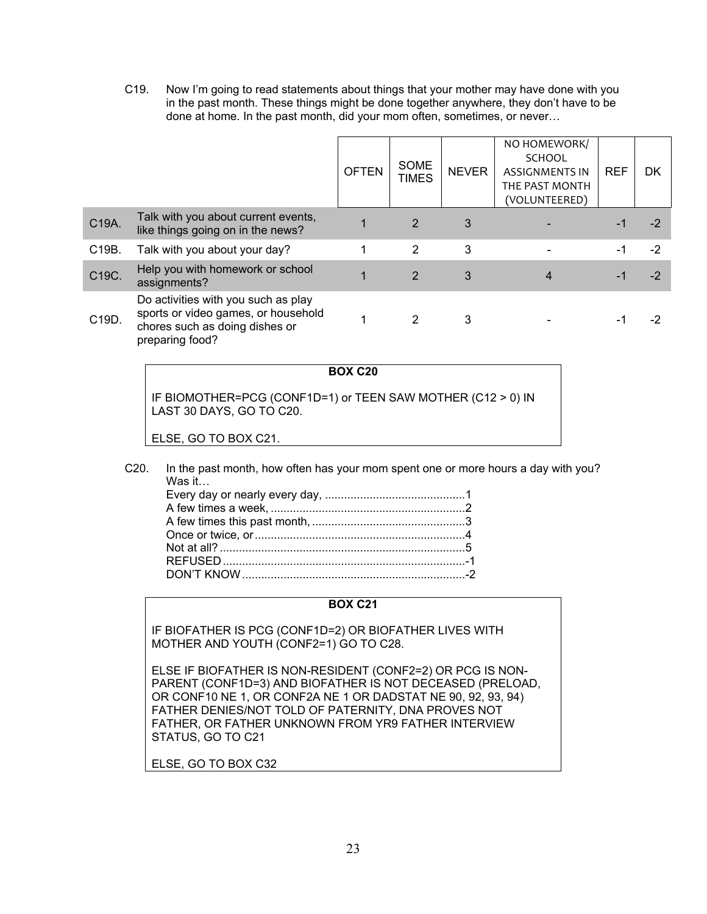C19. Now I'm going to read statements about things that your mother may have done with you in the past month. These things might be done together anywhere, they don't have to be done at home. In the past month, did your mom often, sometimes, or never…

| | | OFTEN | SOME TIMES | NEVER | NO HOMEWORK/ SCHOOL ASSIGNMENTS IN THE PAST MONTH (VOLUNTEERED) | REF | DK |
|---|---|---|---|---|---|---|---|
| C19A. | Talk with you about current events, like things going on in the news? | 1 | 2 | 3 | - | -1 | -2 |
| C19B. | Talk with you about your day? | 1 | 2 | 3 | - | -1 | -2 |
| C19C. | Help you with homework or school assignments? | 1 | 2 | 3 | 4 | -1 | -2 |
| C19D. | Do activities with you such as play sports or video games, or household chores such as doing dishes or preparing food? | 1 | 2 | 3 | - | -1 | -2 |

**BOX C20**

IF BIOMOTHER=PCG (CONF1D=1) or TEEN SAW MOTHER (C12 > 0) IN LAST 30 DAYS, GO TO C20.

ELSE, GO TO BOX C21.

C20. In the past month, how often has your mom spent one or more hours a day with you? Was it…

- Every day or nearly every day, ............................................1
- A few times a week, ............................................................2
- A few times this past month, ................................................3
- Once or twice, or .................................................................4
- Not at all? ............................................................................5
- REFUSED ............................................................................-1
- DON'T KNOW ......................................................................-2

**BOX C21**

IF BIOFATHER IS PCG (CONF1D=2) OR BIOFATHER LIVES WITH MOTHER AND YOUTH (CONF2=1) GO TO C28.

ELSE IF BIOFATHER IS NON-RESIDENT (CONF2=2) OR PCG IS NON-PARENT (CONF1D=3) AND BIOFATHER IS NOT DECEASED (PRELOAD, OR CONF10 NE 1, OR CONF2A NE 1 OR DADSTAT NE 90, 92, 93, 94) FATHER DENIES/NOT TOLD OF PATERNITY, DNA PROVES NOT FATHER, OR FATHER UNKNOWN FROM YR9 FATHER INTERVIEW STATUS, GO TO C21

ELSE, GO TO BOX C32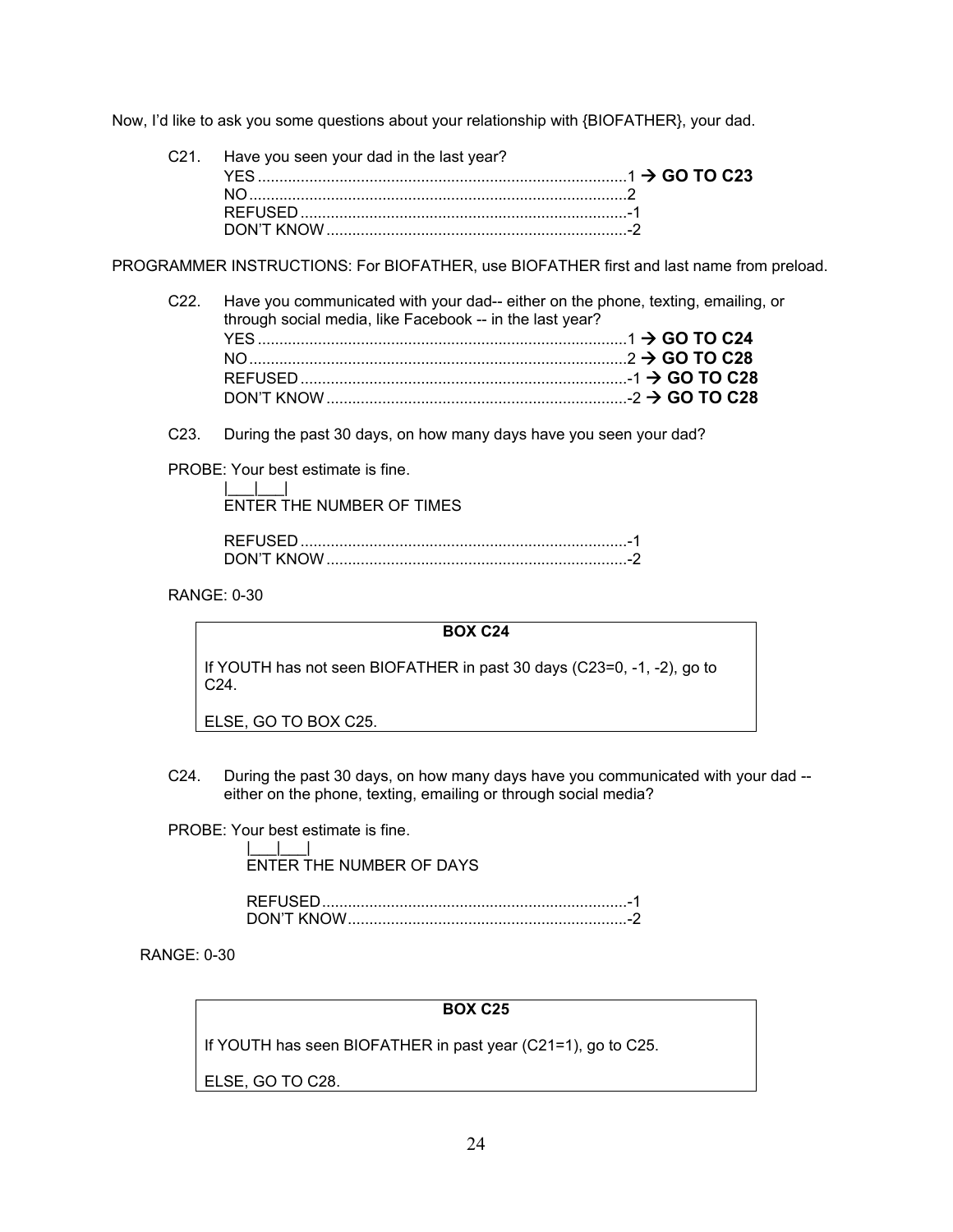Now, I'd like to ask you some questions about your relationship with {BIOFATHER}, your dad.

C21. Have you seen your dad in the last year?

- YES ........................................................................................1 → **GO TO C23**
- NO ..........................................................................................2
- REFUSED ..............................................................................-1
- DON'T KNOW .......................................................................-2

PROGRAMMER INSTRUCTIONS: For BIOFATHER, use BIOFATHER first and last name from preload.

C22. Have you communicated with your dad-- either on the phone, texting, emailing, or through social media, like Facebook -- in the last year?

- YES ........................................................................................1 → **GO TO C24**
- NO ..........................................................................................2 → **GO TO C28**
- REFUSED ..............................................................................-1 → **GO TO C28**
- DON'T KNOW .......................................................................-2 → **GO TO C28**

C23. During the past 30 days, on how many days have you seen your dad?

PROBE: Your best estimate is fine.

|___|___|
ENTER THE NUMBER OF TIMES

- REFUSED ..............................................................................-1
- DON'T KNOW .......................................................................-2

RANGE: 0-30

| **BOX C24** |
|---|
| If YOUTH has not seen BIOFATHER in past 30 days (C23=0, -1, -2), go to C24. |
| ELSE, GO TO BOX C25. |

C24. During the past 30 days, on how many days have you communicated with your dad -- either on the phone, texting, emailing or through social media?

PROBE: Your best estimate is fine.

|___|___|
ENTER THE NUMBER OF DAYS

- REFUSED ..............................................................................-1
- DON'T KNOW .......................................................................-2

RANGE: 0-30

| **BOX C25** |
|---|
| If YOUTH has seen BIOFATHER in past year (C21=1), go to C25. |
| ELSE, GO TO C28. |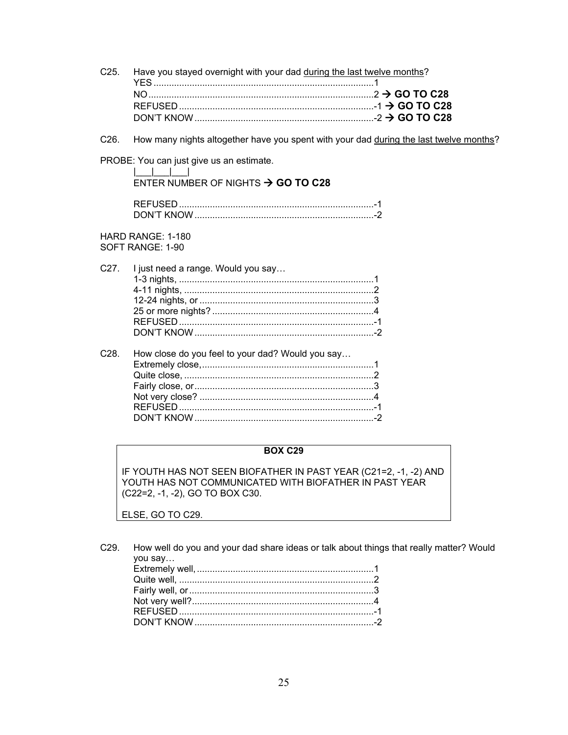C25. Have you stayed overnight with your dad <u>during the last twelve months</u>?

YES .....................................................................................1
NO.......................................................................................2 → **GO TO C28**
REFUSED ............................................................................-1 → **GO TO C28**
DON'T KNOW ......................................................................-2 → **GO TO C28**

C26. How many nights altogether have you spent with your dad <u>during the last twelve months</u>?

PROBE: You can just give us an estimate.

|___|___|___|
ENTER NUMBER OF NIGHTS → **GO TO C28**

REFUSED ............................................................................-1
DON'T KNOW ......................................................................-2

HARD RANGE: 1-180
SOFT RANGE: 1-90

C27. I just need a range. Would you say…

1-3 nights, ............................................................................1
4-11 nights, ..........................................................................2
12-24 nights, or ....................................................................3
25 or more nights? ...............................................................4
REFUSED ............................................................................-1
DON'T KNOW ......................................................................-2

C28. How close do you feel to your dad? Would you say…

Extremely close, ...................................................................1
Quite close, ..........................................................................2
Fairly close, or......................................................................3
Not very close? ....................................................................4
REFUSED ............................................................................-1
DON'T KNOW ......................................................................-2

| **BOX C29** |
|---|
| IF YOUTH HAS NOT SEEN BIOFATHER IN PAST YEAR (C21=2, -1, -2) AND YOUTH HAS NOT COMMUNICATED WITH BIOFATHER IN PAST YEAR (C22=2, -1, -2), GO TO BOX C30.<br><br>ELSE, GO TO C29. |

C29. How well do you and your dad share ideas or talk about things that really matter? Would you say…

Extremely well, .....................................................................1
Quite well, ............................................................................2
Fairly well, or ........................................................................3
Not very well?.......................................................................4
REFUSED ............................................................................-1
DON'T KNOW ......................................................................-2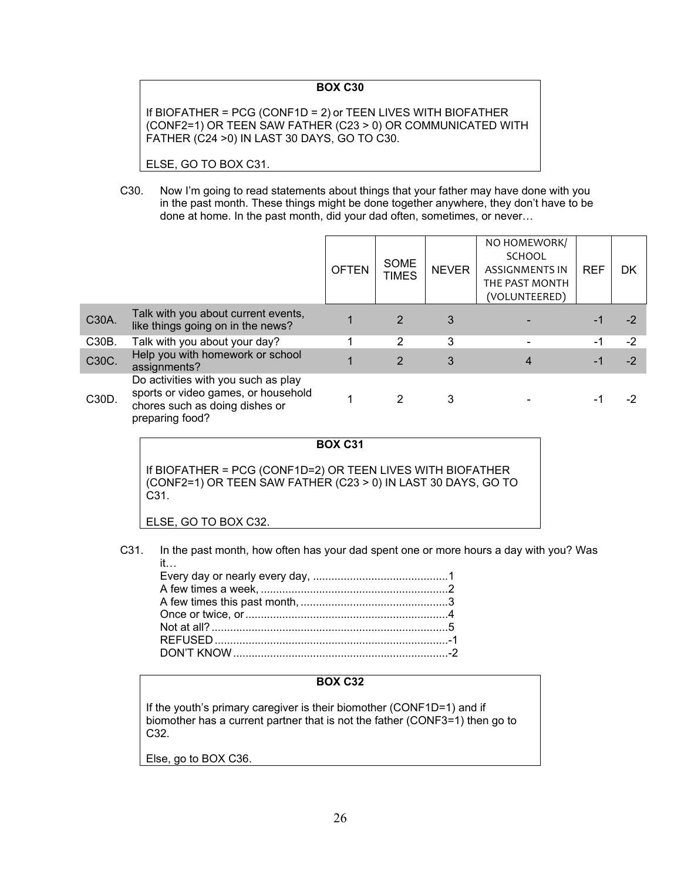**BOX C30**

If BIOFATHER = PCG (CONF1D = 2) or TEEN LIVES WITH BIOFATHER (CONF2=1) OR TEEN SAW FATHER (C23 > 0) OR COMMUNICATED WITH FATHER (C24 >0) IN LAST 30 DAYS, GO TO C30.

ELSE, GO TO BOX C31.

C30. Now I'm going to read statements about things that your father may have done with you in the past month. These things might be done together anywhere, they don't have to be done at home. In the past month, did your dad often, sometimes, or never…

| | | OFTEN | SOME TIMES | NEVER | NO HOMEWORK/ SCHOOL ASSIGNMENTS IN THE PAST MONTH (VOLUNTEERED) | REF | DK |
|---|---|---|---|---|---|---|---|
| C30A. | Talk with you about current events, like things going on in the news? | 1 | 2 | 3 | - | -1 | -2 |
| C30B. | Talk with you about your day? | 1 | 2 | 3 | - | -1 | -2 |
| C30C. | Help you with homework or school assignments? | 1 | 2 | 3 | 4 | -1 | -2 |
| C30D. | Do activities with you such as play sports or video games, or household chores such as doing dishes or preparing food? | 1 | 2 | 3 | - | -1 | -2 |

**BOX C31**

If BIOFATHER = PCG (CONF1D=2) OR TEEN LIVES WITH BIOFATHER (CONF2=1) OR TEEN SAW FATHER (C23 > 0) IN LAST 30 DAYS, GO TO C31.

ELSE, GO TO BOX C32.

C31. In the past month, how often has your dad spent one or more hours a day with you? Was it…

Every day or nearly every day, ............................................1
A few times a week, ............................................................2
A few times this past month, ................................................3
Once or twice, or .................................................................4
Not at all? ............................................................................5
REFUSED ...........................................................................-1
DON'T KNOW .....................................................................-2

**BOX C32**

If the youth's primary caregiver is their biomother (CONF1D=1) and if biomother has a current partner that is not the father (CONF3=1) then go to C32.

Else, go to BOX C36.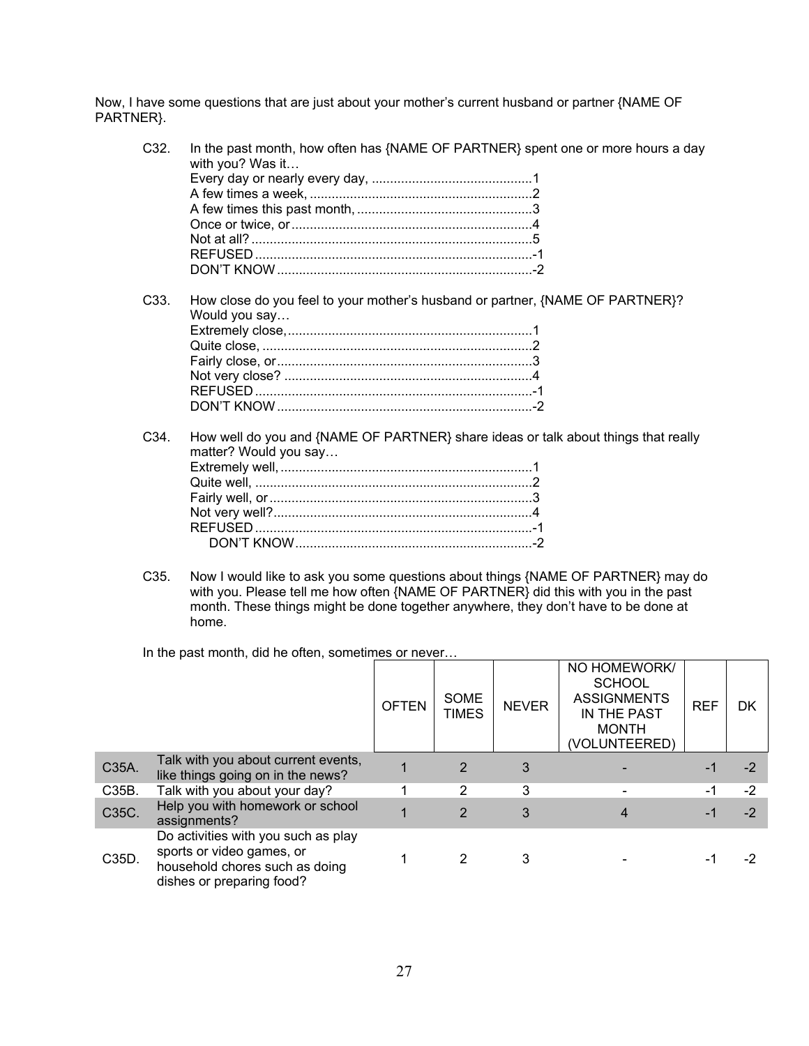Now, I have some questions that are just about your mother's current husband or partner {NAME OF PARTNER}.

C32. In the past month, how often has {NAME OF PARTNER} spent one or more hours a day with you? Was it…

- Every day or nearly every day, ............................................1
- A few times a week, ............................................................2
- A few times this past month, ................................................3
- Once or twice, or .................................................................4
- Not at all? ............................................................................5
- REFUSED ...........................................................................-1
- DON'T KNOW .....................................................................-2

C33. How close do you feel to your mother's husband or partner, {NAME OF PARTNER}? Would you say…

- Extremely close, ..................................................................1
- Quite close, .........................................................................2
- Fairly close, or .....................................................................3
- Not very close? ...................................................................4
- REFUSED ...........................................................................-1
- DON'T KNOW .....................................................................-2

C34. How well do you and {NAME OF PARTNER} share ideas or talk about things that really matter? Would you say…

- Extremely well, ....................................................................1
- Quite well, ...........................................................................2
- Fairly well, or .......................................................................3
- Not very well? ......................................................................4
- REFUSED ...........................................................................-1
- DON'T KNOW .....................................................................-2

C35. Now I would like to ask you some questions about things {NAME OF PARTNER} may do with you. Please tell me how often {NAME OF PARTNER} did this with you in the past month. These things might be done together anywhere, they don't have to be done at home.

In the past month, did he often, sometimes or never…

| | | OFTEN | SOME TIMES | NEVER | NO HOMEWORK/ SCHOOL ASSIGNMENTS IN THE PAST MONTH (VOLUNTEERED) | REF | DK |
|---|---|---|---|---|---|---|---|
| C35A. | Talk with you about current events, like things going on in the news? | 1 | 2 | 3 | - | -1 | -2 |
| C35B. | Talk with you about your day? | 1 | 2 | 3 | - | -1 | -2 |
| C35C. | Help you with homework or school assignments? | 1 | 2 | 3 | 4 | -1 | -2 |
| C35D. | Do activities with you such as play sports or video games, or household chores such as doing dishes or preparing food? | 1 | 2 | 3 | - | -1 | -2 |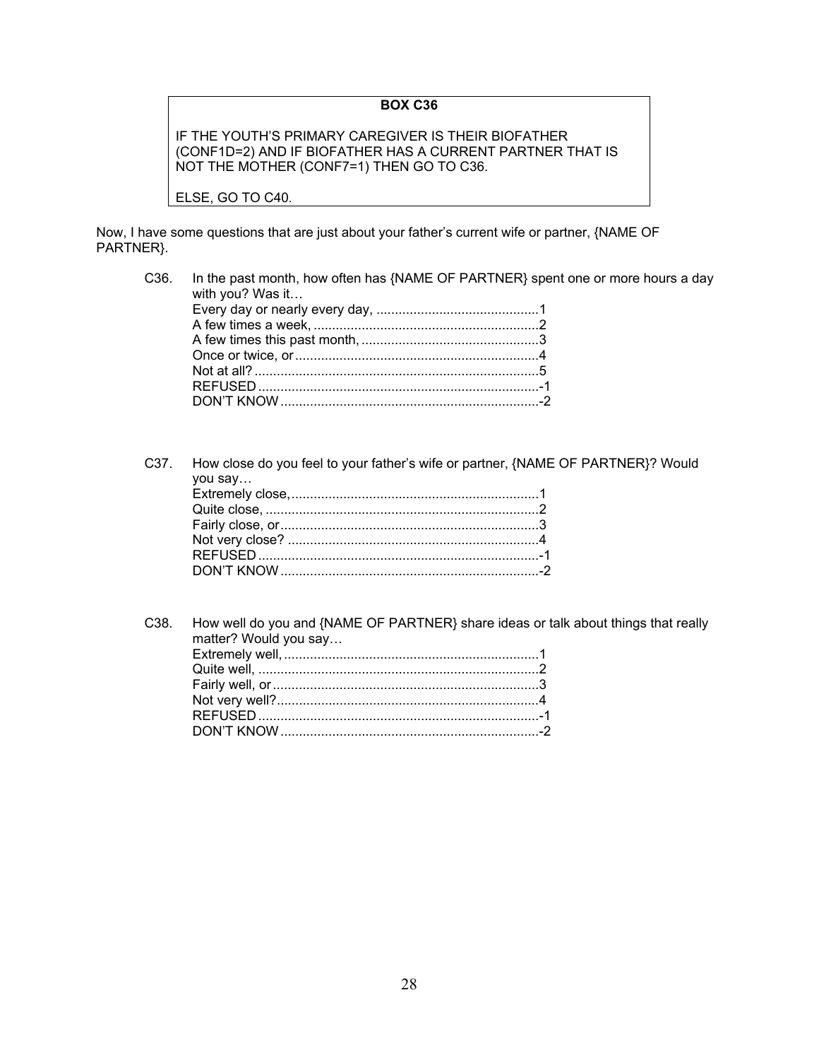**BOX C36**

IF THE YOUTH'S PRIMARY CAREGIVER IS THEIR BIOFATHER (CONF1D=2) AND IF BIOFATHER HAS A CURRENT PARTNER THAT IS NOT THE MOTHER (CONF7=1) THEN GO TO C36.

ELSE, GO TO C40.

Now, I have some questions that are just about your father's current wife or partner, {NAME OF PARTNER}.

C36. In the past month, how often has {NAME OF PARTNER} spent one or more hours a day with you? Was it…

- Every day or nearly every day, ............................................1
- A few times a week, ............................................................2
- A few times this past month, ................................................3
- Once or twice, or .................................................................4
- Not at all? ............................................................................5
- REFUSED ...........................................................................-1
- DON'T KNOW .....................................................................-2

C37. How close do you feel to your father's wife or partner, {NAME OF PARTNER}? Would you say…

- Extremely close, ..................................................................1
- Quite close, .........................................................................2
- Fairly close, or .....................................................................3
- Not very close? ...................................................................4
- REFUSED ...........................................................................-1
- DON'T KNOW .....................................................................-2

C38. How well do you and {NAME OF PARTNER} share ideas or talk about things that really matter? Would you say…

- Extremely well, ....................................................................1
- Quite well, ...........................................................................2
- Fairly well, or .......................................................................3
- Not very well? ......................................................................4
- REFUSED ...........................................................................-1
- DON'T KNOW .....................................................................-2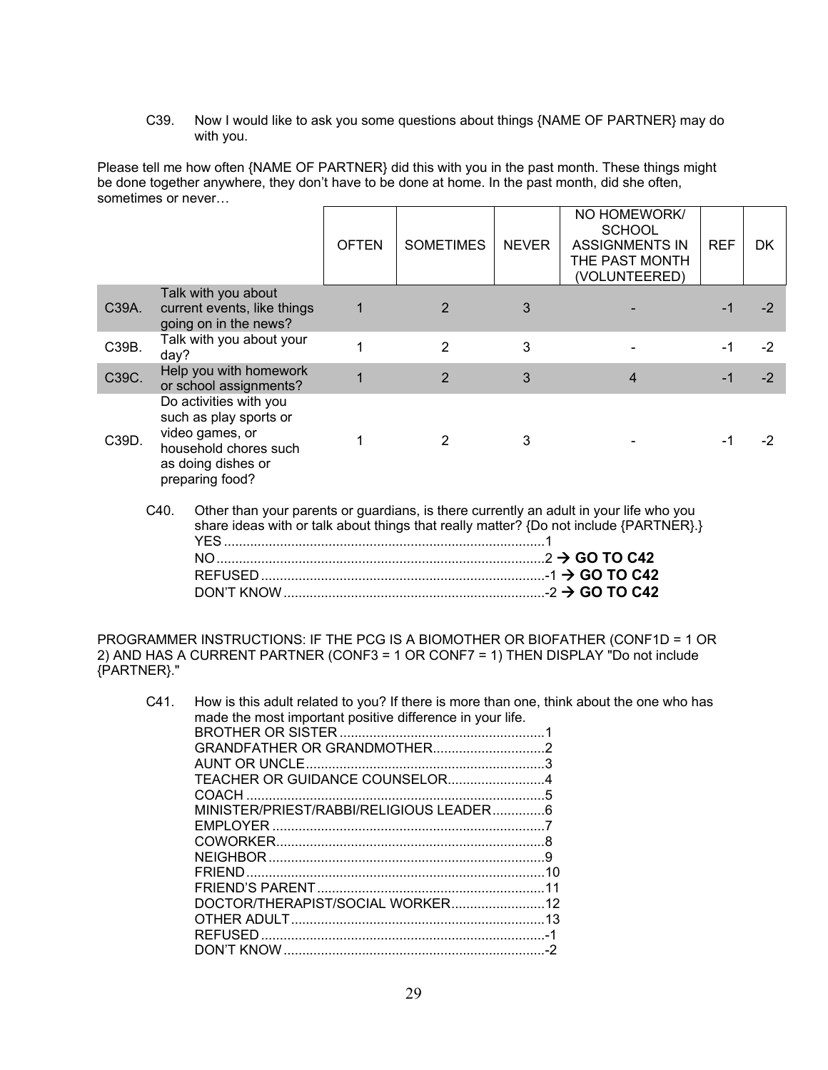C39. Now I would like to ask you some questions about things {NAME OF PARTNER} may do with you.

Please tell me how often {NAME OF PARTNER} did this with you in the past month. These things might be done together anywhere, they don't have to be done at home. In the past month, did she often, sometimes or never…

| | | OFTEN | SOMETIMES | NEVER | NO HOMEWORK/ SCHOOL ASSIGNMENTS IN THE PAST MONTH (VOLUNTEERED) | REF | DK |
|---|---|---|---|---|---|---|---|
| C39A. | Talk with you about current events, like things going on in the news? | 1 | 2 | 3 | - | -1 | -2 |
| C39B. | Talk with you about your day? | 1 | 2 | 3 | - | -1 | -2 |
| C39C. | Help you with homework or school assignments? | 1 | 2 | 3 | 4 | -1 | -2 |
| C39D. | Do activities with you such as play sports or video games, or household chores such as doing dishes or preparing food? | 1 | 2 | 3 | - | -1 | -2 |

C40. Other than your parents or guardians, is there currently an adult in your life who you share ideas with or talk about things that really matter? {Do not include {PARTNER}.}

YES.....................................................................................1
NO.......................................................................................2 → **GO TO C42**
REFUSED...........................................................................-1 → **GO TO C42**
DON'T KNOW.....................................................................-2 → **GO TO C42**

PROGRAMMER INSTRUCTIONS: IF THE PCG IS A BIOMOTHER OR BIOFATHER (CONF1D = 1 OR 2) AND HAS A CURRENT PARTNER (CONF3 = 1 OR CONF7 = 1) THEN DISPLAY "Do not include {PARTNER}."

C41. How is this adult related to you? If there is more than one, think about the one who has made the most important positive difference in your life.

BROTHER OR SISTER.......................................................1
GRANDFATHER OR GRANDMOTHER..............................2
AUNT OR UNCLE................................................................3
TEACHER OR GUIDANCE COUNSELOR..........................4
COACH ................................................................................5
MINISTER/PRIEST/RABBI/RELIGIOUS LEADER..............6
EMPLOYER .........................................................................7
COWORKER........................................................................8
NEIGHBOR ..........................................................................9
FRIEND................................................................................10
FRIEND'S PARENT.............................................................11
DOCTOR/THERAPIST/SOCIAL WORKER.........................12
OTHER ADULT....................................................................13
REFUSED............................................................................-1
DON'T KNOW......................................................................-2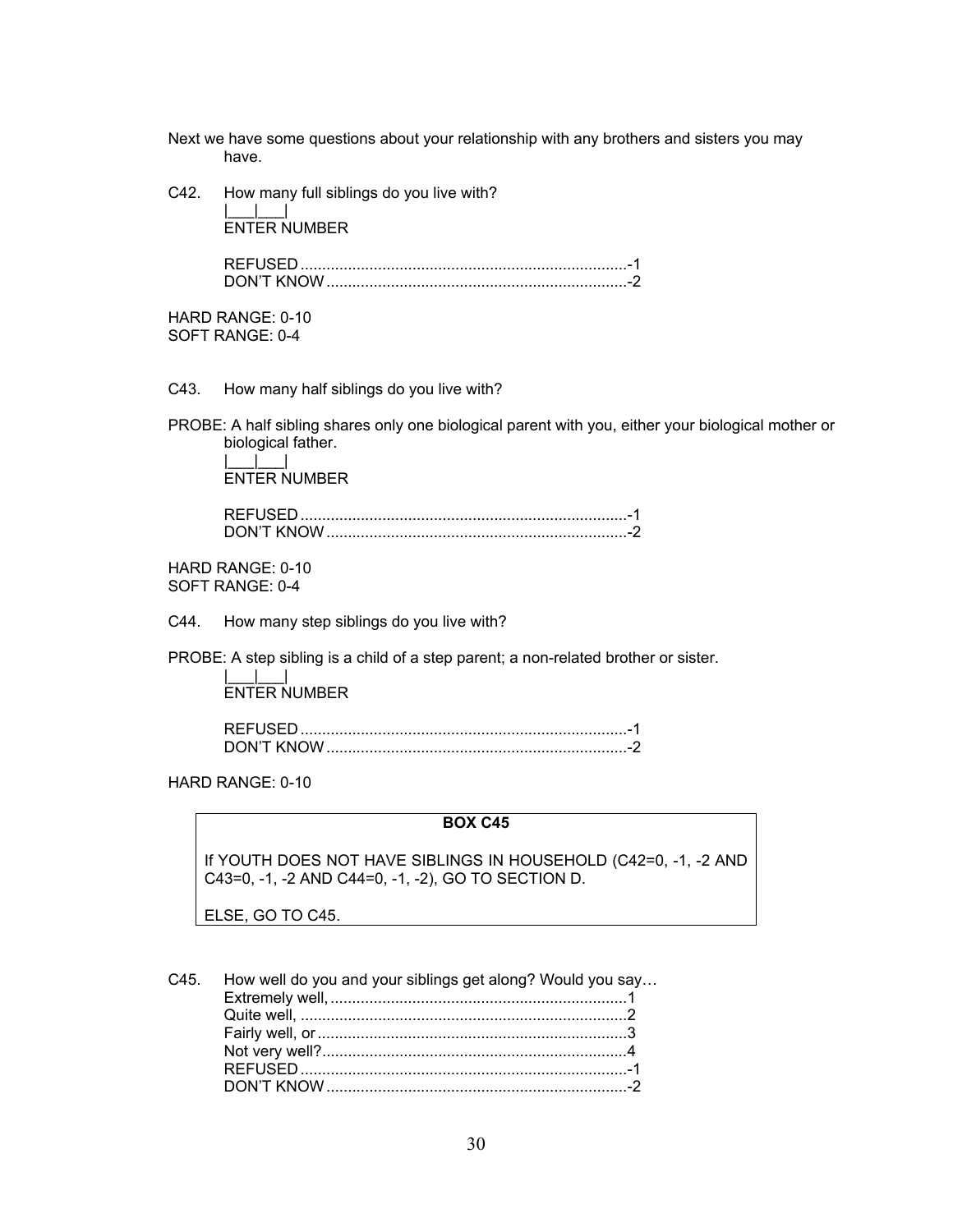Next we have some questions about your relationship with any brothers and sisters you may have.

C42. How many full siblings do you live with?

|\_\_\_|\_\_\_|
ENTER NUMBER

REFUSED ........................................................................... -1
DON'T KNOW ..................................................................... -2

HARD RANGE: 0-10
SOFT RANGE: 0-4

C43. How many half siblings do you live with?

PROBE: A half sibling shares only one biological parent with you, either your biological mother or biological father.

|\_\_\_|\_\_\_|
ENTER NUMBER

REFUSED ........................................................................... -1
DON'T KNOW ..................................................................... -2

HARD RANGE: 0-10
SOFT RANGE: 0-4

C44. How many step siblings do you live with?

PROBE: A step sibling is a child of a step parent; a non-related brother or sister.

|\_\_\_|\_\_\_|
ENTER NUMBER

REFUSED ........................................................................... -1
DON'T KNOW ..................................................................... -2

HARD RANGE: 0-10

**BOX C45**

If YOUTH DOES NOT HAVE SIBLINGS IN HOUSEHOLD (C42=0, -1, -2 AND C43=0, -1, -2 AND C44=0, -1, -2), GO TO SECTION D.

ELSE, GO TO C45.

C45. How well do you and your siblings get along? Would you say…

Extremely well, .................................................................... 1
Quite well, ........................................................................... 2
Fairly well, or ....................................................................... 3
Not very well? ...................................................................... 4
REFUSED ........................................................................... -1
DON'T KNOW ..................................................................... -2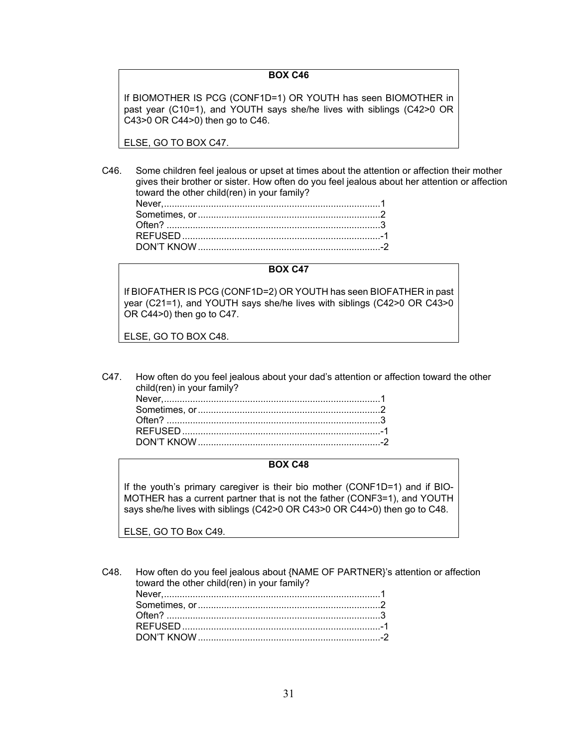**BOX C46**

If BIOMOTHER IS PCG (CONF1D=1) OR YOUTH has seen BIOMOTHER in past year (C10=1), and YOUTH says she/he lives with siblings (C42>0 OR C43>0 OR C44>0) then go to C46.

ELSE, GO TO BOX C47.

C46. Some children feel jealous or upset at times about the attention or affection their mother gives their brother or sister. How often do you feel jealous about her attention or affection toward the other child(ren) in your family?

Never,..................................................................................1
Sometimes, or.....................................................................2
Often? .................................................................................3
REFUSED ...........................................................................-1
DON'T KNOW .....................................................................-2

**BOX C47**

If BIOFATHER IS PCG (CONF1D=2) OR YOUTH has seen BIOFATHER in past year (C21=1), and YOUTH says she/he lives with siblings (C42>0 OR C43>0 OR C44>0) then go to C47.

ELSE, GO TO BOX C48.

C47. How often do you feel jealous about your dad's attention or affection toward the other child(ren) in your family?

Never,..................................................................................1
Sometimes, or.....................................................................2
Often? .................................................................................3
REFUSED ...........................................................................-1
DON'T KNOW .....................................................................-2

**BOX C48**

If the youth's primary caregiver is their bio mother (CONF1D=1) and if BIO-MOTHER has a current partner that is not the father (CONF3=1), and YOUTH says she/he lives with siblings (C42>0 OR C43>0 OR C44>0) then go to C48.

ELSE, GO TO Box C49.

C48. How often do you feel jealous about {NAME OF PARTNER}'s attention or affection toward the other child(ren) in your family?

Never,..................................................................................1
Sometimes, or.....................................................................2
Often? .................................................................................3
REFUSED ...........................................................................-1
DON'T KNOW .....................................................................-2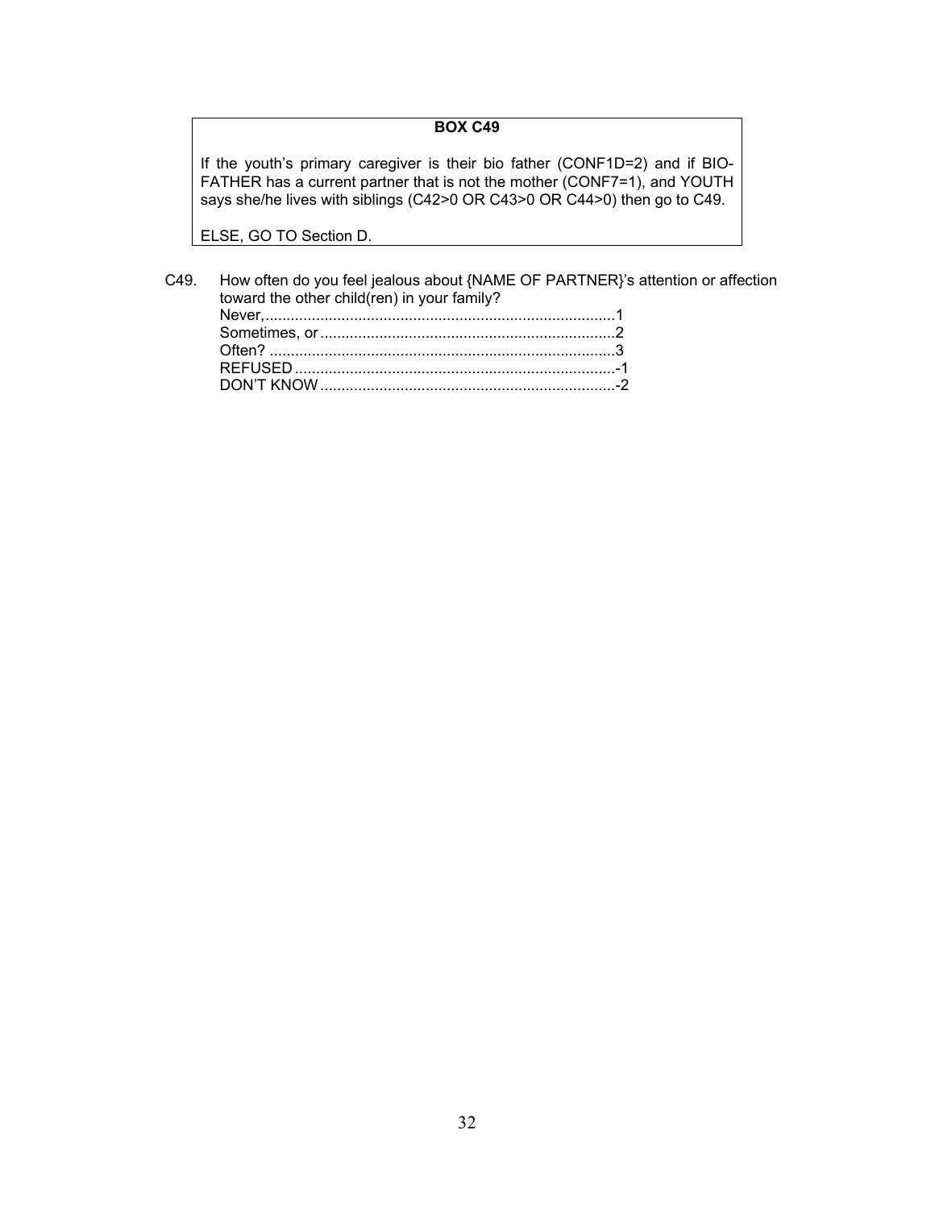**BOX C49**

If the youth's primary caregiver is their bio father (CONF1D=2) and if BIO-FATHER has a current partner that is not the mother (CONF7=1), and YOUTH says she/he lives with siblings (C42>0 OR C43>0 OR C44>0) then go to C49.

ELSE, GO TO Section D.

C49. How often do you feel jealous about {NAME OF PARTNER}'s attention or affection toward the other child(ren) in your family?

| | |
|---|---|
| Never, | 1 |
| Sometimes, or | 2 |
| Often? | 3 |
| REFUSED | -1 |
| DON'T KNOW | -2 |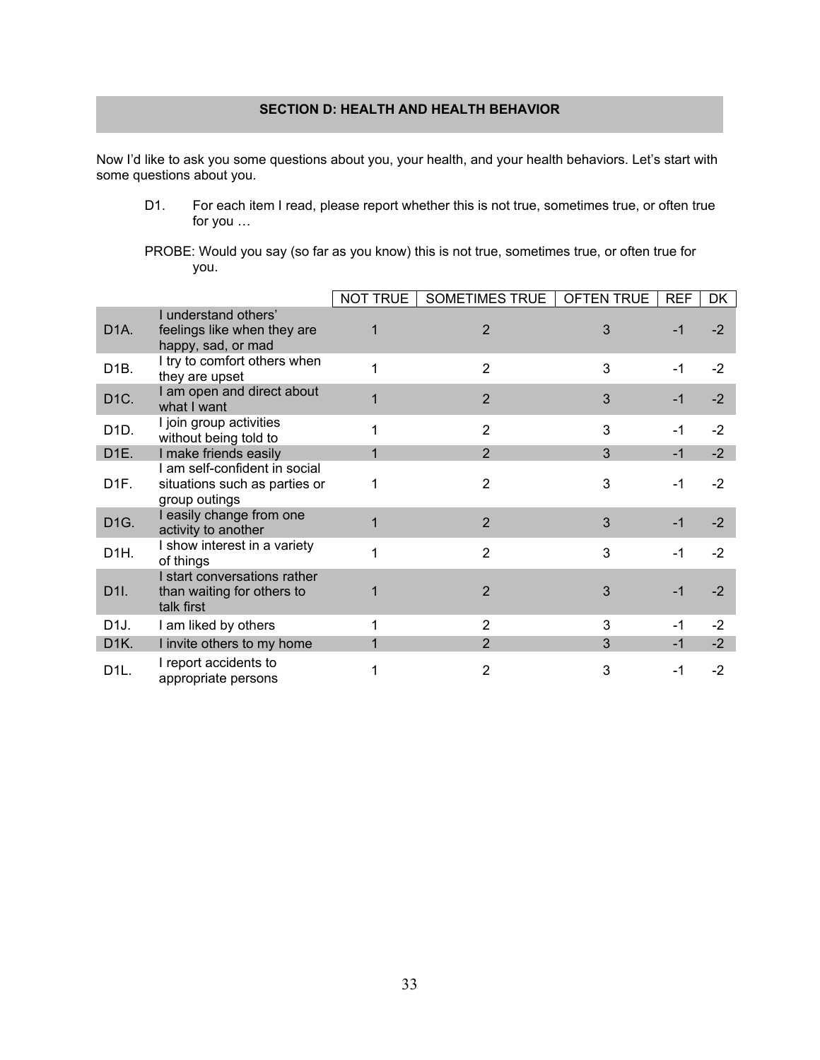## SECTION D: HEALTH AND HEALTH BEHAVIOR

Now I'd like to ask you some questions about you, your health, and your health behaviors. Let's start with some questions about you.

D1. For each item I read, please report whether this is not true, sometimes true, or often true for you …

PROBE: Would you say (so far as you know) this is not true, sometimes true, or often true for you.

| | | NOT TRUE | SOMETIMES TRUE | OFTEN TRUE | REF | DK |
|---|---|---|---|---|---|---|
| D1A. | I understand others' feelings like when they are happy, sad, or mad | 1 | 2 | 3 | -1 | -2 |
| D1B. | I try to comfort others when they are upset | 1 | 2 | 3 | -1 | -2 |
| D1C. | I am open and direct about what I want | 1 | 2 | 3 | -1 | -2 |
| D1D. | I join group activities without being told to | 1 | 2 | 3 | -1 | -2 |
| D1E. | I make friends easily | 1 | 2 | 3 | -1 | -2 |
| D1F. | I am self-confident in social situations such as parties or group outings | 1 | 2 | 3 | -1 | -2 |
| D1G. | I easily change from one activity to another | 1 | 2 | 3 | -1 | -2 |
| D1H. | I show interest in a variety of things | 1 | 2 | 3 | -1 | -2 |
| D1I. | I start conversations rather than waiting for others to talk first | 1 | 2 | 3 | -1 | -2 |
| D1J. | I am liked by others | 1 | 2 | 3 | -1 | -2 |
| D1K. | I invite others to my home | 1 | 2 | 3 | -1 | -2 |
| D1L. | I report accidents to appropriate persons | 1 | 2 | 3 | -1 | -2 |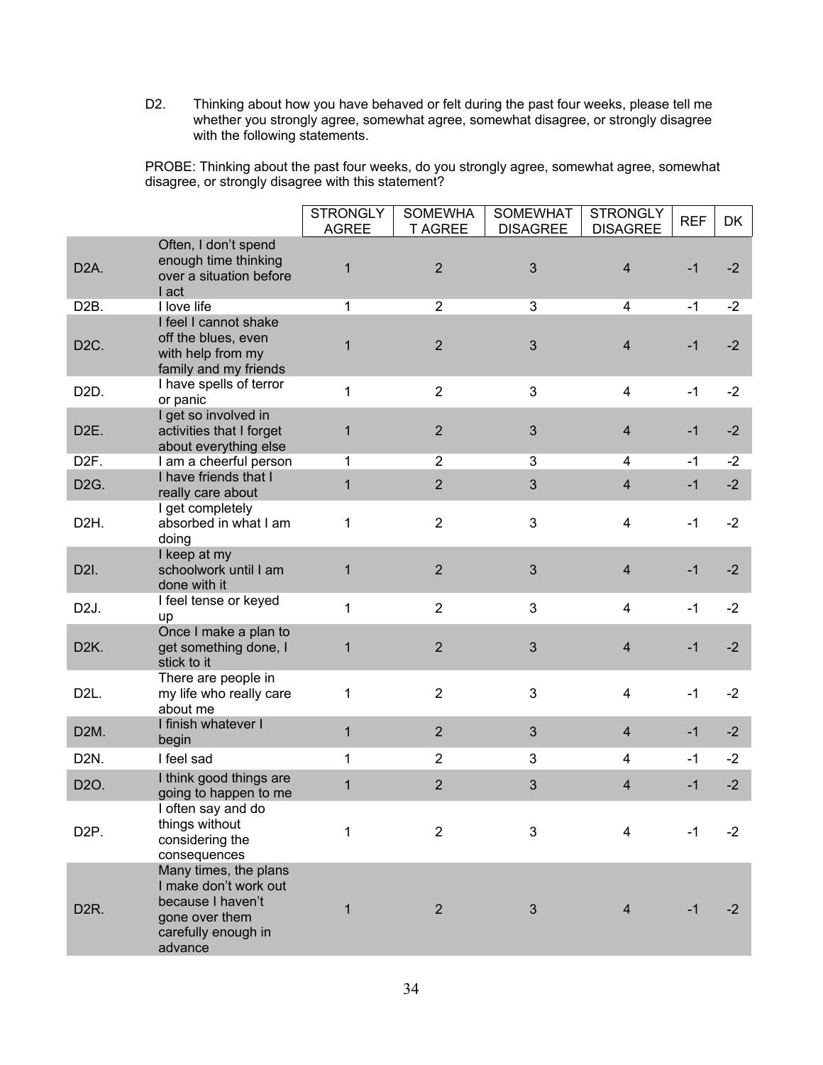D2. Thinking about how you have behaved or felt during the past four weeks, please tell me whether you strongly agree, somewhat agree, somewhat disagree, or strongly disagree with the following statements.

PROBE: Thinking about the past four weeks, do you strongly agree, somewhat agree, somewhat disagree, or strongly disagree with this statement?

| | | STRONGLY AGREE | SOMEWHAT AGREE | SOMEWHAT DISAGREE | STRONGLY DISAGREE | REF | DK |
|---|---|---|---|---|---|---|---|
| D2A. | Often, I don't spend enough time thinking over a situation before I act | 1 | 2 | 3 | 4 | -1 | -2 |
| D2B. | I love life | 1 | 2 | 3 | 4 | -1 | -2 |
| D2C. | I feel I cannot shake off the blues, even with help from my family and my friends | 1 | 2 | 3 | 4 | -1 | -2 |
| D2D. | I have spells of terror or panic | 1 | 2 | 3 | 4 | -1 | -2 |
| D2E. | I get so involved in activities that I forget about everything else | 1 | 2 | 3 | 4 | -1 | -2 |
| D2F. | I am a cheerful person | 1 | 2 | 3 | 4 | -1 | -2 |
| D2G. | I have friends that I really care about | 1 | 2 | 3 | 4 | -1 | -2 |
| D2H. | I get completely absorbed in what I am doing | 1 | 2 | 3 | 4 | -1 | -2 |
| D2I. | I keep at my schoolwork until I am done with it | 1 | 2 | 3 | 4 | -1 | -2 |
| D2J. | I feel tense or keyed up | 1 | 2 | 3 | 4 | -1 | -2 |
| D2K. | Once I make a plan to get something done, I stick to it | 1 | 2 | 3 | 4 | -1 | -2 |
| D2L. | There are people in my life who really care about me | 1 | 2 | 3 | 4 | -1 | -2 |
| D2M. | I finish whatever I begin | 1 | 2 | 3 | 4 | -1 | -2 |
| D2N. | I feel sad | 1 | 2 | 3 | 4 | -1 | -2 |
| D2O. | I think good things are going to happen to me | 1 | 2 | 3 | 4 | -1 | -2 |
| D2P. | I often say and do things without considering the consequences | 1 | 2 | 3 | 4 | -1 | -2 |
| D2R. | Many times, the plans I make don't work out because I haven't gone over them carefully enough in advance | 1 | 2 | 3 | 4 | -1 | -2 |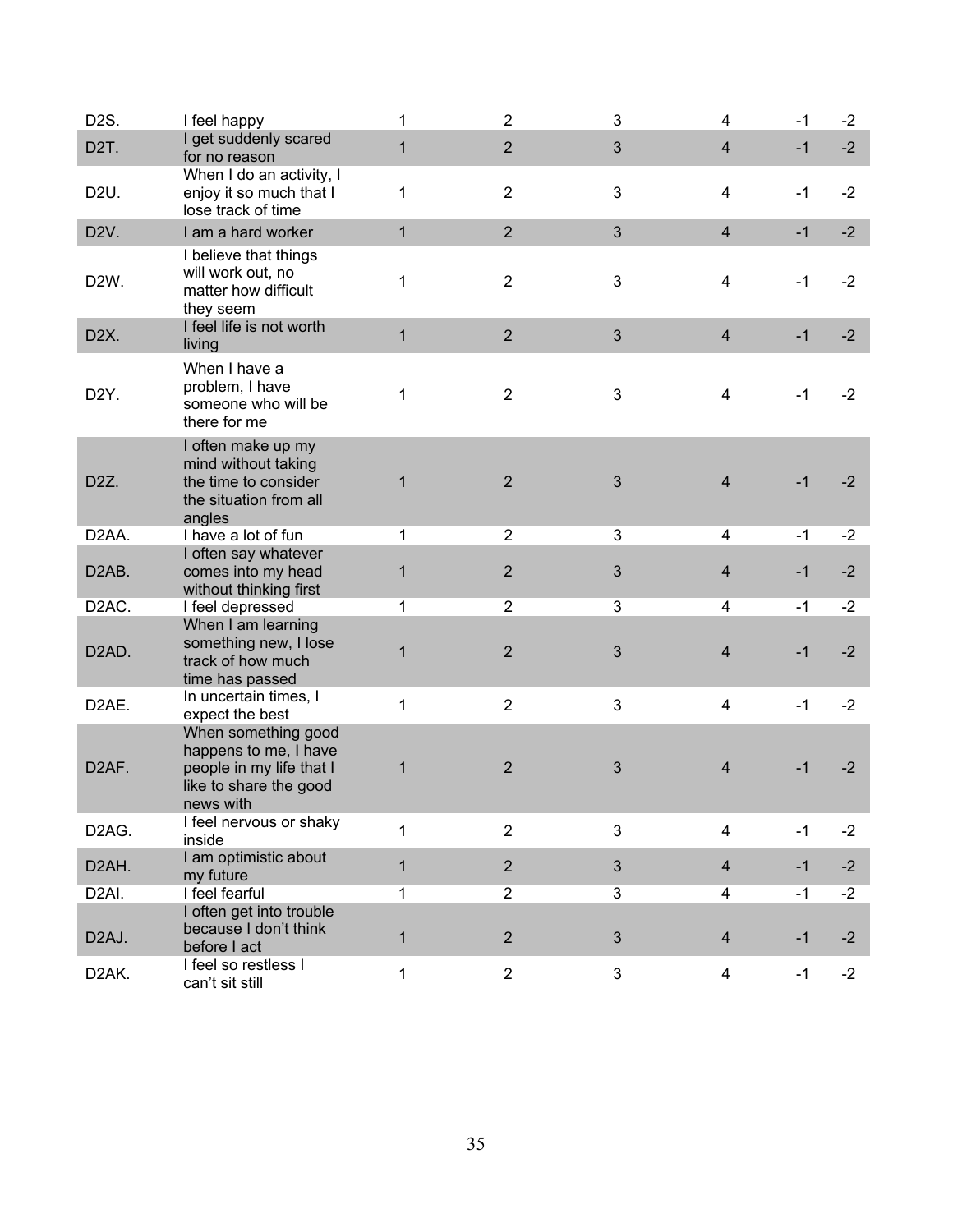| | | | | | | | |
|---|---|---|---|---|---|---|---|
| D2S. | I feel happy | 1 | 2 | 3 | 4 | -1 | -2 |
| D2T. | I get suddenly scared for no reason | 1 | 2 | 3 | 4 | -1 | -2 |
| D2U. | When I do an activity, I enjoy it so much that I lose track of time | 1 | 2 | 3 | 4 | -1 | -2 |
| D2V. | I am a hard worker | 1 | 2 | 3 | 4 | -1 | -2 |
| D2W. | I believe that things will work out, no matter how difficult they seem | 1 | 2 | 3 | 4 | -1 | -2 |
| D2X. | I feel life is not worth living | 1 | 2 | 3 | 4 | -1 | -2 |
| D2Y. | When I have a problem, I have someone who will be there for me | 1 | 2 | 3 | 4 | -1 | -2 |
| D2Z. | I often make up my mind without taking the time to consider the situation from all angles | 1 | 2 | 3 | 4 | -1 | -2 |
| D2AA. | I have a lot of fun | 1 | 2 | 3 | 4 | -1 | -2 |
| D2AB. | I often say whatever comes into my head without thinking first | 1 | 2 | 3 | 4 | -1 | -2 |
| D2AC. | I feel depressed | 1 | 2 | 3 | 4 | -1 | -2 |
| D2AD. | When I am learning something new, I lose track of how much time has passed | 1 | 2 | 3 | 4 | -1 | -2 |
| D2AE. | In uncertain times, I expect the best | 1 | 2 | 3 | 4 | -1 | -2 |
| D2AF. | When something good happens to me, I have people in my life that I like to share the good news with | 1 | 2 | 3 | 4 | -1 | -2 |
| D2AG. | I feel nervous or shaky inside | 1 | 2 | 3 | 4 | -1 | -2 |
| D2AH. | I am optimistic about my future | 1 | 2 | 3 | 4 | -1 | -2 |
| D2AI. | I feel fearful | 1 | 2 | 3 | 4 | -1 | -2 |
| D2AJ. | I often get into trouble because I don't think before I act | 1 | 2 | 3 | 4 | -1 | -2 |
| D2AK. | I feel so restless I can't sit still | 1 | 2 | 3 | 4 | -1 | -2 |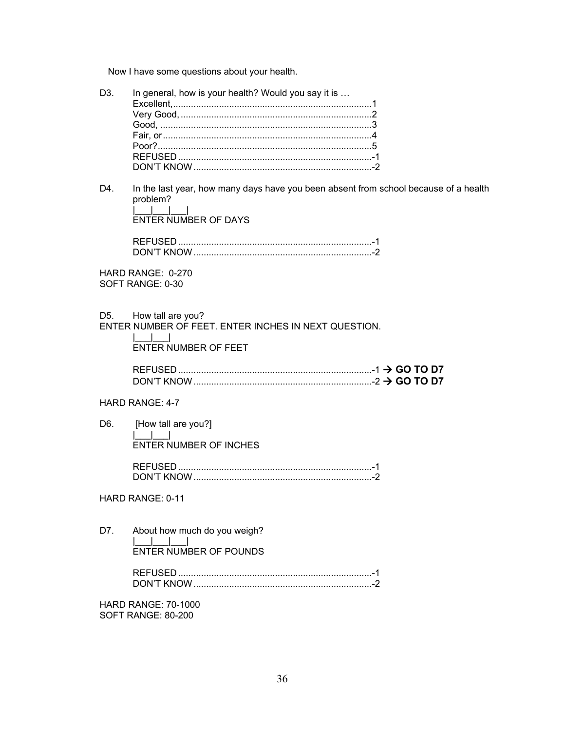Now I have some questions about your health.

D3. In general, how is your health? Would you say it is …

Excellent,............................................................................1
Very Good, .........................................................................2
Good, ..................................................................................3
Fair, or .................................................................................4
Poor?...................................................................................5
REFUSED ...........................................................................-1
DON'T KNOW .....................................................................-2

D4. In the last year, how many days have you been absent from school because of a health problem?

|___|___|___|
ENTER NUMBER OF DAYS

REFUSED ...........................................................................-1
DON'T KNOW .....................................................................-2

HARD RANGE: 0-270
SOFT RANGE: 0-30

D5. How tall are you?
ENTER NUMBER OF FEET. ENTER INCHES IN NEXT QUESTION.

|___|___|
ENTER NUMBER OF FEET

REFUSED ...........................................................................-1 → **GO TO D7**
DON'T KNOW .....................................................................-2 → **GO TO D7**

HARD RANGE: 4-7

D6. [How tall are you?]

|___|___|
ENTER NUMBER OF INCHES

REFUSED ...........................................................................-1
DON'T KNOW .....................................................................-2

HARD RANGE: 0-11

D7. About how much do you weigh?

|___|___|___|
ENTER NUMBER OF POUNDS

REFUSED ...........................................................................-1
DON'T KNOW .....................................................................-2

HARD RANGE: 70-1000
SOFT RANGE: 80-200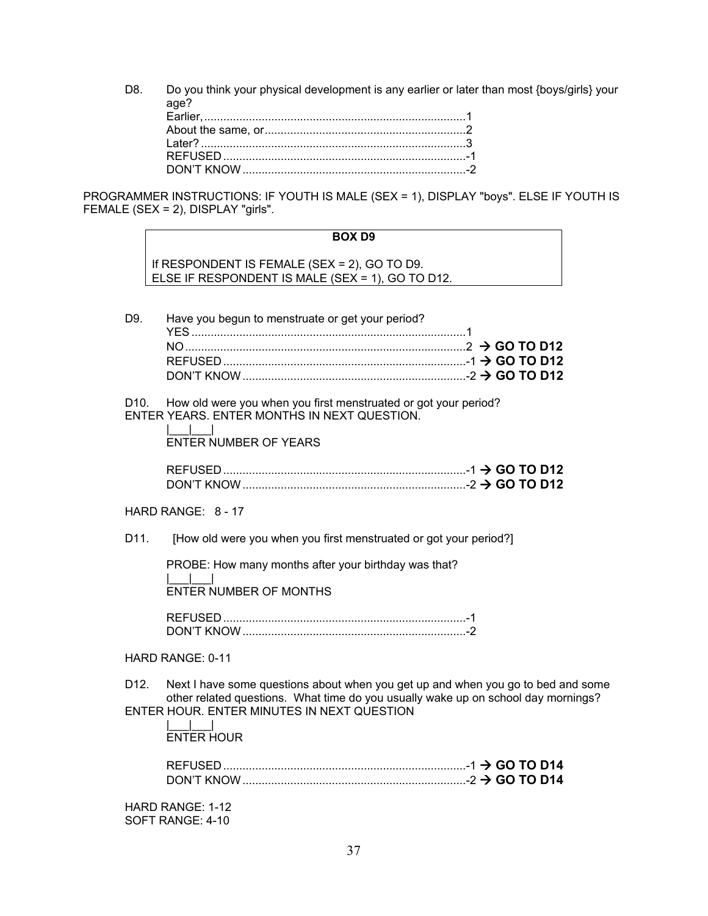D8. Do you think your physical development is any earlier or later than most {boys/girls} your age?

Earlier,..................................................................................1
About the same, or..............................................................2
Later?.....................................................................................3
REFUSED ............................................................................-1
DON'T KNOW .....................................................................-2

PROGRAMMER INSTRUCTIONS: IF YOUTH IS MALE (SEX = 1), DISPLAY "boys". ELSE IF YOUTH IS FEMALE (SEX = 2), DISPLAY "girls".

**BOX D9**

If RESPONDENT IS FEMALE (SEX = 2), GO TO D9.
ELSE IF RESPONDENT IS MALE (SEX = 1), GO TO D12.

D9. Have you begun to menstruate or get your period?

YES .......................................................................................1
NO.........................................................................................2 → **GO TO D12**
REFUSED ............................................................................-1 → **GO TO D12**
DON'T KNOW .....................................................................-2 → **GO TO D12**

D10. How old were you when you first menstruated or got your period?
ENTER YEARS. ENTER MONTHS IN NEXT QUESTION.

|___|___|
ENTER NUMBER OF YEARS

REFUSED ............................................................................-1 → **GO TO D12**
DON'T KNOW .....................................................................-2 → **GO TO D12**

HARD RANGE: 8 - 17

D11. [How old were you when you first menstruated or got your period?]

PROBE: How many months after your birthday was that?

|___|___|
ENTER NUMBER OF MONTHS

REFUSED ............................................................................-1
DON'T KNOW .....................................................................-2

HARD RANGE: 0-11

D12. Next I have some questions about when you get up and when you go to bed and some other related questions. What time do you usually wake up on school day mornings?
ENTER HOUR. ENTER MINUTES IN NEXT QUESTION

|___|___|
ENTER HOUR

REFUSED ............................................................................-1 → **GO TO D14**
DON'T KNOW .....................................................................-2 → **GO TO D14**

HARD RANGE: 1-12
SOFT RANGE: 4-10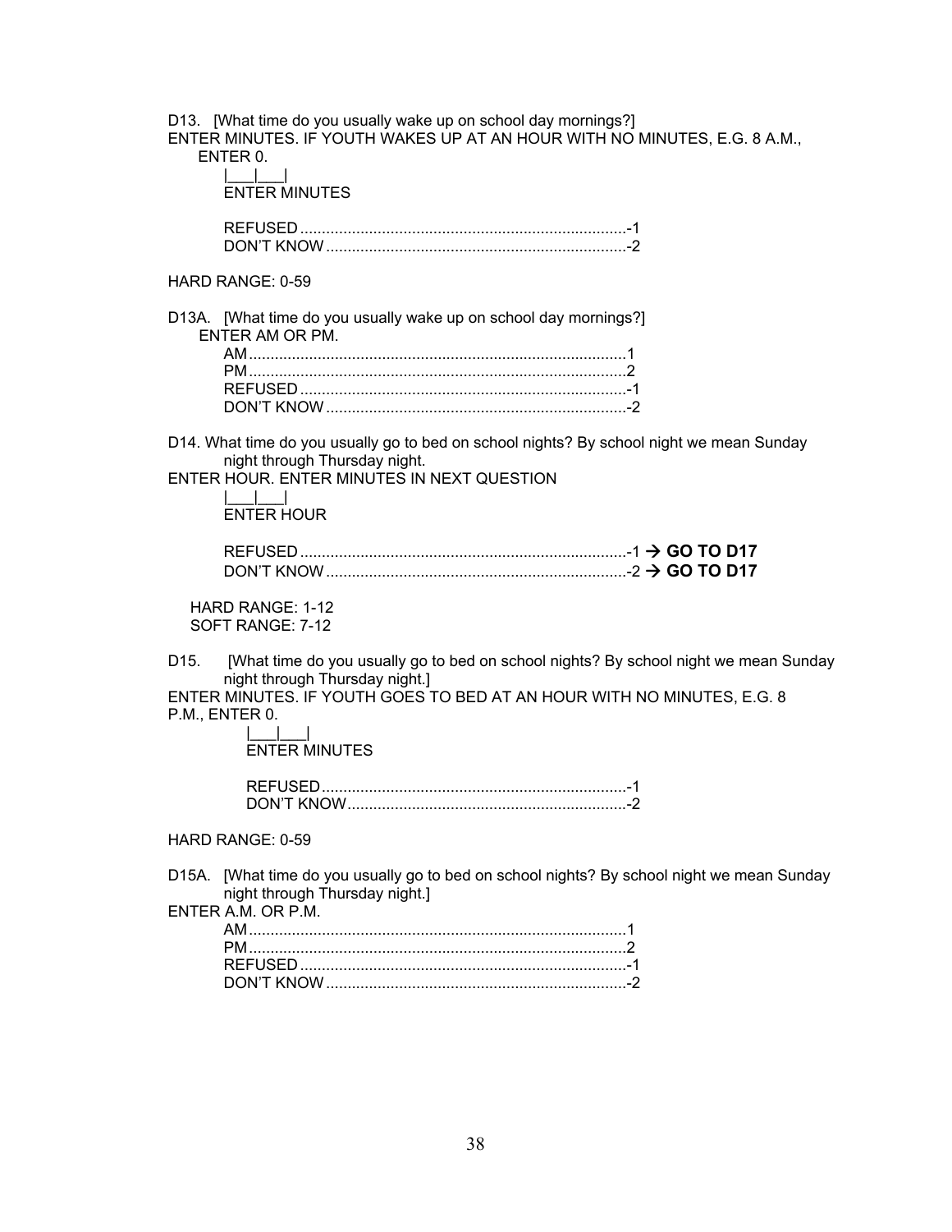D13. [What time do you usually wake up on school day mornings?]
ENTER MINUTES. IF YOUTH WAKES UP AT AN HOUR WITH NO MINUTES, E.G. 8 A.M., ENTER 0.

|___|___|
ENTER MINUTES

REFUSED............................................................................-1
DON'T KNOW......................................................................-2

HARD RANGE: 0-59

D13A. [What time do you usually wake up on school day mornings?]
ENTER AM OR PM.

AM.......................................................................................1
PM.......................................................................................2
REFUSED............................................................................-1
DON'T KNOW......................................................................-2

D14. What time do you usually go to bed on school nights? By school night we mean Sunday night through Thursday night.
ENTER HOUR. ENTER MINUTES IN NEXT QUESTION

|___|___|
ENTER HOUR

REFUSED............................................................................-1 → **GO TO D17**
DON'T KNOW......................................................................-2 → **GO TO D17**

HARD RANGE: 1-12
SOFT RANGE: 7-12

D15. [What time do you usually go to bed on school nights? By school night we mean Sunday night through Thursday night.]
ENTER MINUTES. IF YOUTH GOES TO BED AT AN HOUR WITH NO MINUTES, E.G. 8 P.M., ENTER 0.

|___|___|
ENTER MINUTES

REFUSED.......................................................................-1
DON'T KNOW.................................................................-2

HARD RANGE: 0-59

D15A. [What time do you usually go to bed on school nights? By school night we mean Sunday night through Thursday night.]
ENTER A.M. OR P.M.

AM.......................................................................................1
PM.......................................................................................2
REFUSED............................................................................-1
DON'T KNOW......................................................................-2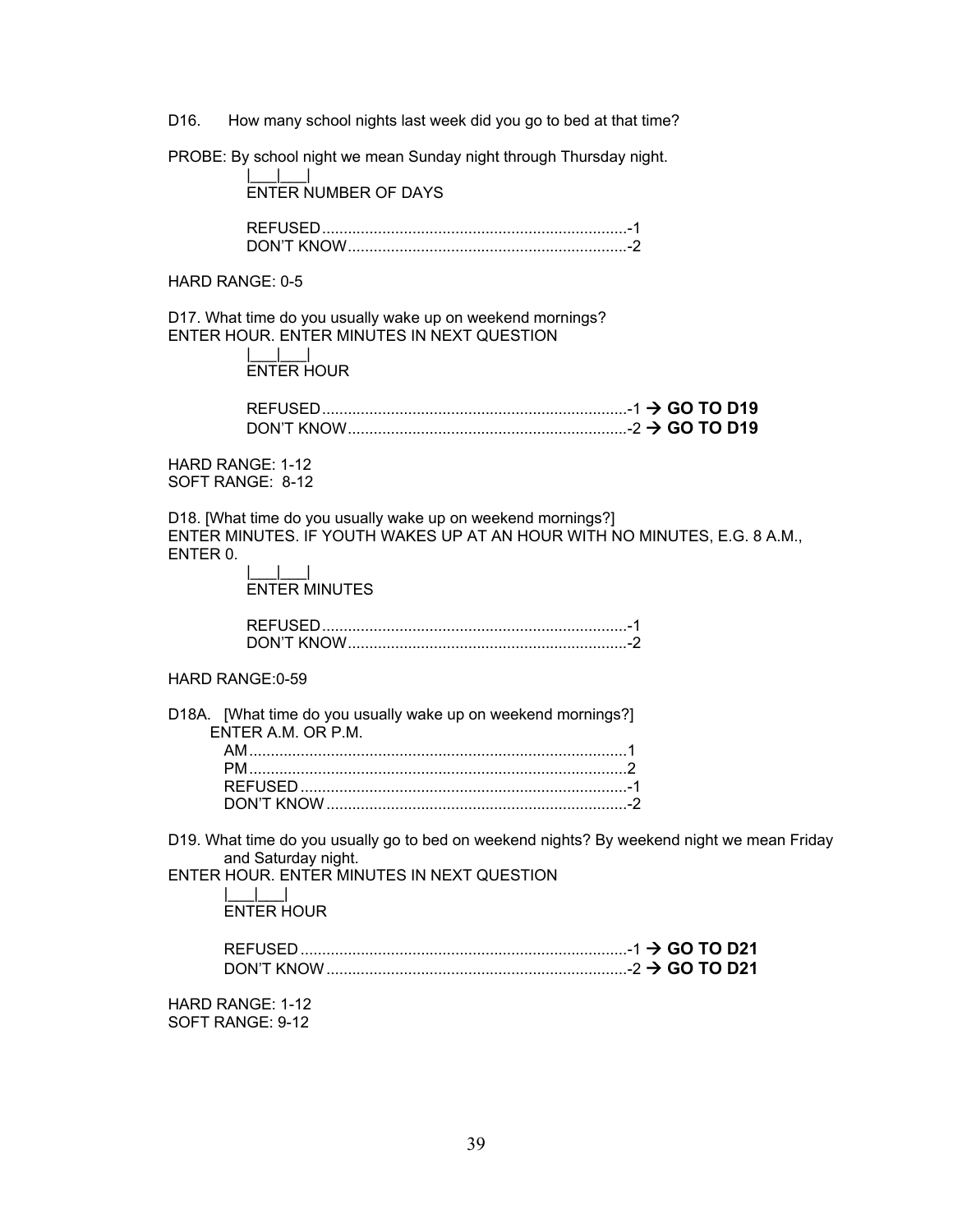D16. How many school nights last week did you go to bed at that time?

PROBE: By school night we mean Sunday night through Thursday night.

|___|___|
ENTER NUMBER OF DAYS

REFUSED.......................................................................-1
DON'T KNOW.................................................................-2

HARD RANGE: 0-5

D17. What time do you usually wake up on weekend mornings?
ENTER HOUR. ENTER MINUTES IN NEXT QUESTION

|___|___|
ENTER HOUR

REFUSED.......................................................................-1 → **GO TO D19**
DON'T KNOW.................................................................-2 → **GO TO D19**

HARD RANGE: 1-12
SOFT RANGE: 8-12

D18. [What time do you usually wake up on weekend mornings?]
ENTER MINUTES. IF YOUTH WAKES UP AT AN HOUR WITH NO MINUTES, E.G. 8 A.M., ENTER 0.

|___|___|
ENTER MINUTES

REFUSED.......................................................................-1
DON'T KNOW.................................................................-2

HARD RANGE:0-59

D18A. [What time do you usually wake up on weekend mornings?]
ENTER A.M. OR P.M.

AM........................................................................................1
PM........................................................................................2
REFUSED.............................................................................-1
DON'T KNOW......................................................................-2

D19. What time do you usually go to bed on weekend nights? By weekend night we mean Friday and Saturday night.
ENTER HOUR. ENTER MINUTES IN NEXT QUESTION

|___|___|
ENTER HOUR

REFUSED.............................................................................-1 → **GO TO D21**
DON'T KNOW......................................................................-2 → **GO TO D21**

HARD RANGE: 1-12
SOFT RANGE: 9-12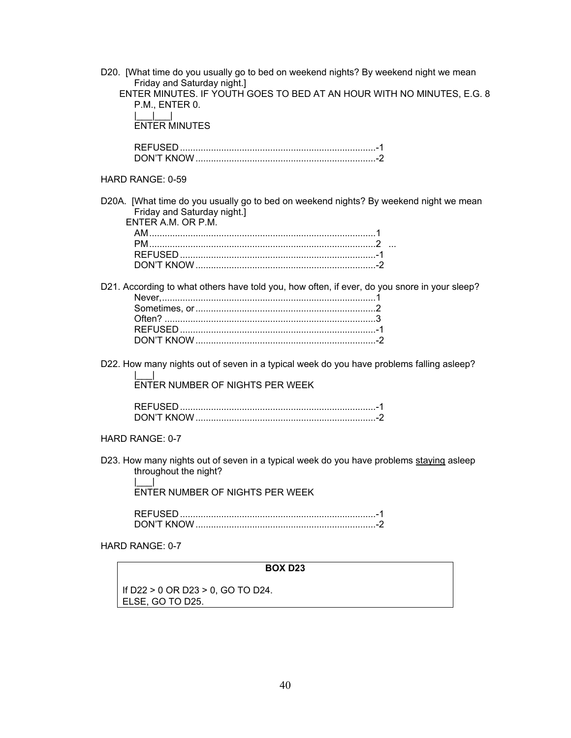D20. [What time do you usually go to bed on weekend nights? By weekend night we mean Friday and Saturday night.]

ENTER MINUTES. IF YOUTH GOES TO BED AT AN HOUR WITH NO MINUTES, E.G. 8 P.M., ENTER 0.

|___|___|
ENTER MINUTES

REFUSED ........................................................................... -1
DON'T KNOW ..................................................................... -2

HARD RANGE: 0-59

D20A. [What time do you usually go to bed on weekend nights? By weekend night we mean Friday and Saturday night.]

ENTER A.M. OR P.M.

AM ....................................................................................... 1
PM ....................................................................................... 2 ...
REFUSED ........................................................................... -1
DON'T KNOW ..................................................................... -2

D21. According to what others have told you, how often, if ever, do you snore in your sleep?

Never, .................................................................................. 1
Sometimes, or ..................................................................... 2
Often? ................................................................................. 3
REFUSED ........................................................................... -1
DON'T KNOW ..................................................................... -2

D22. How many nights out of seven in a typical week do you have problems falling asleep?

|___|
ENTER NUMBER OF NIGHTS PER WEEK

REFUSED ........................................................................... -1
DON'T KNOW ..................................................................... -2

HARD RANGE: 0-7

D23. How many nights out of seven in a typical week do you have problems staying asleep throughout the night?

|___|
ENTER NUMBER OF NIGHTS PER WEEK

REFUSED ........................................................................... -1
DON'T KNOW ..................................................................... -2

HARD RANGE: 0-7

| **BOX D23** |
| --- |
| If D22 > 0 OR D23 > 0, GO TO D24.<br>ELSE, GO TO D25. |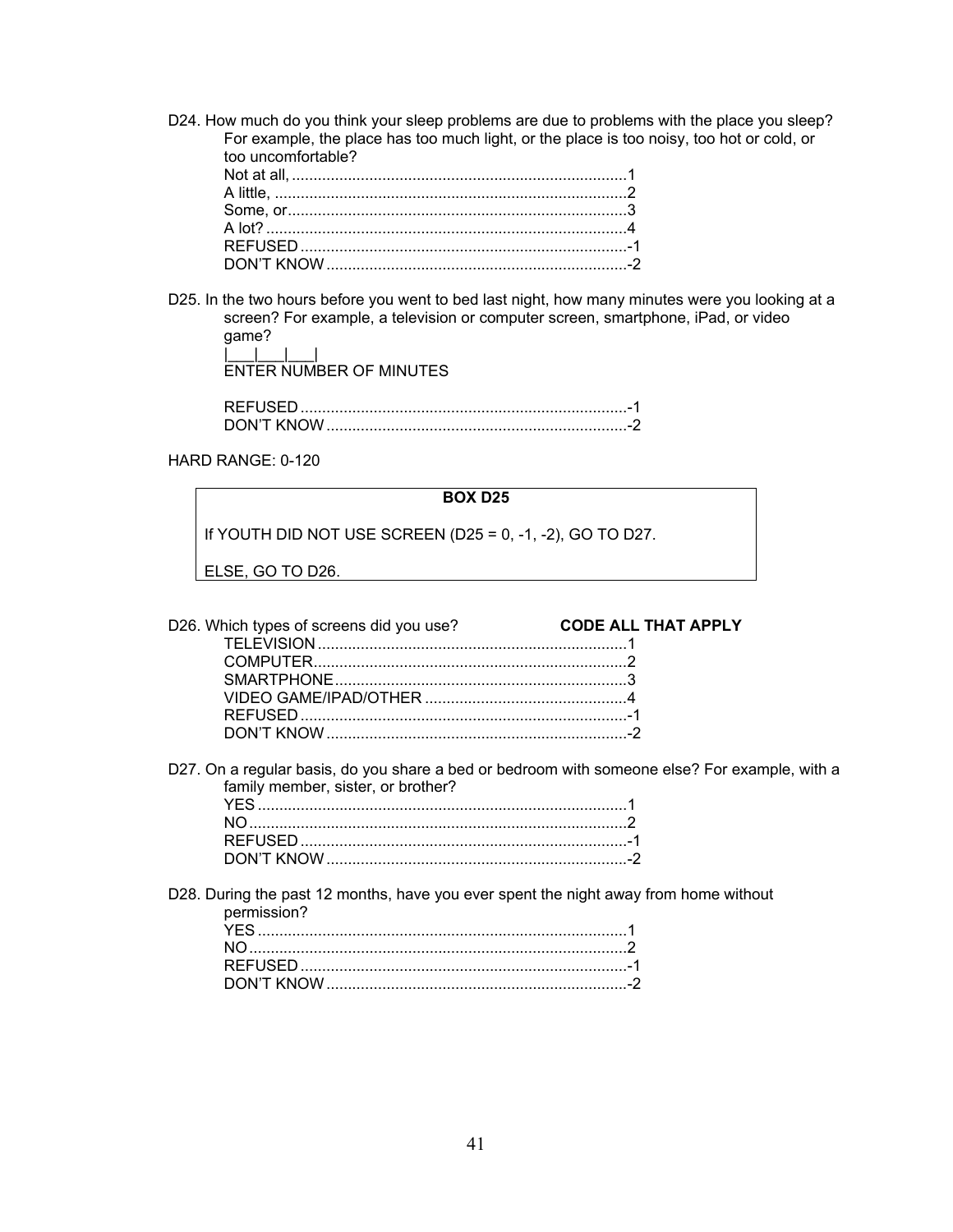D24. How much do you think your sleep problems are due to problems with the place you sleep? For example, the place has too much light, or the place is too noisy, too hot or cold, or too uncomfortable?

Not at all, ............................................................................1
A little, ................................................................................2
Some, or..............................................................................3
A lot? ...................................................................................4
REFUSED ...........................................................................-1
DON'T KNOW .....................................................................-2

D25. In the two hours before you went to bed last night, how many minutes were you looking at a screen? For example, a television or computer screen, smartphone, iPad, or video game?

|___|___|___|
ENTER NUMBER OF MINUTES

REFUSED ...........................................................................-1
DON'T KNOW .....................................................................-2

HARD RANGE: 0-120

| **BOX D25** |
|---|
| If YOUTH DID NOT USE SCREEN (D25 = 0, -1, -2), GO TO D27. |
| ELSE, GO TO D26. |

D26. Which types of screens did you use? **CODE ALL THAT APPLY**

TELEVISION .......................................................................1
COMPUTER........................................................................2
SMARTPHONE...................................................................3
VIDEO GAME/IPAD/OTHER ..............................................4
REFUSED ...........................................................................-1
DON'T KNOW .....................................................................-2

D27. On a regular basis, do you share a bed or bedroom with someone else? For example, with a family member, sister, or brother?

YES .....................................................................................1
NO .......................................................................................2
REFUSED ...........................................................................-1
DON'T KNOW .....................................................................-2

D28. During the past 12 months, have you ever spent the night away from home without permission?

YES .....................................................................................1
NO .......................................................................................2
REFUSED ...........................................................................-1
DON'T KNOW .....................................................................-2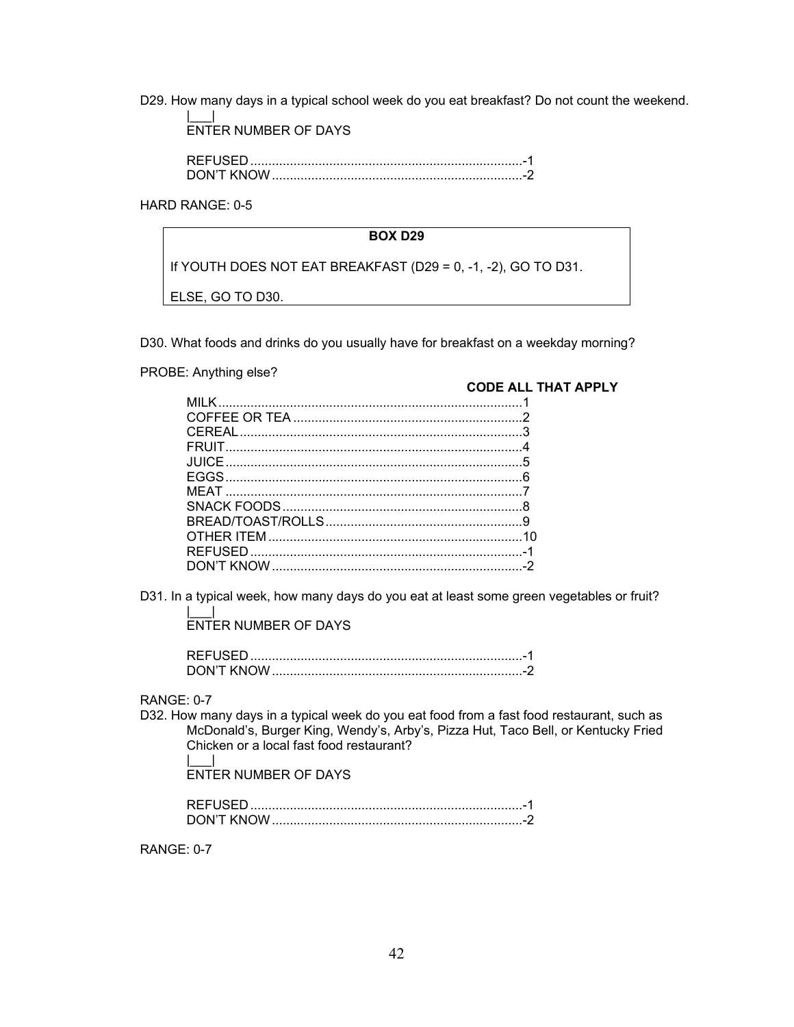D29. How many days in a typical school week do you eat breakfast? Do not count the weekend.

|___|
ENTER NUMBER OF DAYS

REFUSED ............................................................................-1
DON'T KNOW ......................................................................-2

HARD RANGE: 0-5

**BOX D29**

If YOUTH DOES NOT EAT BREAKFAST (D29 = 0, -1, -2), GO TO D31.

ELSE, GO TO D30.

D30. What foods and drinks do you usually have for breakfast on a weekday morning?

PROBE: Anything else?

**CODE ALL THAT APPLY**

MILK.....................................................................................1
COFFEE OR TEA ................................................................2
CEREAL...............................................................................3
FRUIT...................................................................................4
JUICE...................................................................................5
EGGS...................................................................................6
MEAT ...................................................................................7
SNACK FOODS...................................................................8
BREAD/TOAST/ROLLS.......................................................9
OTHER ITEM.......................................................................10
REFUSED ............................................................................-1
DON'T KNOW ......................................................................-2

D31. In a typical week, how many days do you eat at least some green vegetables or fruit?

|___|
ENTER NUMBER OF DAYS

REFUSED ............................................................................-1
DON'T KNOW ......................................................................-2

RANGE: 0-7

D32. How many days in a typical week do you eat food from a fast food restaurant, such as McDonald's, Burger King, Wendy's, Arby's, Pizza Hut, Taco Bell, or Kentucky Fried Chicken or a local fast food restaurant?

|___|
ENTER NUMBER OF DAYS

REFUSED ............................................................................-1
DON'T KNOW ......................................................................-2

RANGE: 0-7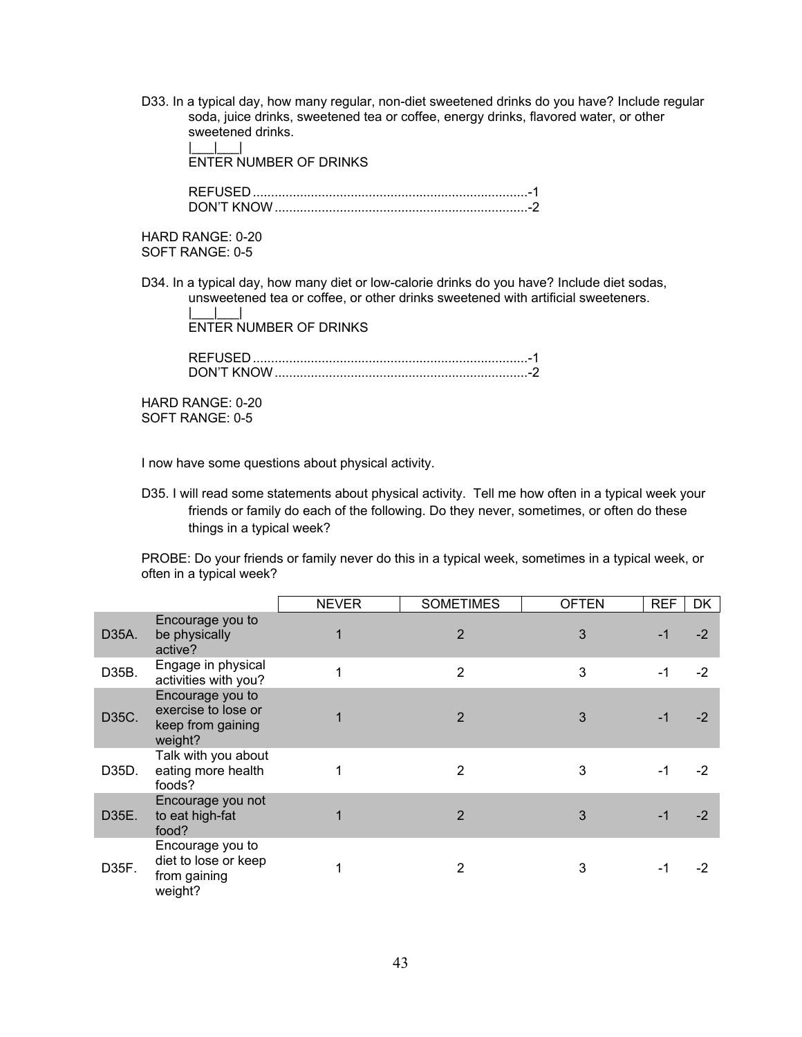D33. In a typical day, how many regular, non-diet sweetened drinks do you have? Include regular soda, juice drinks, sweetened tea or coffee, energy drinks, flavored water, or other sweetened drinks.

|___|___|
ENTER NUMBER OF DRINKS

REFUSED ........................................................................... -1
DON'T KNOW ..................................................................... -2

HARD RANGE: 0-20
SOFT RANGE: 0-5

D34. In a typical day, how many diet or low-calorie drinks do you have? Include diet sodas, unsweetened tea or coffee, or other drinks sweetened with artificial sweeteners.

|___|___|
ENTER NUMBER OF DRINKS

REFUSED ........................................................................... -1
DON'T KNOW ..................................................................... -2

HARD RANGE: 0-20
SOFT RANGE: 0-5

I now have some questions about physical activity.

D35. I will read some statements about physical activity. Tell me how often in a typical week your friends or family do each of the following. Do they never, sometimes, or often do these things in a typical week?

PROBE: Do your friends or family never do this in a typical week, sometimes in a typical week, or often in a typical week?

| | | NEVER | SOMETIMES | OFTEN | REF | DK |
|---|---|---|---|---|---|---|
| D35A. | Encourage you to be physically active? | 1 | 2 | 3 | -1 | -2 |
| D35B. | Engage in physical activities with you? | 1 | 2 | 3 | -1 | -2 |
| D35C. | Encourage you to exercise to lose or keep from gaining weight? | 1 | 2 | 3 | -1 | -2 |
| D35D. | Talk with you about eating more health foods? | 1 | 2 | 3 | -1 | -2 |
| D35E. | Encourage you not to eat high-fat food? | 1 | 2 | 3 | -1 | -2 |
| D35F. | Encourage you to diet to lose or keep from gaining weight? | 1 | 2 | 3 | -1 | -2 |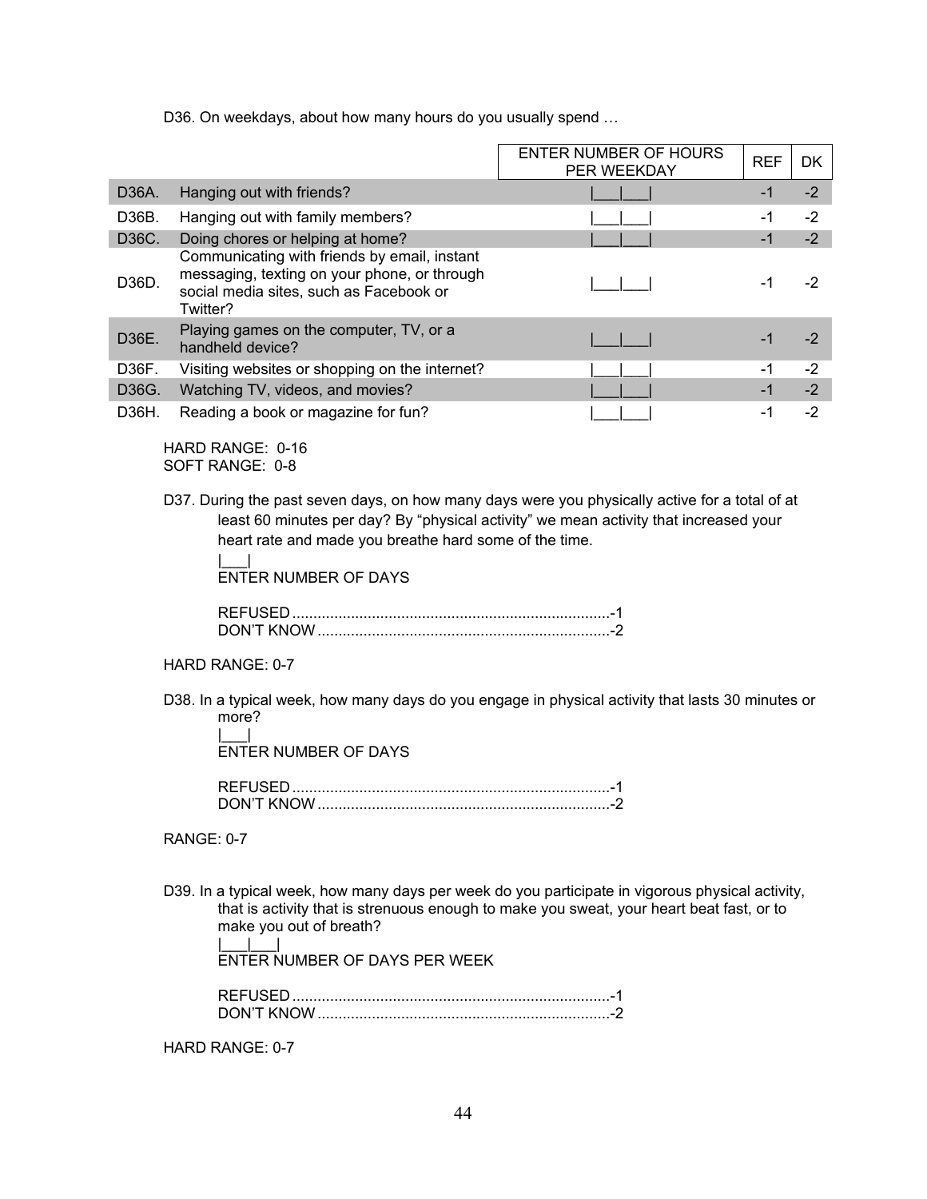D36. On weekdays, about how many hours do you usually spend …

| | | ENTER NUMBER OF HOURS PER WEEKDAY | REF | DK |
|---|---|---|---|---|
| D36A. | Hanging out with friends? | \|___\|___\| | -1 | -2 |
| D36B. | Hanging out with family members? | \|___\|___\| | -1 | -2 |
| D36C. | Doing chores or helping at home? | \|___\|___\| | -1 | -2 |
| D36D. | Communicating with friends by email, instant messaging, texting on your phone, or through social media sites, such as Facebook or Twitter? | \|___\|___\| | -1 | -2 |
| D36E. | Playing games on the computer, TV, or a handheld device? | \|___\|___\| | -1 | -2 |
| D36F. | Visiting websites or shopping on the internet? | \|___\|___\| | -1 | -2 |
| D36G. | Watching TV, videos, and movies? | \|___\|___\| | -1 | -2 |
| D36H. | Reading a book or magazine for fun? | \|___\|___\| | -1 | -2 |

HARD RANGE: 0-16
SOFT RANGE: 0-8

D37. During the past seven days, on how many days were you physically active for a total of at least 60 minutes per day? By "physical activity" we mean activity that increased your heart rate and made you breathe hard some of the time.

|___|
ENTER NUMBER OF DAYS

REFUSED ........................................................................-1
DON'T KNOW ...................................................................-2

HARD RANGE: 0-7

D38. In a typical week, how many days do you engage in physical activity that lasts 30 minutes or more?

|___|
ENTER NUMBER OF DAYS

REFUSED ........................................................................-1
DON'T KNOW ...................................................................-2

RANGE: 0-7

D39. In a typical week, how many days per week do you participate in vigorous physical activity, that is activity that is strenuous enough to make you sweat, your heart beat fast, or to make you out of breath?

|___|___|
ENTER NUMBER OF DAYS PER WEEK

REFUSED ........................................................................-1
DON'T KNOW ...................................................................-2

HARD RANGE: 0-7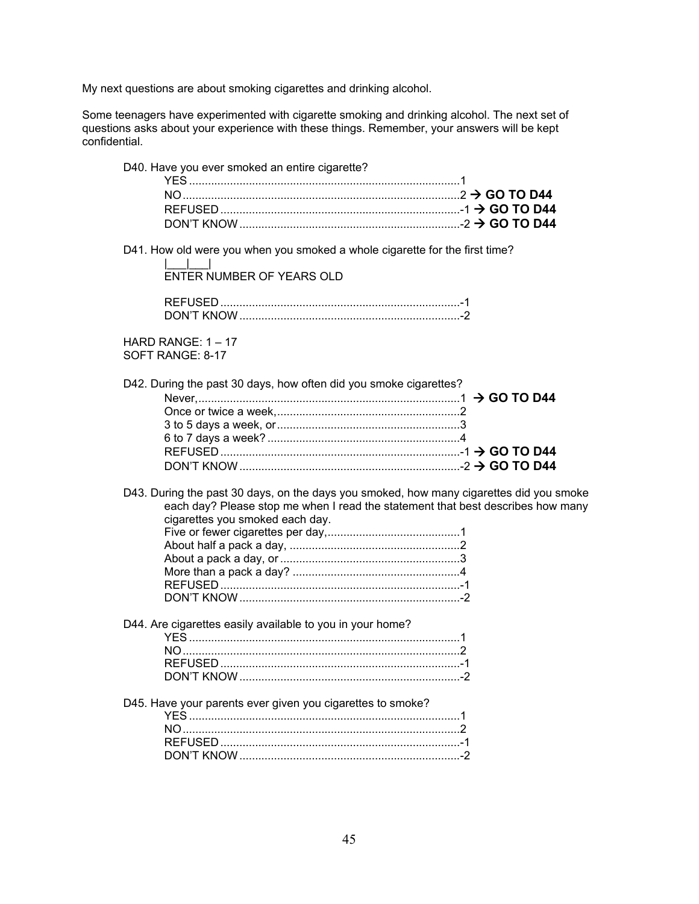My next questions are about smoking cigarettes and drinking alcohol.

Some teenagers have experimented with cigarette smoking and drinking alcohol. The next set of questions asks about your experience with these things. Remember, your answers will be kept confidential.

D40. Have you ever smoked an entire cigarette?

- YES ....................................................................................1
- NO......................................................................................2 → **GO TO D44**
- REFUSED ..........................................................................-1 → **GO TO D44**
- DON'T KNOW ....................................................................-2 → **GO TO D44**

D41. How old were you when you smoked a whole cigarette for the first time?

|___|___|
ENTER NUMBER OF YEARS OLD

- REFUSED ..........................................................................-1
- DON'T KNOW ....................................................................-2

HARD RANGE: 1 – 17
SOFT RANGE: 8-17

D42. During the past 30 days, how often did you smoke cigarettes?

- Never,..................................................................................1 → **GO TO D44**
- Once or twice a week,.........................................................2
- 3 to 5 days a week, or.........................................................3
- 6 to 7 days a week? ...........................................................4
- REFUSED ..........................................................................-1 → **GO TO D44**
- DON'T KNOW ....................................................................-2 → **GO TO D44**

D43. During the past 30 days, on the days you smoked, how many cigarettes did you smoke each day? Please stop me when I read the statement that best describes how many cigarettes you smoked each day.

- Five or fewer cigarettes per day,.........................................1
- About half a pack a day, .....................................................2
- About a pack a day, or ........................................................3
- More than a pack a day? ....................................................4
- REFUSED ..........................................................................-1
- DON'T KNOW ....................................................................-2

D44. Are cigarettes easily available to you in your home?

- YES ....................................................................................1
- NO......................................................................................2
- REFUSED ..........................................................................-1
- DON'T KNOW ....................................................................-2

D45. Have your parents ever given you cigarettes to smoke?

- YES ....................................................................................1
- NO......................................................................................2
- REFUSED ..........................................................................-1
- DON'T KNOW ....................................................................-2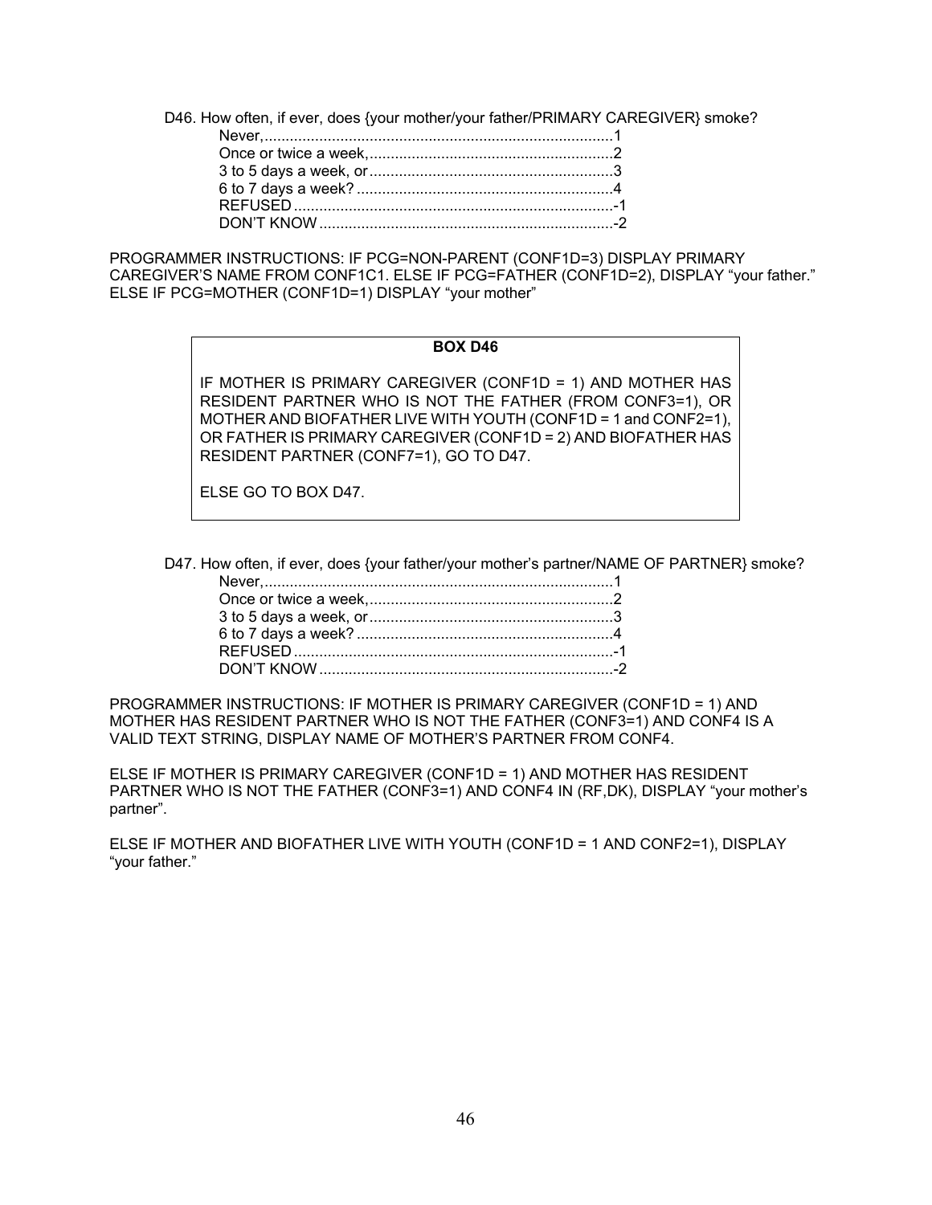D46. How often, if ever, does {your mother/your father/PRIMARY CAREGIVER} smoke?

Never,.................................................................................1
Once or twice a week,..........................................................2
3 to 5 days a week, or..........................................................3
6 to 7 days a week? ............................................................4
REFUSED ...........................................................................-1
DON'T KNOW .....................................................................-2

PROGRAMMER INSTRUCTIONS: IF PCG=NON-PARENT (CONF1D=3) DISPLAY PRIMARY CAREGIVER'S NAME FROM CONF1C1. ELSE IF PCG=FATHER (CONF1D=2), DISPLAY "your father." ELSE IF PCG=MOTHER (CONF1D=1) DISPLAY "your mother"

**BOX D46**

IF MOTHER IS PRIMARY CAREGIVER (CONF1D = 1) AND MOTHER HAS RESIDENT PARTNER WHO IS NOT THE FATHER (FROM CONF3=1), OR MOTHER AND BIOFATHER LIVE WITH YOUTH (CONF1D = 1 and CONF2=1), OR FATHER IS PRIMARY CAREGIVER (CONF1D = 2) AND BIOFATHER HAS RESIDENT PARTNER (CONF7=1), GO TO D47.

ELSE GO TO BOX D47.

D47. How often, if ever, does {your father/your mother's partner/NAME OF PARTNER} smoke?

Never,.................................................................................1
Once or twice a week,..........................................................2
3 to 5 days a week, or..........................................................3
6 to 7 days a week? ............................................................4
REFUSED ...........................................................................-1
DON'T KNOW .....................................................................-2

PROGRAMMER INSTRUCTIONS: IF MOTHER IS PRIMARY CAREGIVER (CONF1D = 1) AND MOTHER HAS RESIDENT PARTNER WHO IS NOT THE FATHER (CONF3=1) AND CONF4 IS A VALID TEXT STRING, DISPLAY NAME OF MOTHER'S PARTNER FROM CONF4.

ELSE IF MOTHER IS PRIMARY CAREGIVER (CONF1D = 1) AND MOTHER HAS RESIDENT PARTNER WHO IS NOT THE FATHER (CONF3=1) AND CONF4 IN (RF,DK), DISPLAY "your mother's partner".

ELSE IF MOTHER AND BIOFATHER LIVE WITH YOUTH (CONF1D = 1 AND CONF2=1), DISPLAY "your father."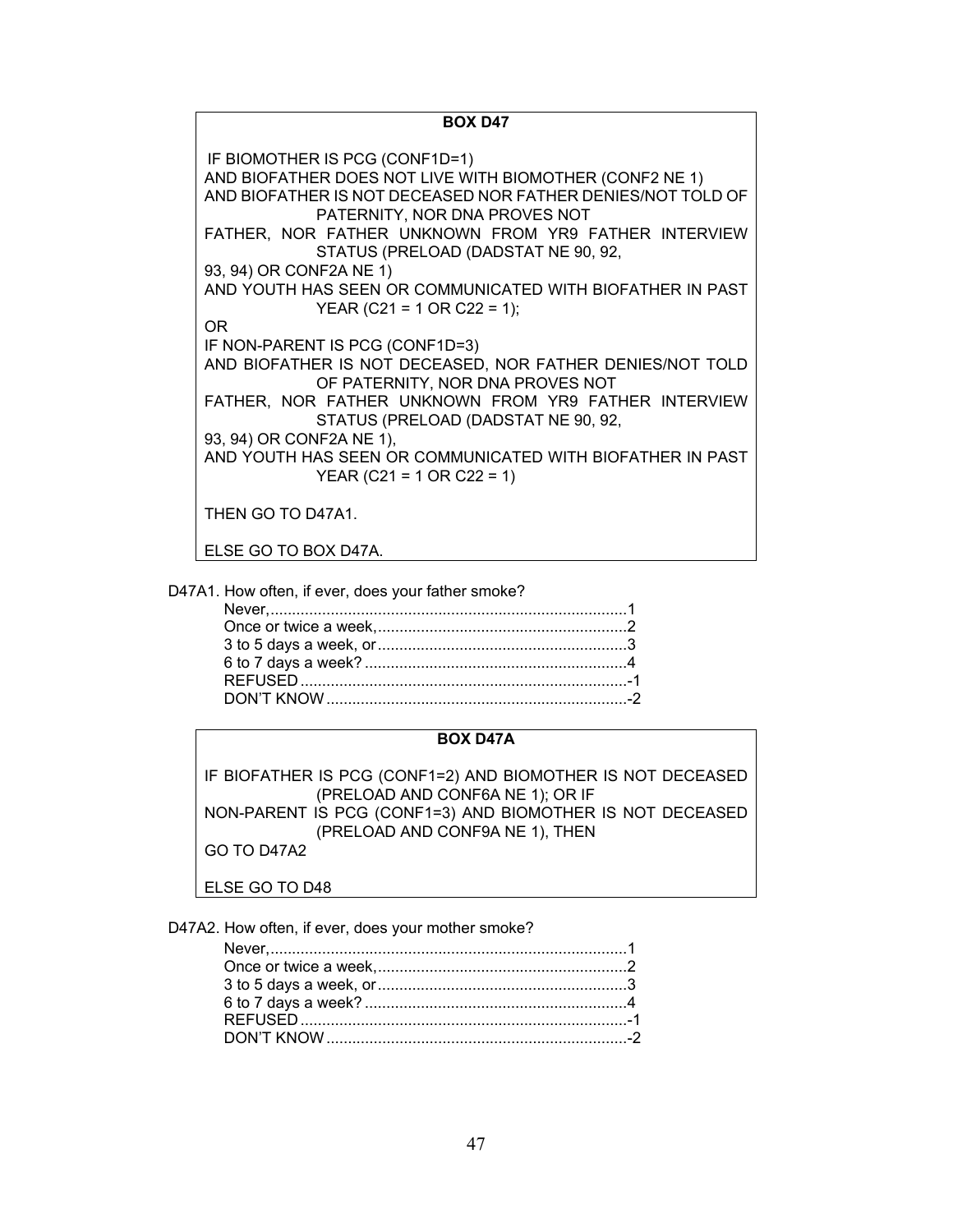**BOX D47**

IF BIOMOTHER IS PCG (CONF1D=1)
AND BIOFATHER DOES NOT LIVE WITH BIOMOTHER (CONF2 NE 1)
AND BIOFATHER IS NOT DECEASED NOR FATHER DENIES/NOT TOLD OF PATERNITY, NOR DNA PROVES NOT
FATHER, NOR FATHER UNKNOWN FROM YR9 FATHER INTERVIEW STATUS (PRELOAD (DADSTAT NE 90, 92,
93, 94) OR CONF2A NE 1)
AND YOUTH HAS SEEN OR COMMUNICATED WITH BIOFATHER IN PAST YEAR (C21 = 1 OR C22 = 1);
OR
IF NON-PARENT IS PCG (CONF1D=3)
AND BIOFATHER IS NOT DECEASED, NOR FATHER DENIES/NOT TOLD OF PATERNITY, NOR DNA PROVES NOT
FATHER, NOR FATHER UNKNOWN FROM YR9 FATHER INTERVIEW STATUS (PRELOAD (DADSTAT NE 90, 92,
93, 94) OR CONF2A NE 1),
AND YOUTH HAS SEEN OR COMMUNICATED WITH BIOFATHER IN PAST YEAR (C21 = 1 OR C22 = 1)

THEN GO TO D47A1.

ELSE GO TO BOX D47A.

D47A1. How often, if ever, does your father smoke?

Never,....................................................................................1
Once or twice a week,..........................................................2
3 to 5 days a week, or..........................................................3
6 to 7 days a week? ............................................................4
REFUSED ...........................................................................-1
DON'T KNOW .....................................................................-2

**BOX D47A**

IF BIOFATHER IS PCG (CONF1=2) AND BIOMOTHER IS NOT DECEASED (PRELOAD AND CONF6A NE 1); OR IF
NON-PARENT IS PCG (CONF1=3) AND BIOMOTHER IS NOT DECEASED (PRELOAD AND CONF9A NE 1), THEN
GO TO D47A2

ELSE GO TO D48

D47A2. How often, if ever, does your mother smoke?

Never,....................................................................................1
Once or twice a week,..........................................................2
3 to 5 days a week, or..........................................................3
6 to 7 days a week? ............................................................4
REFUSED ...........................................................................-1
DON'T KNOW .....................................................................-2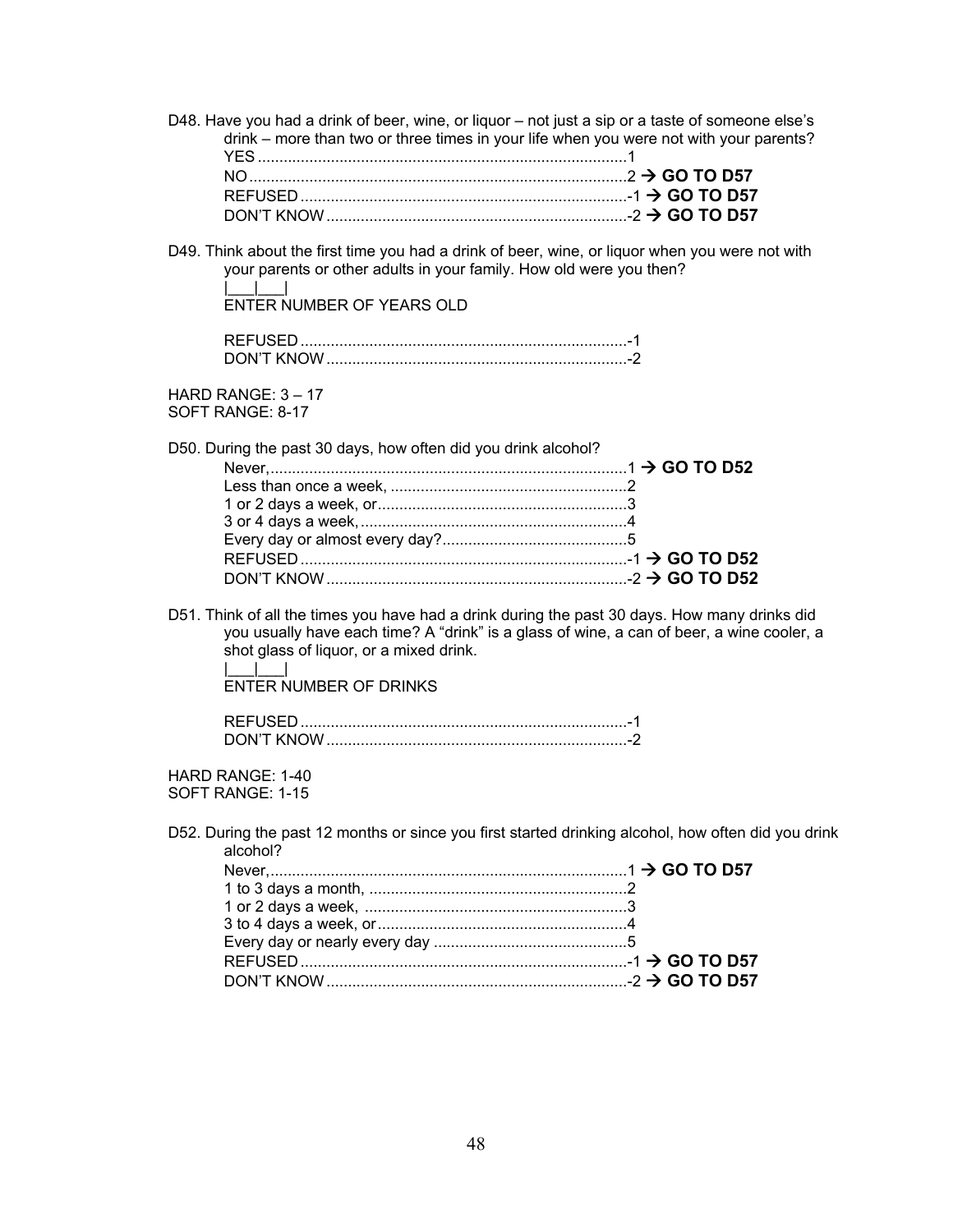D48. Have you had a drink of beer, wine, or liquor – not just a sip or a taste of someone else's drink – more than two or three times in your life when you were not with your parents?

YES ....................................................................................1
NO.......................................................................................2 → **GO TO D57**
REFUSED............................................................................-1 → **GO TO D57**
DON'T KNOW......................................................................-2 → **GO TO D57**

D49. Think about the first time you had a drink of beer, wine, or liquor when you were not with your parents or other adults in your family. How old were you then?

|___|___|
ENTER NUMBER OF YEARS OLD

REFUSED............................................................................-1
DON'T KNOW......................................................................-2

HARD RANGE: 3 – 17
SOFT RANGE: 8-17

D50. During the past 30 days, how often did you drink alcohol?

Never,...................................................................................1 → **GO TO D52**
Less than once a week, .......................................................2
1 or 2 days a week, or..........................................................3
3 or 4 days a week, ..............................................................4
Every day or almost every day?...........................................5
REFUSED............................................................................-1 → **GO TO D52**
DON'T KNOW......................................................................-2 → **GO TO D52**

D51. Think of all the times you have had a drink during the past 30 days. How many drinks did you usually have each time? A "drink" is a glass of wine, a can of beer, a wine cooler, a shot glass of liquor, or a mixed drink.

|___|___|
ENTER NUMBER OF DRINKS

REFUSED............................................................................-1
DON'T KNOW......................................................................-2

HARD RANGE: 1-40
SOFT RANGE: 1-15

D52. During the past 12 months or since you first started drinking alcohol, how often did you drink alcohol?

Never,...................................................................................1 → **GO TO D57**
1 to 3 days a month, ............................................................2
1 or 2 days a week, .............................................................3
3 to 4 days a week, or..........................................................4
Every day or nearly every day .............................................5
REFUSED............................................................................-1 → **GO TO D57**
DON'T KNOW......................................................................-2 → **GO TO D57**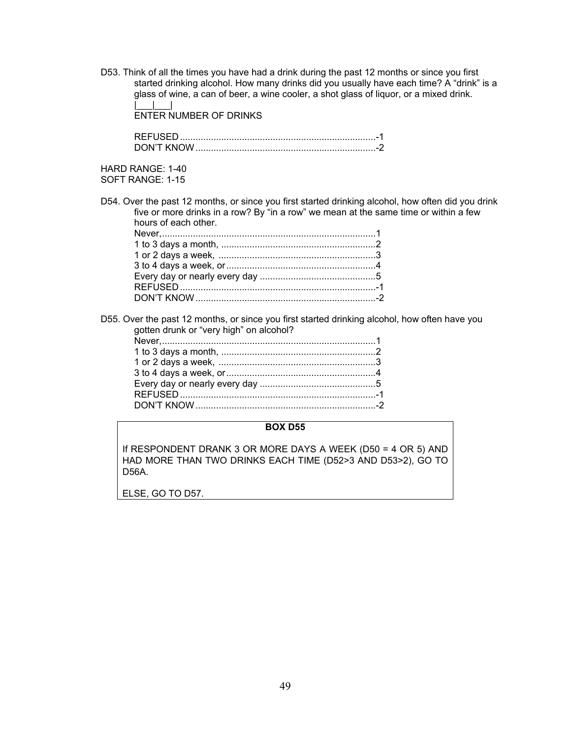D53. Think of all the times you have had a drink during the past 12 months or since you first started drinking alcohol. How many drinks did you usually have each time? A "drink" is a glass of wine, a can of beer, a wine cooler, a shot glass of liquor, or a mixed drink.

|___|___|
ENTER NUMBER OF DRINKS

REFUSED ........................................................................-1
DON'T KNOW ....................................................................-2

HARD RANGE: 1-40
SOFT RANGE: 1-15

D54. Over the past 12 months, or since you first started drinking alcohol, how often did you drink five or more drinks in a row? By "in a row" we mean at the same time or within a few hours of each other.

Never,...............................................................................1
1 to 3 days a month, ........................................................2
1 or 2 days a week, .........................................................3
3 to 4 days a week, or.......................................................4
Every day or nearly every day ..........................................5
REFUSED ........................................................................-1
DON'T KNOW ....................................................................-2

D55. Over the past 12 months, or since you first started drinking alcohol, how often have you gotten drunk or "very high" on alcohol?

Never,...............................................................................1
1 to 3 days a month, ........................................................2
1 or 2 days a week, .........................................................3
3 to 4 days a week, or.......................................................4
Every day or nearly every day ..........................................5
REFUSED ........................................................................-1
DON'T KNOW ....................................................................-2

| **BOX D55** |
|---|
| If RESPONDENT DRANK 3 OR MORE DAYS A WEEK (D50 = 4 OR 5) AND HAD MORE THAN TWO DRINKS EACH TIME (D52>3 AND D53>2), GO TO D56A.<br><br>ELSE, GO TO D57. |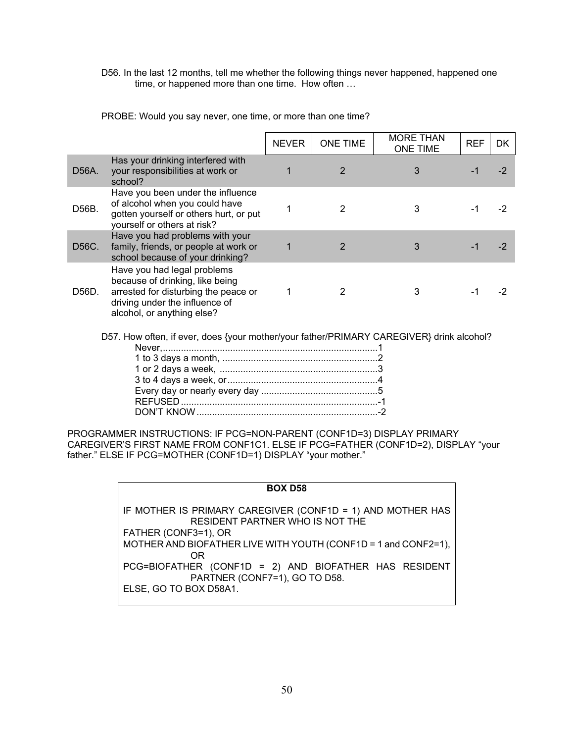D56. In the last 12 months, tell me whether the following things never happened, happened one time, or happened more than one time. How often …

PROBE: Would you say never, one time, or more than one time?

| | | NEVER | ONE TIME | MORE THAN ONE TIME | REF | DK |
|---|---|---|---|---|---|---|
| D56A. | Has your drinking interfered with your responsibilities at work or school? | 1 | 2 | 3 | -1 | -2 |
| D56B. | Have you been under the influence of alcohol when you could have gotten yourself or others hurt, or put yourself or others at risk? | 1 | 2 | 3 | -1 | -2 |
| D56C. | Have you had problems with your family, friends, or people at work or school because of your drinking? | 1 | 2 | 3 | -1 | -2 |
| D56D. | Have you had legal problems because of drinking, like being arrested for disturbing the peace or driving under the influence of alcohol, or anything else? | 1 | 2 | 3 | -1 | -2 |

D57. How often, if ever, does {your mother/your father/PRIMARY CAREGIVER} drink alcohol?

Never,..................................................................................1
1 to 3 days a month, ...........................................................2
1 or 2 days a week, .............................................................3
3 to 4 days a week, or..........................................................4
Every day or nearly every day .............................................5
REFUSED............................................................................-1
DON'T KNOW......................................................................-2

PROGRAMMER INSTRUCTIONS: IF PCG=NON-PARENT (CONF1D=3) DISPLAY PRIMARY CAREGIVER'S FIRST NAME FROM CONF1C1. ELSE IF PCG=FATHER (CONF1D=2), DISPLAY "your father." ELSE IF PCG=MOTHER (CONF1D=1) DISPLAY "your mother."

**BOX D58**

IF MOTHER IS PRIMARY CAREGIVER (CONF1D = 1) AND MOTHER HAS RESIDENT PARTNER WHO IS NOT THE FATHER (CONF3=1), OR
MOTHER AND BIOFATHER LIVE WITH YOUTH (CONF1D = 1 and CONF2=1), OR
PCG=BIOFATHER (CONF1D = 2) AND BIOFATHER HAS RESIDENT PARTNER (CONF7=1), GO TO D58.
ELSE, GO TO BOX D58A1.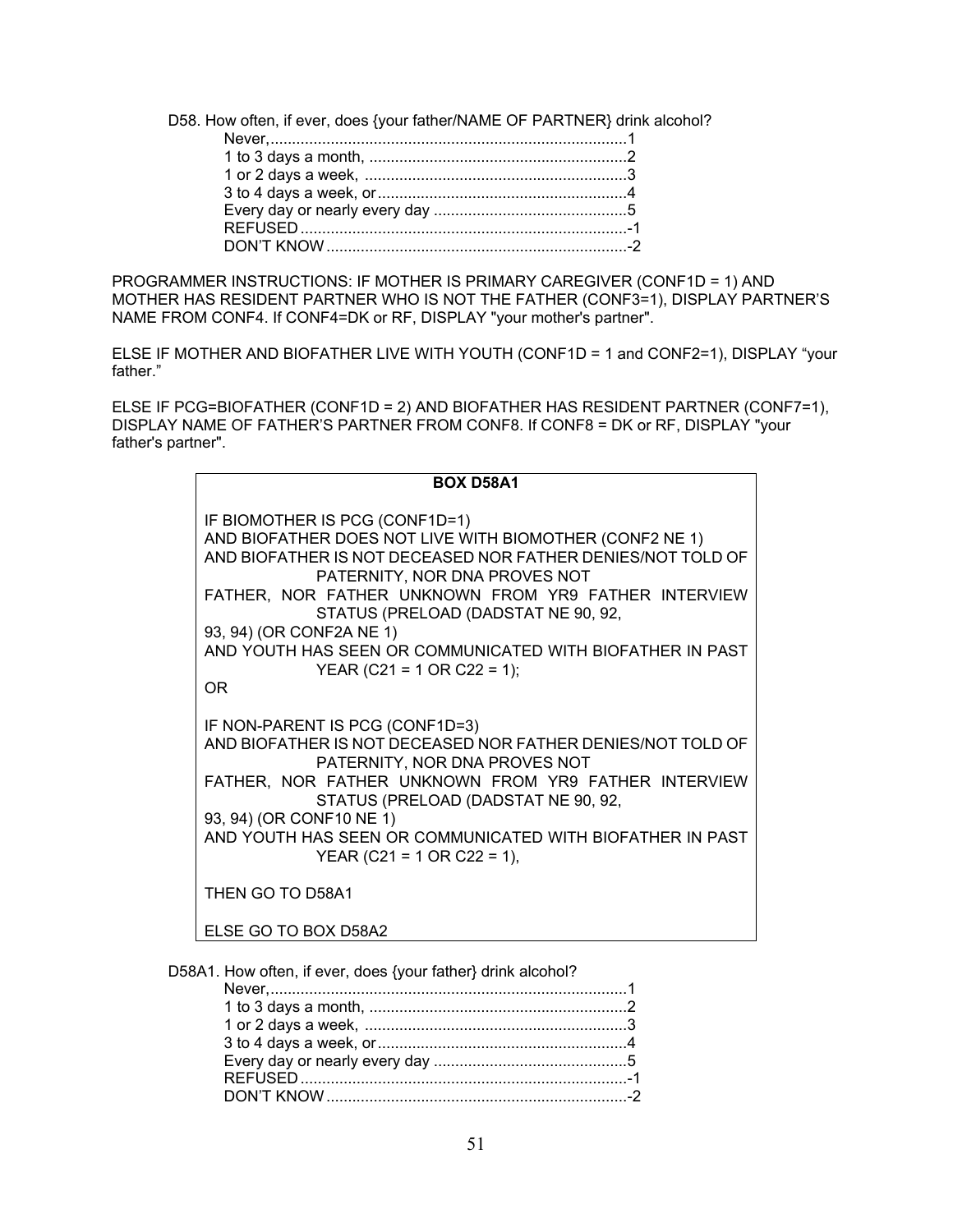D58. How often, if ever, does {your father/NAME OF PARTNER} drink alcohol?

Never,....................................................................................1
1 to 3 days a month, ............................................................2
1 or 2 days a week, .............................................................3
3 to 4 days a week, or..........................................................4
Every day or nearly every day .............................................5
REFUSED............................................................................-1
DON'T KNOW......................................................................-2

PROGRAMMER INSTRUCTIONS: IF MOTHER IS PRIMARY CAREGIVER (CONF1D = 1) AND MOTHER HAS RESIDENT PARTNER WHO IS NOT THE FATHER (CONF3=1), DISPLAY PARTNER'S NAME FROM CONF4. If CONF4=DK or RF, DISPLAY "your mother's partner".

ELSE IF MOTHER AND BIOFATHER LIVE WITH YOUTH (CONF1D = 1 and CONF2=1), DISPLAY "your father."

ELSE IF PCG=BIOFATHER (CONF1D = 2) AND BIOFATHER HAS RESIDENT PARTNER (CONF7=1), DISPLAY NAME OF FATHER'S PARTNER FROM CONF8. If CONF8 = DK or RF, DISPLAY "your father's partner".

**BOX D58A1**

IF BIOMOTHER IS PCG (CONF1D=1)
AND BIOFATHER DOES NOT LIVE WITH BIOMOTHER (CONF2 NE 1)
AND BIOFATHER IS NOT DECEASED NOR FATHER DENIES/NOT TOLD OF PATERNITY, NOR DNA PROVES NOT FATHER, NOR FATHER UNKNOWN FROM YR9 FATHER INTERVIEW STATUS (PRELOAD (DADSTAT NE 90, 92, 93, 94) (OR CONF2A NE 1)
AND YOUTH HAS SEEN OR COMMUNICATED WITH BIOFATHER IN PAST YEAR (C21 = 1 OR C22 = 1);
OR

IF NON-PARENT IS PCG (CONF1D=3)
AND BIOFATHER IS NOT DECEASED NOR FATHER DENIES/NOT TOLD OF PATERNITY, NOR DNA PROVES NOT FATHER, NOR FATHER UNKNOWN FROM YR9 FATHER INTERVIEW STATUS (PRELOAD (DADSTAT NE 90, 92, 93, 94) (OR CONF10 NE 1)
AND YOUTH HAS SEEN OR COMMUNICATED WITH BIOFATHER IN PAST YEAR (C21 = 1 OR C22 = 1),

THEN GO TO D58A1

ELSE GO TO BOX D58A2

D58A1. How often, if ever, does {your father} drink alcohol?

Never,....................................................................................1
1 to 3 days a month, ............................................................2
1 or 2 days a week, .............................................................3
3 to 4 days a week, or..........................................................4
Every day or nearly every day .............................................5
REFUSED............................................................................-1
DON'T KNOW......................................................................-2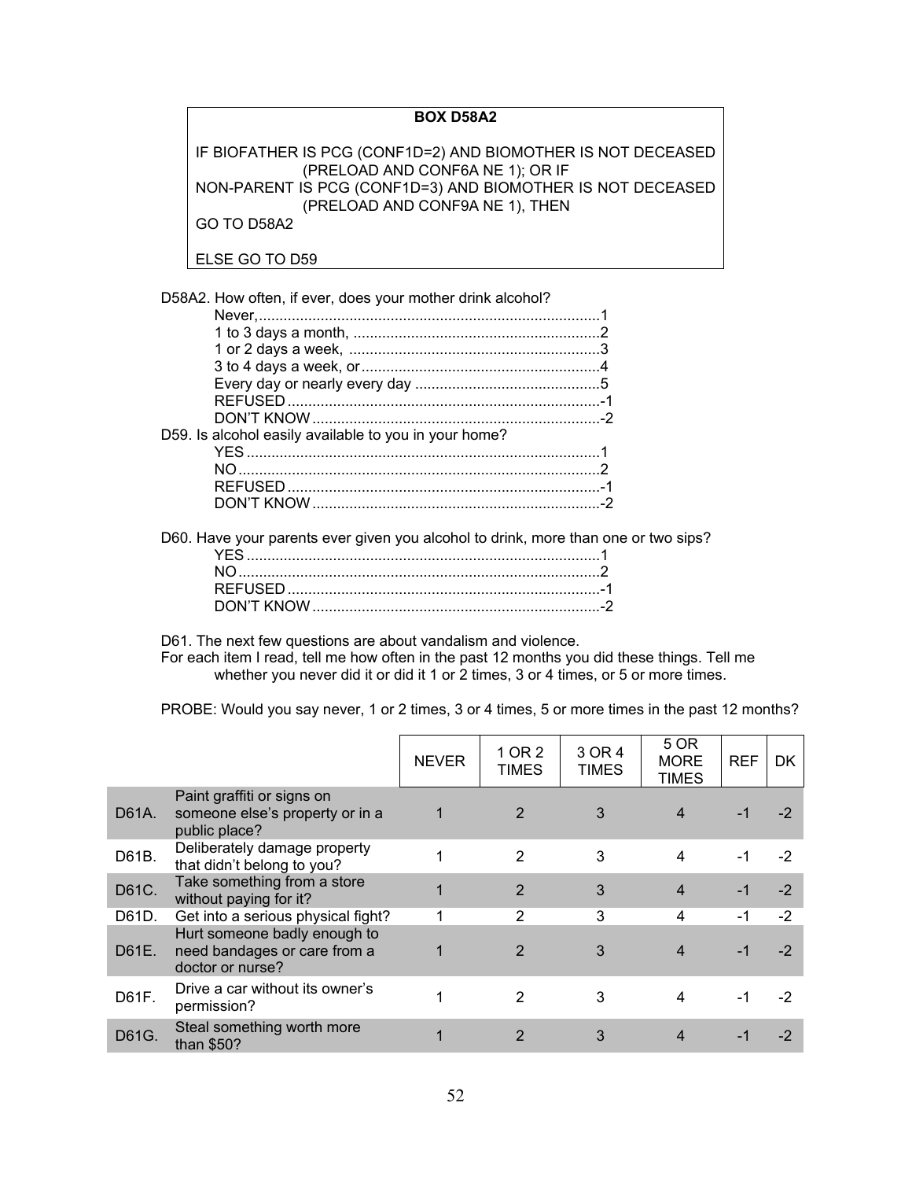**BOX D58A2**

IF BIOFATHER IS PCG (CONF1D=2) AND BIOMOTHER IS NOT DECEASED (PRELOAD AND CONF6A NE 1); OR IF NON-PARENT IS PCG (CONF1D=3) AND BIOMOTHER IS NOT DECEASED (PRELOAD AND CONF9A NE 1), THEN GO TO D58A2

ELSE GO TO D59

D58A2. How often, if ever, does your mother drink alcohol?

- Never,....................................................................................1
- 1 to 3 days a month, .............................................................2
- 1 or 2 days a week, ...............................................................3
- 3 to 4 days a week, or...........................................................4
- Every day or nearly every day ..............................................5
- REFUSED ............................................................................-1
- DON'T KNOW .......................................................................-2

D59. Is alcohol easily available to you in your home?

- YES .......................................................................................1
- NO .........................................................................................2
- REFUSED ............................................................................-1
- DON'T KNOW .......................................................................-2

D60. Have your parents ever given you alcohol to drink, more than one or two sips?

- YES .......................................................................................1
- NO .........................................................................................2
- REFUSED ............................................................................-1
- DON'T KNOW .......................................................................-2

D61. The next few questions are about vandalism and violence.
For each item I read, tell me how often in the past 12 months you did these things. Tell me whether you never did it or did it 1 or 2 times, 3 or 4 times, or 5 or more times.

PROBE: Would you say never, 1 or 2 times, 3 or 4 times, 5 or more times in the past 12 months?

| | | NEVER | 1 OR 2 TIMES | 3 OR 4 TIMES | 5 OR MORE TIMES | REF | DK |
|---|---|---|---|---|---|---|---|
| D61A. | Paint graffiti or signs on someone else's property or in a public place? | 1 | 2 | 3 | 4 | -1 | -2 |
| D61B. | Deliberately damage property that didn't belong to you? | 1 | 2 | 3 | 4 | -1 | -2 |
| D61C. | Take something from a store without paying for it? | 1 | 2 | 3 | 4 | -1 | -2 |
| D61D. | Get into a serious physical fight? | 1 | 2 | 3 | 4 | -1 | -2 |
| D61E. | Hurt someone badly enough to need bandages or care from a doctor or nurse? | 1 | 2 | 3 | 4 | -1 | -2 |
| D61F. | Drive a car without its owner's permission? | 1 | 2 | 3 | 4 | -1 | -2 |
| D61G. | Steal something worth more than $50? | 1 | 2 | 3 | 4 | -1 | -2 |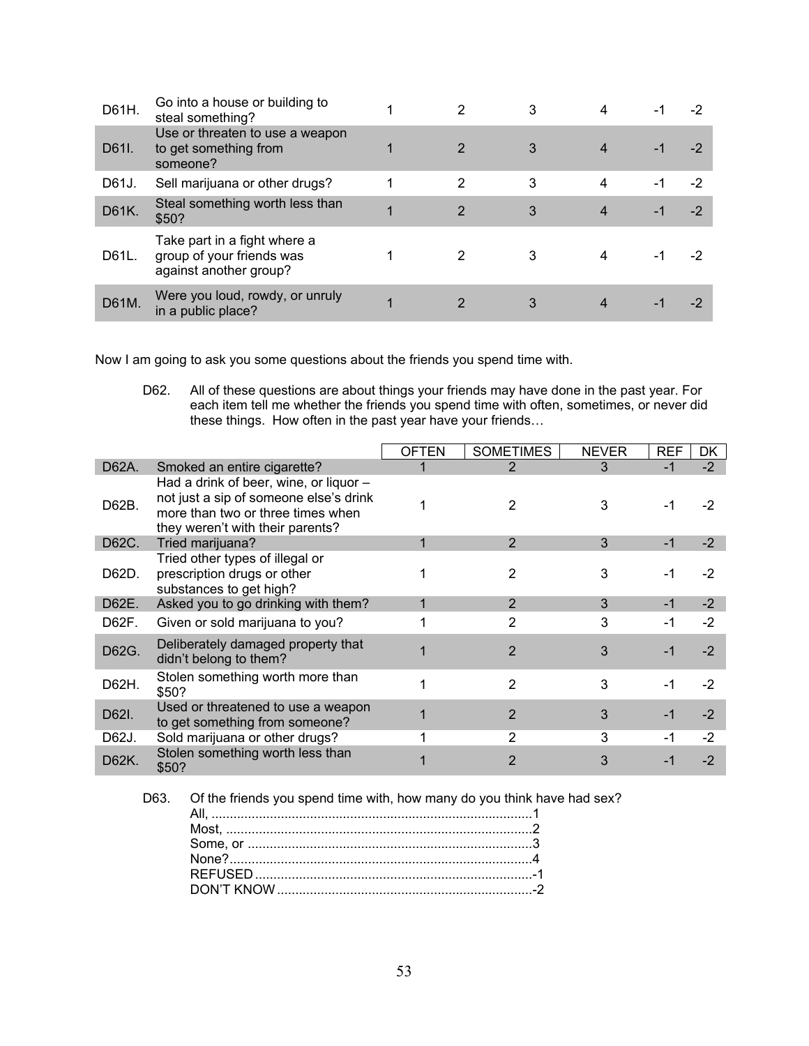| | | | | | | | |
|---|---|---|---|---|---|---|---|
| D61H. | Go into a house or building to steal something? | 1 | 2 | 3 | 4 | -1 | -2 |
| D61I. | Use or threaten to use a weapon to get something from someone? | 1 | 2 | 3 | 4 | -1 | -2 |
| D61J. | Sell marijuana or other drugs? | 1 | 2 | 3 | 4 | -1 | -2 |
| D61K. | Steal something worth less than $50? | 1 | 2 | 3 | 4 | -1 | -2 |
| D61L. | Take part in a fight where a group of your friends was against another group? | 1 | 2 | 3 | 4 | -1 | -2 |
| D61M. | Were you loud, rowdy, or unruly in a public place? | 1 | 2 | 3 | 4 | -1 | -2 |

Now I am going to ask you some questions about the friends you spend time with.

D62. All of these questions are about things your friends may have done in the past year. For each item tell me whether the friends you spend time with often, sometimes, or never did these things. How often in the past year have your friends…

| | | OFTEN | SOMETIMES | NEVER | REF | DK |
|---|---|---|---|---|---|---|
| D62A. | Smoked an entire cigarette? | 1 | 2 | 3 | -1 | -2 |
| D62B. | Had a drink of beer, wine, or liquor – not just a sip of someone else's drink more than two or three times when they weren't with their parents? | 1 | 2 | 3 | -1 | -2 |
| D62C. | Tried marijuana? | 1 | 2 | 3 | -1 | -2 |
| D62D. | Tried other types of illegal or prescription drugs or other substances to get high? | 1 | 2 | 3 | -1 | -2 |
| D62E. | Asked you to go drinking with them? | 1 | 2 | 3 | -1 | -2 |
| D62F. | Given or sold marijuana to you? | 1 | 2 | 3 | -1 | -2 |
| D62G. | Deliberately damaged property that didn't belong to them? | 1 | 2 | 3 | -1 | -2 |
| D62H. | Stolen something worth more than $50? | 1 | 2 | 3 | -1 | -2 |
| D62I. | Used or threatened to use a weapon to get something from someone? | 1 | 2 | 3 | -1 | -2 |
| D62J. | Sold marijuana or other drugs? | 1 | 2 | 3 | -1 | -2 |
| D62K. | Stolen something worth less than $50? | 1 | 2 | 3 | -1 | -2 |

D63. Of the friends you spend time with, how many do you think have had sex?

All, ........................................................................................1
Most, ....................................................................................2
Some, or ..............................................................................3
None?....................................................................................4
REFUSED ............................................................................-1
DON'T KNOW ......................................................................-2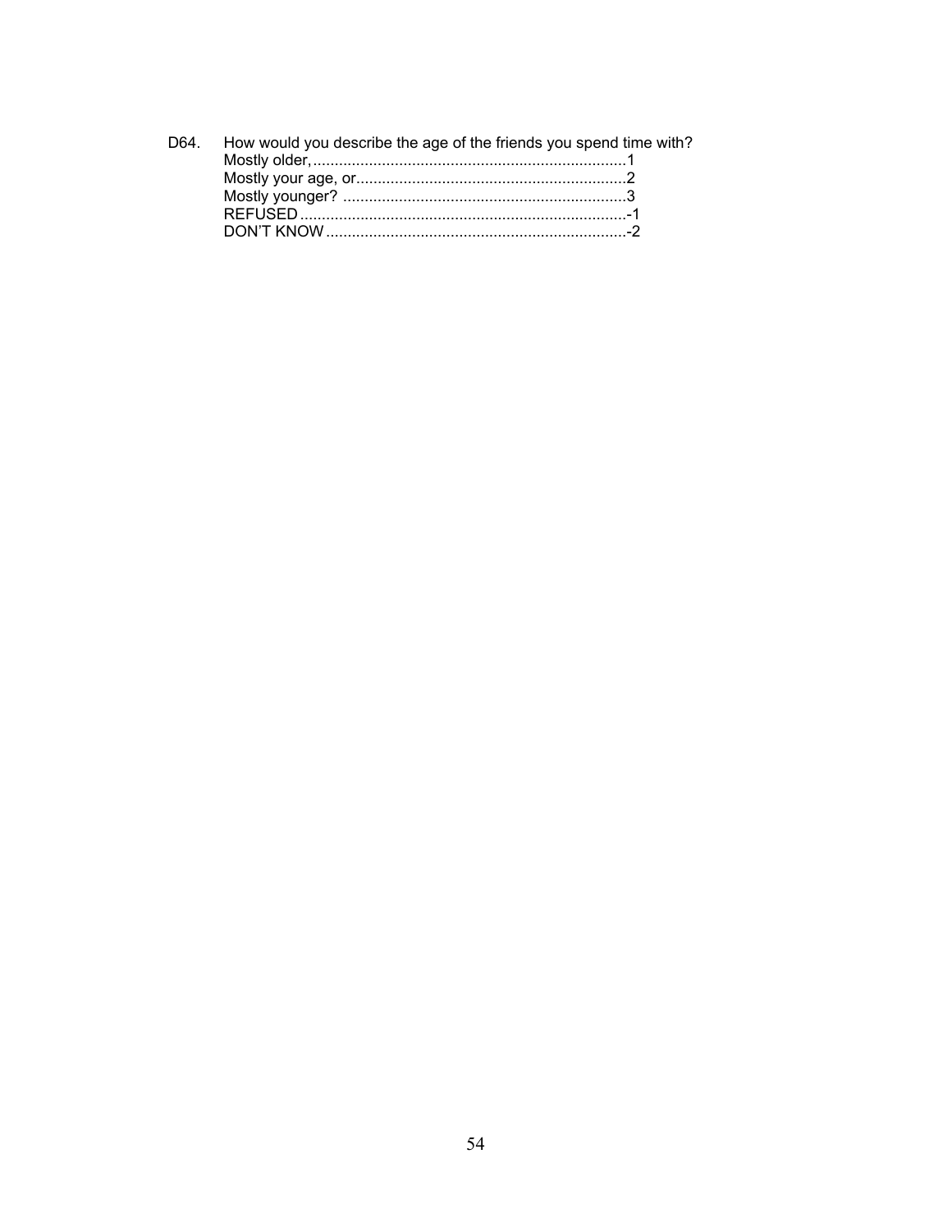D64. How would you describe the age of the friends you spend time with?

Mostly older, ........................................................................1
Mostly your age, or..............................................................2
Mostly younger? .................................................................3
REFUSED ...........................................................................-1
DON'T KNOW .....................................................................-2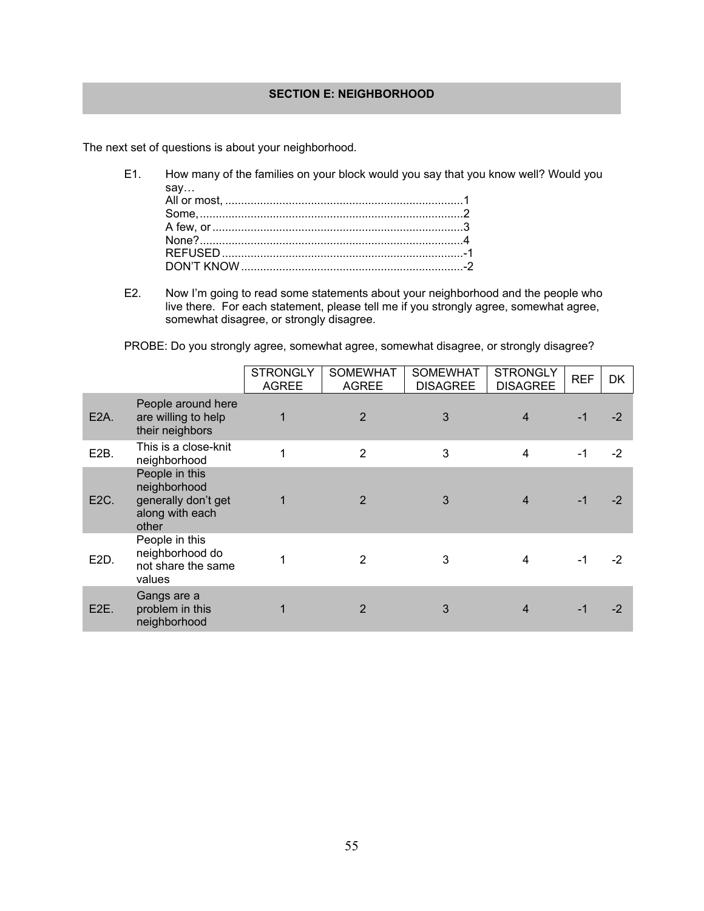## SECTION E: NEIGHBORHOOD

The next set of questions is about your neighborhood.

E1. How many of the families on your block would you say that you know well? Would you say…

All or most, ..........................................................................1
Some, ..................................................................................2
A few, or ..............................................................................3
None?...................................................................................4
REFUSED ...........................................................................-1
DON'T KNOW .....................................................................-2

E2. Now I'm going to read some statements about your neighborhood and the people who live there. For each statement, please tell me if you strongly agree, somewhat agree, somewhat disagree, or strongly disagree.

PROBE: Do you strongly agree, somewhat agree, somewhat disagree, or strongly disagree?

| | | STRONGLY AGREE | SOMEWHAT AGREE | SOMEWHAT DISAGREE | STRONGLY DISAGREE | REF | DK |
|---|---|---|---|---|---|---|---|
| E2A. | People around here are willing to help their neighbors | 1 | 2 | 3 | 4 | -1 | -2 |
| E2B. | This is a close-knit neighborhood | 1 | 2 | 3 | 4 | -1 | -2 |
| E2C. | People in this neighborhood generally don't get along with each other | 1 | 2 | 3 | 4 | -1 | -2 |
| E2D. | People in this neighborhood do not share the same values | 1 | 2 | 3 | 4 | -1 | -2 |
| E2E. | Gangs are a problem in this neighborhood | 1 | 2 | 3 | 4 | -1 | -2 |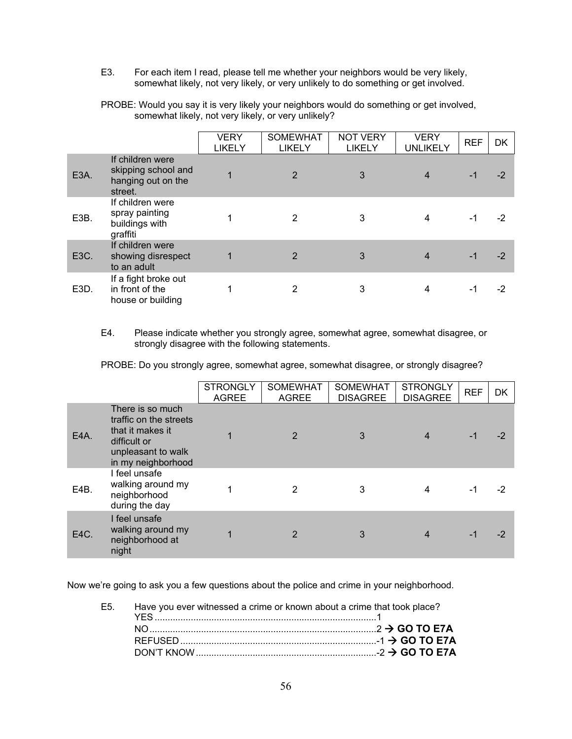E3. For each item I read, please tell me whether your neighbors would be very likely, somewhat likely, not very likely, or very unlikely to do something or get involved.

PROBE: Would you say it is very likely your neighbors would do something or get involved, somewhat likely, not very likely, or very unlikely?

| | | VERY LIKELY | SOMEWHAT LIKELY | NOT VERY LIKELY | VERY UNLIKELY | REF | DK |
|---|---|---|---|---|---|---|---|
| E3A. | If children were skipping school and hanging out on the street. | 1 | 2 | 3 | 4 | -1 | -2 |
| E3B. | If children were spray painting buildings with graffiti | 1 | 2 | 3 | 4 | -1 | -2 |
| E3C. | If children were showing disrespect to an adult | 1 | 2 | 3 | 4 | -1 | -2 |
| E3D. | If a fight broke out in front of the house or building | 1 | 2 | 3 | 4 | -1 | -2 |

E4. Please indicate whether you strongly agree, somewhat agree, somewhat disagree, or strongly disagree with the following statements.

PROBE: Do you strongly agree, somewhat agree, somewhat disagree, or strongly disagree?

| | | STRONGLY AGREE | SOMEWHAT AGREE | SOMEWHAT DISAGREE | STRONGLY DISAGREE | REF | DK |
|---|---|---|---|---|---|---|---|
| E4A. | There is so much traffic on the streets that it makes it difficult or unpleasant to walk in my neighborhood | 1 | 2 | 3 | 4 | -1 | -2 |
| E4B. | I feel unsafe walking around my neighborhood during the day | 1 | 2 | 3 | 4 | -1 | -2 |
| E4C. | I feel unsafe walking around my neighborhood at night | 1 | 2 | 3 | 4 | -1 | -2 |

Now we're going to ask you a few questions about the police and crime in your neighborhood.

E5. Have you ever witnessed a crime or known about a crime that took place?

YES ....................................................................................1
NO.......................................................................................2 → **GO TO E7A**
REFUSED ...........................................................................-1 → **GO TO E7A**
DON'T KNOW .....................................................................-2 → **GO TO E7A**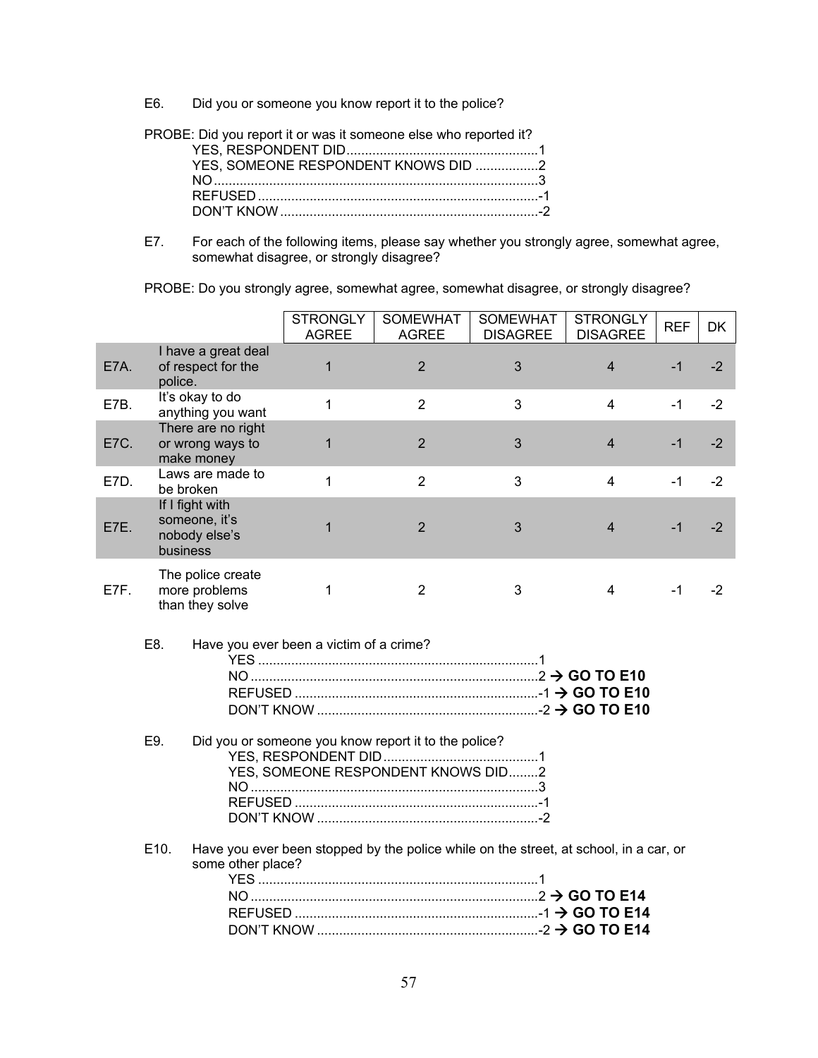E6. Did you or someone you know report it to the police?

PROBE: Did you report it or was it someone else who reported it?

YES, RESPONDENT DID....................................................1
YES, SOMEONE RESPONDENT KNOWS DID .................2
NO........................................................................................3
REFUSED ............................................................................-1
DON'T KNOW ......................................................................-2

E7. For each of the following items, please say whether you strongly agree, somewhat agree, somewhat disagree, or strongly disagree?

PROBE: Do you strongly agree, somewhat agree, somewhat disagree, or strongly disagree?

| | | STRONGLY AGREE | SOMEWHAT AGREE | SOMEWHAT DISAGREE | STRONGLY DISAGREE | REF | DK |
|---|---|---|---|---|---|---|---|
| E7A. | I have a great deal of respect for the police. | 1 | 2 | 3 | 4 | -1 | -2 |
| E7B. | It's okay to do anything you want | 1 | 2 | 3 | 4 | -1 | -2 |
| E7C. | There are no right or wrong ways to make money | 1 | 2 | 3 | 4 | -1 | -2 |
| E7D. | Laws are made to be broken | 1 | 2 | 3 | 4 | -1 | -2 |
| E7E. | If I fight with someone, it's nobody else's business | 1 | 2 | 3 | 4 | -1 | -2 |
| E7F. | The police create more problems than they solve | 1 | 2 | 3 | 4 | -1 | -2 |

E8. Have you ever been a victim of a crime?

YES ...........................................................................1
NO .............................................................................2 → **GO TO E10**
REFUSED ..................................................................-1 → **GO TO E10**
DON'T KNOW ............................................................-2 → **GO TO E10**

E9. Did you or someone you know report it to the police?

YES, RESPONDENT DID..........................................1
YES, SOMEONE RESPONDENT KNOWS DID........2
NO .............................................................................3
REFUSED ..................................................................-1
DON'T KNOW ............................................................-2

E10. Have you ever been stopped by the police while on the street, at school, in a car, or some other place?

YES ...........................................................................1
NO .............................................................................2 → **GO TO E14**
REFUSED ..................................................................-1 → **GO TO E14**
DON'T KNOW ............................................................-2 → **GO TO E14**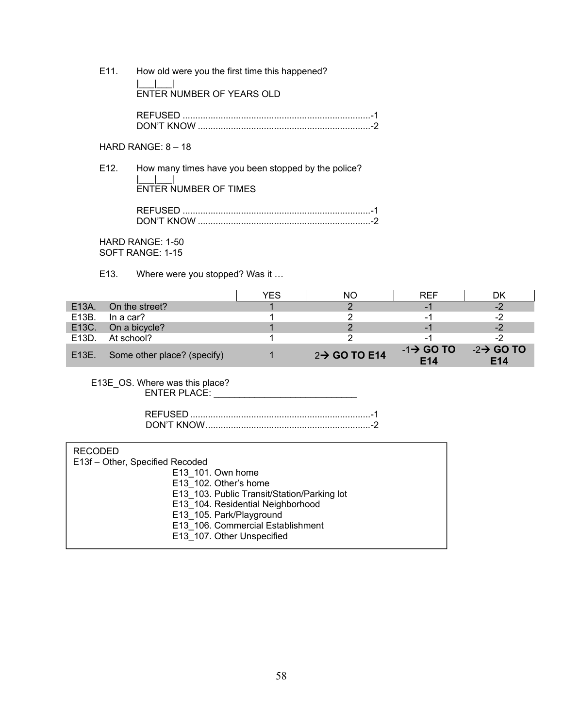E11. How old were you the first time this happened?

|___|___|
ENTER NUMBER OF YEARS OLD

REFUSED ..........................................................................-1
DON'T KNOW ....................................................................-2

HARD RANGE: 8 – 18

E12. How many times have you been stopped by the police?

|___|___|
ENTER NUMBER OF TIMES

REFUSED ..........................................................................-1
DON'T KNOW ....................................................................-2

HARD RANGE: 1-50
SOFT RANGE: 1-15

E13. Where were you stopped? Was it …

| | | YES | NO | REF | DK |
|---|---|---|---|---|---|
| E13A. | On the street? | 1 | 2 | -1 | -2 |
| E13B. | In a car? | 1 | 2 | -1 | -2 |
| E13C. | On a bicycle? | 1 | 2 | -1 | -2 |
| E13D. | At school? | 1 | 2 | -1 | -2 |
| E13E. | Some other place? (specify) | 1 | 2→ **GO TO E14** | -1→ **GO TO E14** | -2→ **GO TO E14** |

E13E_OS. Where was this place?
ENTER PLACE: ___________________________

REFUSED ......................................................................-1
DON'T KNOW.................................................................-2

RECODED
E13f – Other, Specified Recoded
- E13_101. Own home
- E13_102. Other's home
- E13_103. Public Transit/Station/Parking lot
- E13_104. Residential Neighborhood
- E13_105. Park/Playground
- E13_106. Commercial Establishment
- E13_107. Other Unspecified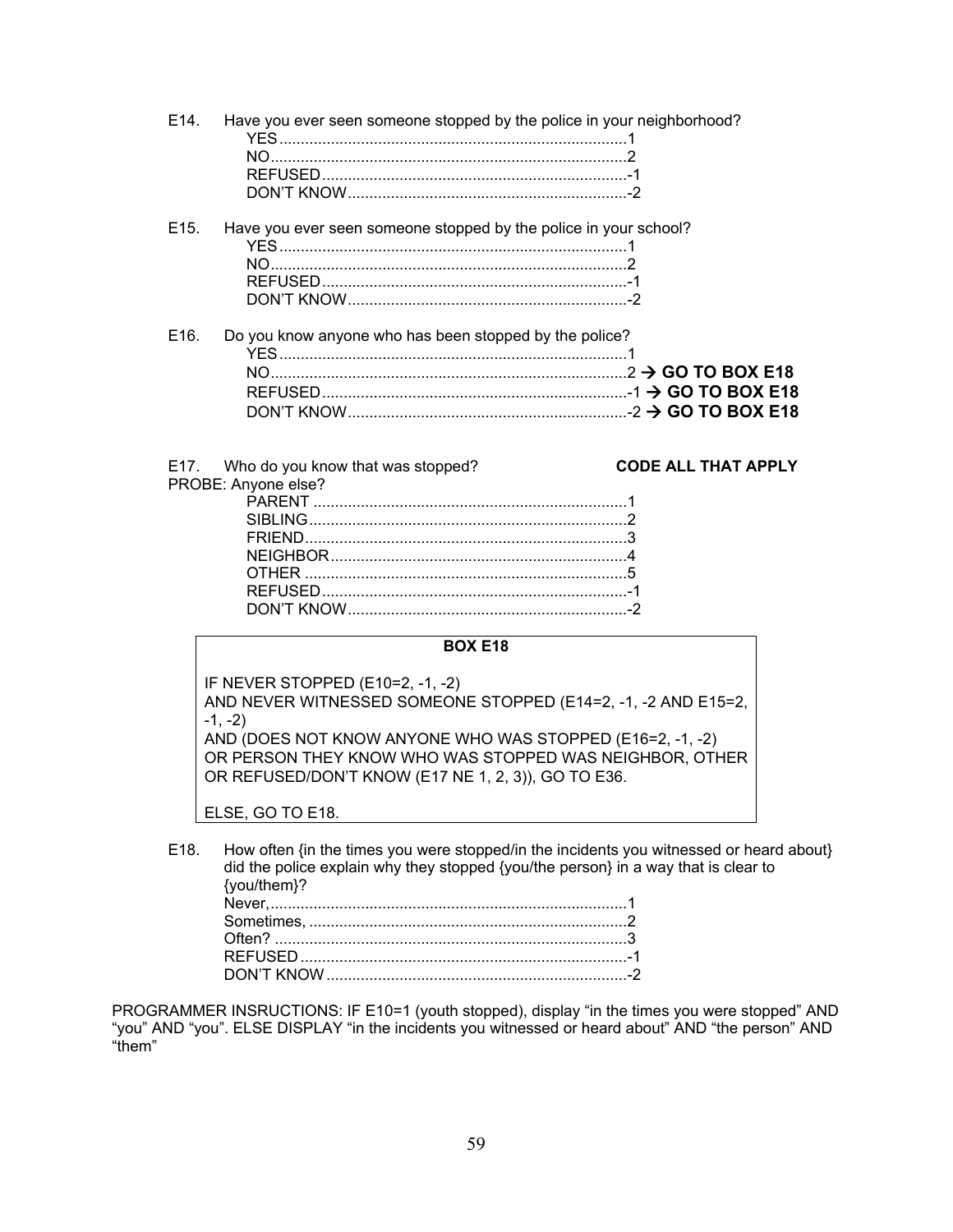E14. Have you ever seen someone stopped by the police in your neighborhood?

YES.................................................................................1
NO...................................................................................2
REFUSED.......................................................................-1
DON'T KNOW.................................................................-2

E15. Have you ever seen someone stopped by the police in your school?

YES.................................................................................1
NO...................................................................................2
REFUSED.......................................................................-1
DON'T KNOW.................................................................-2

E16. Do you know anyone who has been stopped by the police?

YES.................................................................................1
NO...................................................................................2 → **GO TO BOX E18**
REFUSED.......................................................................-1 → **GO TO BOX E18**
DON'T KNOW.................................................................-2 → **GO TO BOX E18**

E17. Who do you know that was stopped? **CODE ALL THAT APPLY**
PROBE: Anyone else?

PARENT .........................................................................1
SIBLING..........................................................................2
FRIEND...........................................................................3
NEIGHBOR.....................................................................4
OTHER ...........................................................................5
REFUSED.......................................................................-1
DON'T KNOW.................................................................-2

**BOX E18**

IF NEVER STOPPED (E10=2, -1, -2)
AND NEVER WITNESSED SOMEONE STOPPED (E14=2, -1, -2 AND E15=2, -1, -2)
AND (DOES NOT KNOW ANYONE WHO WAS STOPPED (E16=2, -1, -2)
OR PERSON THEY KNOW WHO WAS STOPPED WAS NEIGHBOR, OTHER OR REFUSED/DON'T KNOW (E17 NE 1, 2, 3)), GO TO E36.

ELSE, GO TO E18.

E18. How often {in the times you were stopped/in the incidents you witnessed or heard about} did the police explain why they stopped {you/the person} in a way that is clear to {you/them}?

Never,..................................................................................1
Sometimes, .........................................................................2
Often? .................................................................................3
REFUSED ...........................................................................-1
DON'T KNOW .....................................................................-2

PROGRAMMER INSRUCTIONS: IF E10=1 (youth stopped), display "in the times you were stopped" AND "you" AND "you". ELSE DISPLAY "in the incidents you witnessed or heard about" AND "the person" AND "them"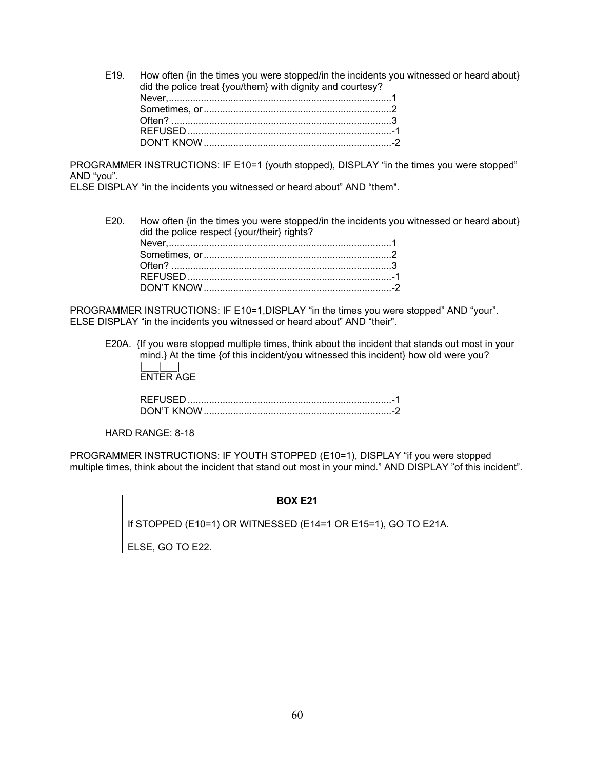E19. How often {in the times you were stopped/in the incidents you witnessed or heard about} did the police treat {you/them} with dignity and courtesy?

Never,..................................................................................1
Sometimes, or .....................................................................2
Often? .................................................................................3
REFUSED ...........................................................................-1
DON'T KNOW .....................................................................-2

PROGRAMMER INSTRUCTIONS: IF E10=1 (youth stopped), DISPLAY "in the times you were stopped" AND "you".
ELSE DISPLAY "in the incidents you witnessed or heard about" AND "them".

E20. How often {in the times you were stopped/in the incidents you witnessed or heard about} did the police respect {your/their} rights?

Never,..................................................................................1
Sometimes, or .....................................................................2
Often? .................................................................................3
REFUSED ...........................................................................-1
DON'T KNOW .....................................................................-2

PROGRAMMER INSTRUCTIONS: IF E10=1,DISPLAY "in the times you were stopped" AND "your".
ELSE DISPLAY "in the incidents you witnessed or heard about" AND "their".

E20A. {If you were stopped multiple times, think about the incident that stands out most in your mind.} At the time {of this incident/you witnessed this incident} how old were you?

|___|___|
ENTER AGE

REFUSED ...........................................................................-1
DON'T KNOW .....................................................................-2

HARD RANGE: 8-18

PROGRAMMER INSTRUCTIONS: IF YOUTH STOPPED (E10=1), DISPLAY "if you were stopped multiple times, think about the incident that stand out most in your mind." AND DISPLAY "of this incident".

**BOX E21**

If STOPPED (E10=1) OR WITNESSED (E14=1 OR E15=1), GO TO E21A.

ELSE, GO TO E22.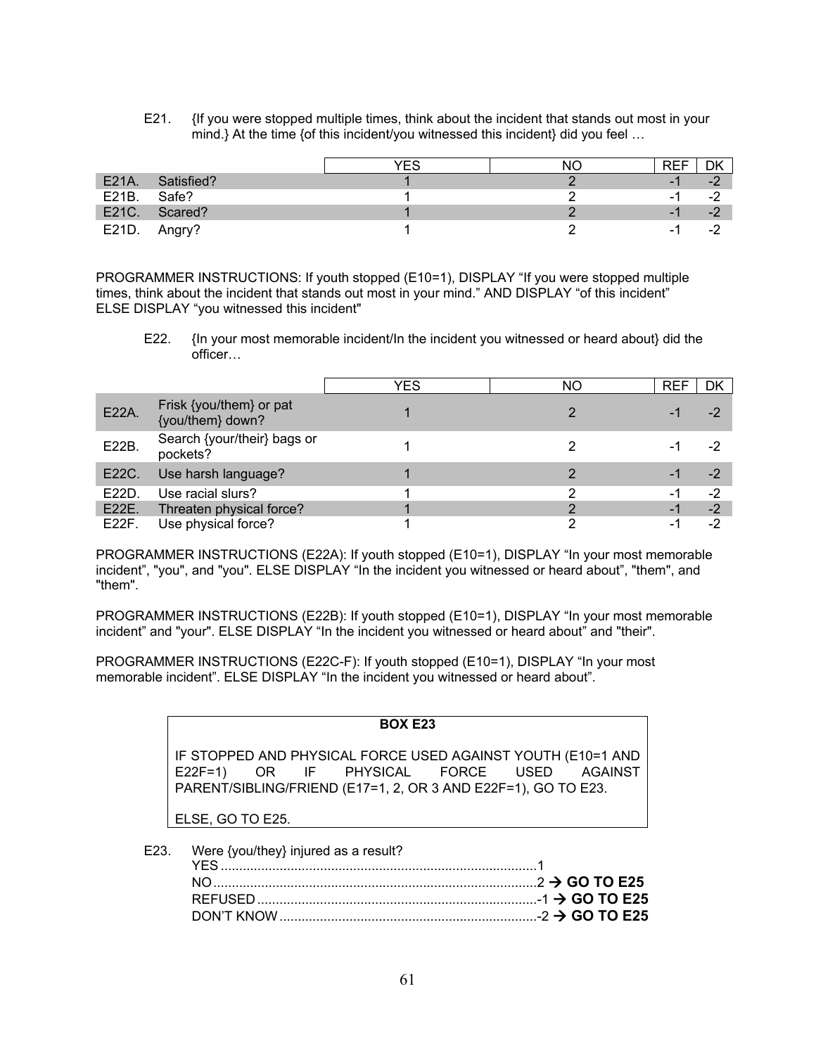E21. {If you were stopped multiple times, think about the incident that stands out most in your mind.} At the time {of this incident/you witnessed this incident} did you feel …

| | | YES | NO | REF | DK |
|---|---|---|---|---|---|
| E21A. | Satisfied? | 1 | 2 | -1 | -2 |
| E21B. | Safe? | 1 | 2 | -1 | -2 |
| E21C. | Scared? | 1 | 2 | -1 | -2 |
| E21D. | Angry? | 1 | 2 | -1 | -2 |

PROGRAMMER INSTRUCTIONS: If youth stopped (E10=1), DISPLAY "If you were stopped multiple times, think about the incident that stands out most in your mind." AND DISPLAY "of this incident" ELSE DISPLAY "you witnessed this incident"

E22. {In your most memorable incident/In the incident you witnessed or heard about} did the officer…

| | | YES | NO | REF | DK |
|---|---|---|---|---|---|
| E22A. | Frisk {you/them} or pat {you/them} down? | 1 | 2 | -1 | -2 |
| E22B. | Search {your/their} bags or pockets? | 1 | 2 | -1 | -2 |
| E22C. | Use harsh language? | 1 | 2 | -1 | -2 |
| E22D. | Use racial slurs? | 1 | 2 | -1 | -2 |
| E22E. | Threaten physical force? | 1 | 2 | -1 | -2 |
| E22F. | Use physical force? | 1 | 2 | -1 | -2 |

PROGRAMMER INSTRUCTIONS (E22A): If youth stopped (E10=1), DISPLAY "In your most memorable incident", "you", and "you". ELSE DISPLAY "In the incident you witnessed or heard about", "them", and "them".

PROGRAMMER INSTRUCTIONS (E22B): If youth stopped (E10=1), DISPLAY "In your most memorable incident" and "your". ELSE DISPLAY "In the incident you witnessed or heard about" and "their".

PROGRAMMER INSTRUCTIONS (E22C-F): If youth stopped (E10=1), DISPLAY "In your most memorable incident". ELSE DISPLAY "In the incident you witnessed or heard about".

**BOX E23**

IF STOPPED AND PHYSICAL FORCE USED AGAINST YOUTH (E10=1 AND E22F=1) OR IF PHYSICAL FORCE USED AGAINST PARENT/SIBLING/FRIEND (E17=1, 2, OR 3 AND E22F=1), GO TO E23.

ELSE, GO TO E25.

E23. Were {you/they} injured as a result?

YES .......................................................................................1
NO .........................................................................................2 → **GO TO E25**
REFUSED ..............................................................................-1 → **GO TO E25**
DON'T KNOW .........................................................................-2 → **GO TO E25**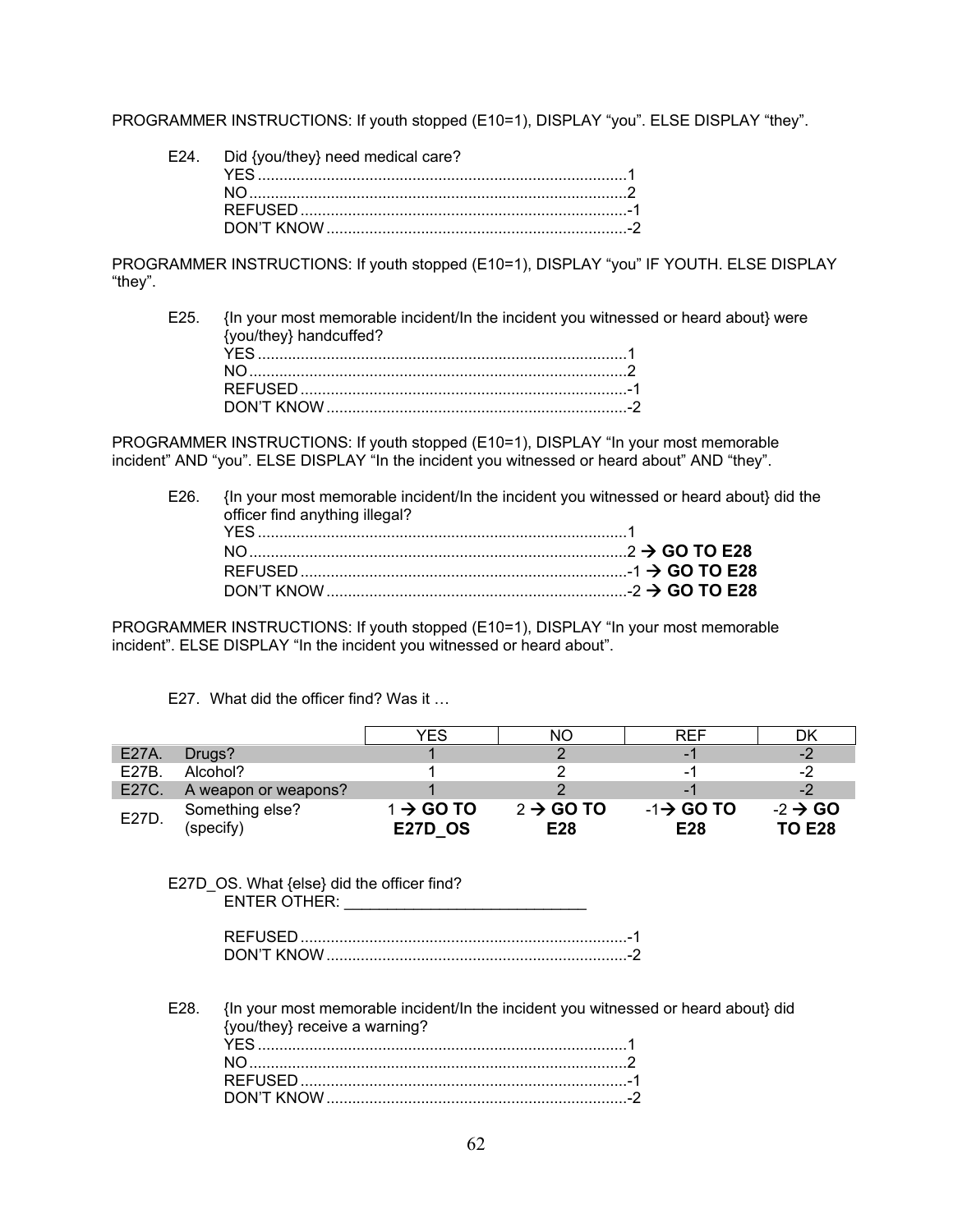PROGRAMMER INSTRUCTIONS: If youth stopped (E10=1), DISPLAY “you”. ELSE DISPLAY “they”.

E24. Did {you/they} need medical care?

YES .....................................................................................1
NO .......................................................................................2
REFUSED ............................................................................-1
DON’T KNOW ......................................................................-2

PROGRAMMER INSTRUCTIONS: If youth stopped (E10=1), DISPLAY “you” IF YOUTH. ELSE DISPLAY “they”.

E25. {In your most memorable incident/In the incident you witnessed or heard about} were {you/they} handcuffed?

YES .....................................................................................1
NO .......................................................................................2
REFUSED ............................................................................-1
DON’T KNOW ......................................................................-2

PROGRAMMER INSTRUCTIONS: If youth stopped (E10=1), DISPLAY “In your most memorable incident” AND “you”. ELSE DISPLAY “In the incident you witnessed or heard about” AND “they”.

E26. {In your most memorable incident/In the incident you witnessed or heard about} did the officer find anything illegal?

YES .....................................................................................1
NO .......................................................................................2 → **GO TO E28**
REFUSED ............................................................................-1 → **GO TO E28**
DON’T KNOW ......................................................................-2 → **GO TO E28**

PROGRAMMER INSTRUCTIONS: If youth stopped (E10=1), DISPLAY “In your most memorable incident”. ELSE DISPLAY “In the incident you witnessed or heard about”.

E27. What did the officer find? Was it …

| | | YES | NO | REF | DK |
|---|---|---|---|---|---|
| E27A. | Drugs? | 1 | 2 | -1 | -2 |
| E27B. | Alcohol? | 1 | 2 | -1 | -2 |
| E27C. | A weapon or weapons? | 1 | 2 | -1 | -2 |
| E27D. | Something else? (specify) | 1 → **GO TO E27D_OS** | 2 → **GO TO E28** | -1→ **GO TO E28** | -2 → **GO TO E28** |

E27D_OS. What {else} did the officer find?

ENTER OTHER: ____________________________

REFUSED ............................................................................-1
DON’T KNOW ......................................................................-2

E28. {In your most memorable incident/In the incident you witnessed or heard about} did {you/they} receive a warning?

YES .....................................................................................1
NO .......................................................................................2
REFUSED ............................................................................-1
DON’T KNOW ......................................................................-2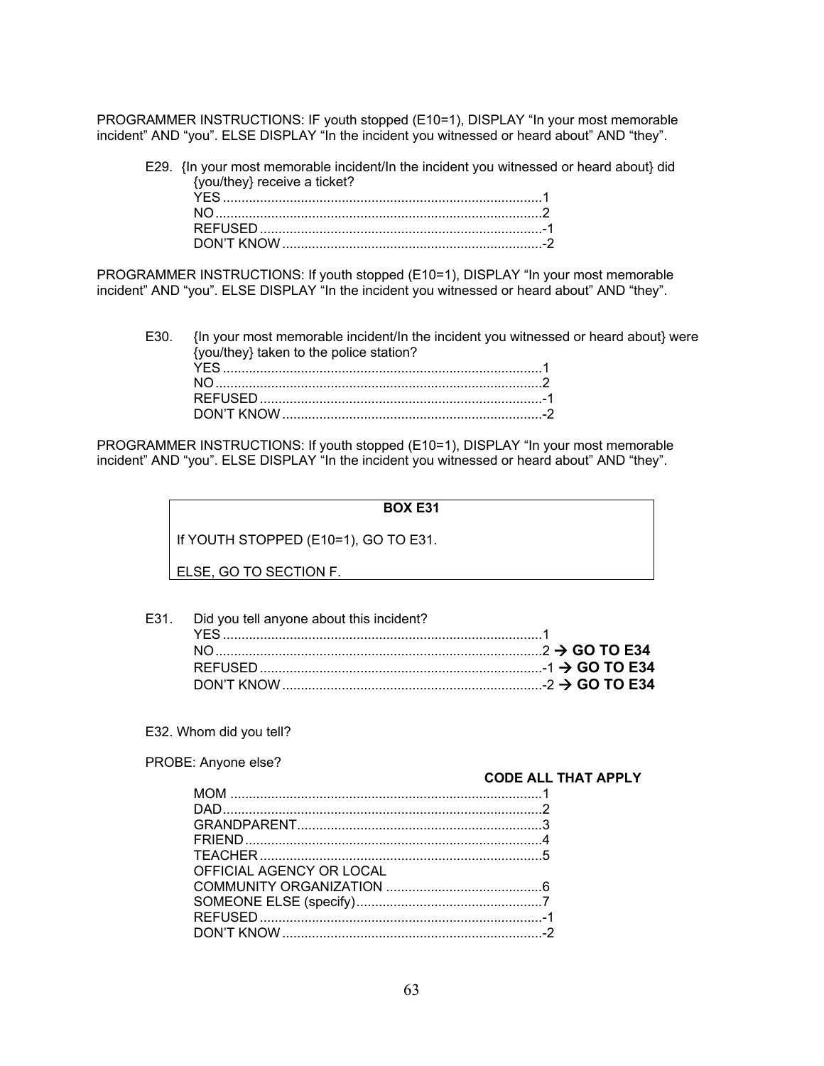PROGRAMMER INSTRUCTIONS: IF youth stopped (E10=1), DISPLAY "In your most memorable incident" AND "you". ELSE DISPLAY "In the incident you witnessed or heard about" AND "they".

E29. {In your most memorable incident/In the incident you witnessed or heard about} did {you/they} receive a ticket?

YES .....................................................................................1
NO .......................................................................................2
REFUSED ............................................................................-1
DON'T KNOW ......................................................................-2

PROGRAMMER INSTRUCTIONS: If youth stopped (E10=1), DISPLAY "In your most memorable incident" AND "you". ELSE DISPLAY "In the incident you witnessed or heard about" AND "they".

E30. {In your most memorable incident/In the incident you witnessed or heard about} were {you/they} taken to the police station?

YES .....................................................................................1
NO .......................................................................................2
REFUSED ............................................................................-1
DON'T KNOW ......................................................................-2

PROGRAMMER INSTRUCTIONS: If youth stopped (E10=1), DISPLAY "In your most memorable incident" AND "you". ELSE DISPLAY "In the incident you witnessed or heard about" AND "they".

**BOX E31**

If YOUTH STOPPED (E10=1), GO TO E31.

ELSE, GO TO SECTION F.

E31. Did you tell anyone about this incident?

YES .....................................................................................1
NO .......................................................................................2 → **GO TO E34**
REFUSED ............................................................................-1 → **GO TO E34**
DON'T KNOW ......................................................................-2 → **GO TO E34**

E32. Whom did you tell?

PROBE: Anyone else?

**CODE ALL THAT APPLY**

MOM ....................................................................................1
DAD.......................................................................................2
GRANDPARENT....................................................................3
FRIEND.................................................................................4
TEACHER ............................................................................5
OFFICIAL AGENCY OR LOCAL COMMUNITY ORGANIZATION ..........................................6
SOMEONE ELSE (specify)..................................................7
REFUSED ............................................................................-1
DON'T KNOW ......................................................................-2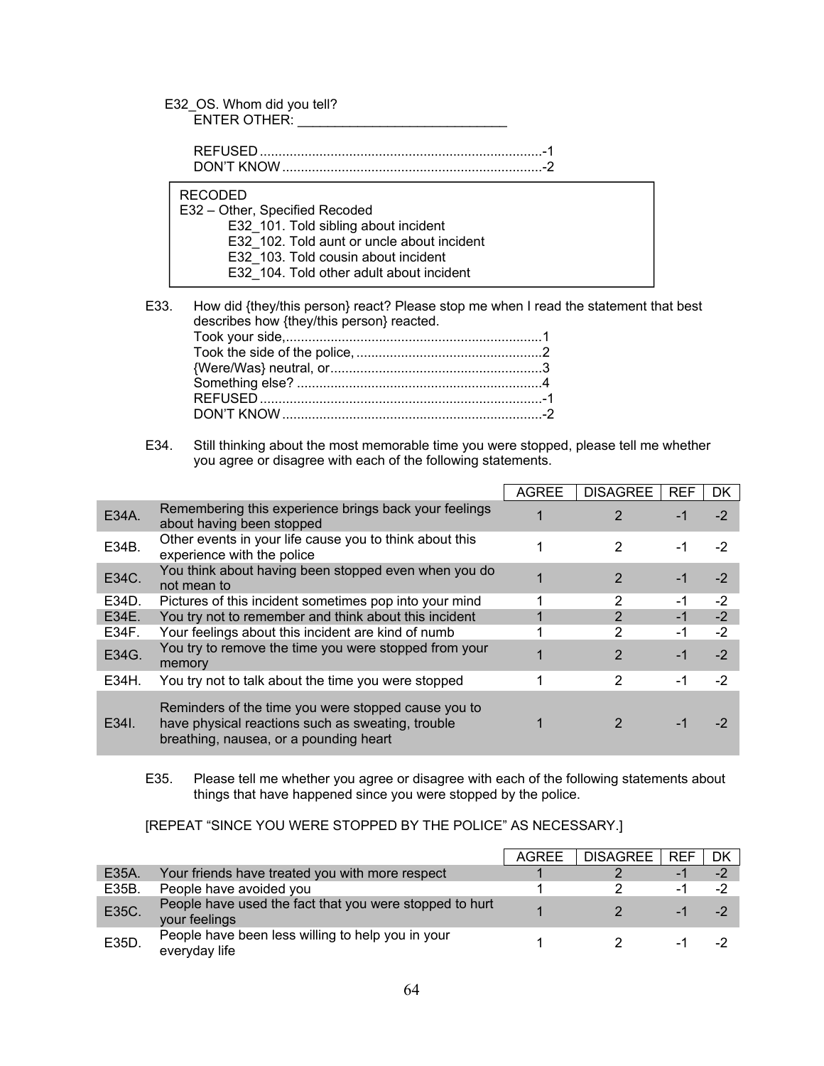E32_OS. Whom did you tell?
ENTER OTHER: ___________________________

REFUSED ...........................................................................-1
DON'T KNOW .....................................................................-2

RECODED
E32 – Other, Specified Recoded
- E32_101. Told sibling about incident
- E32_102. Told aunt or uncle about incident
- E32_103. Told cousin about incident
- E32_104. Told other adult about incident

E33. How did {they/this person} react? Please stop me when I read the statement that best describes how {they/this person} reacted.

Took your side,....................................................................1
Took the side of the police, .................................................2
{Were/Was} neutral, or........................................................3
Something else? .................................................................4
REFUSED ...........................................................................-1
DON'T KNOW .....................................................................-2

E34. Still thinking about the most memorable time you were stopped, please tell me whether you agree or disagree with each of the following statements.

| | | AGREE | DISAGREE | REF | DK |
|---|---|---|---|---|---|
| E34A. | Remembering this experience brings back your feelings about having been stopped | 1 | 2 | -1 | -2 |
| E34B. | Other events in your life cause you to think about this experience with the police | 1 | 2 | -1 | -2 |
| E34C. | You think about having been stopped even when you do not mean to | 1 | 2 | -1 | -2 |
| E34D. | Pictures of this incident sometimes pop into your mind | 1 | 2 | -1 | -2 |
| E34E. | You try not to remember and think about this incident | 1 | 2 | -1 | -2 |
| E34F. | Your feelings about this incident are kind of numb | 1 | 2 | -1 | -2 |
| E34G. | You try to remove the time you were stopped from your memory | 1 | 2 | -1 | -2 |
| E34H. | You try not to talk about the time you were stopped | 1 | 2 | -1 | -2 |
| E34I. | Reminders of the time you were stopped cause you to have physical reactions such as sweating, trouble breathing, nausea, or a pounding heart | 1 | 2 | -1 | -2 |

E35. Please tell me whether you agree or disagree with each of the following statements about things that have happened since you were stopped by the police.

[REPEAT "SINCE YOU WERE STOPPED BY THE POLICE" AS NECESSARY.]

| | | AGREE | DISAGREE | REF | DK |
|---|---|---|---|---|---|
| E35A. | Your friends have treated you with more respect | 1 | 2 | -1 | -2 |
| E35B. | People have avoided you | 1 | 2 | -1 | -2 |
| E35C. | People have used the fact that you were stopped to hurt your feelings | 1 | 2 | -1 | -2 |
| E35D. | People have been less willing to help you in your everyday life | 1 | 2 | -1 | -2 |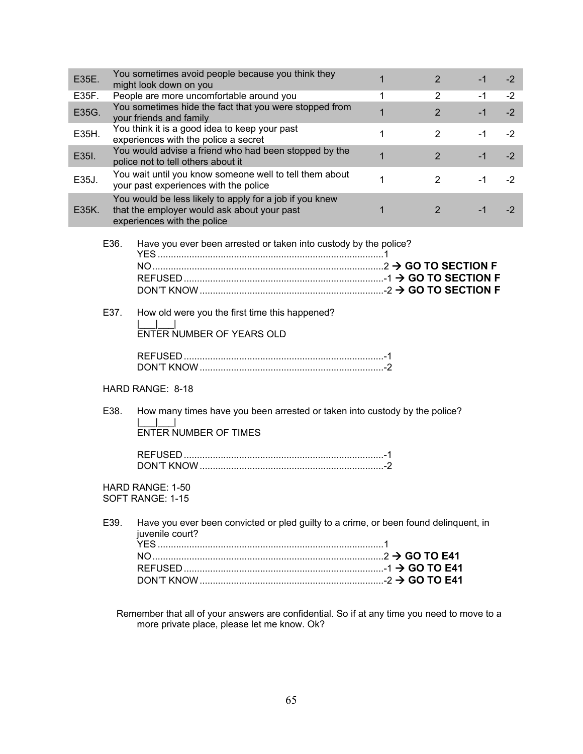| | | | | | |
|---|---|---|---|---|---|
| E35E. | You sometimes avoid people because you think they might look down on you | 1 | 2 | -1 | -2 |
| E35F. | People are more uncomfortable around you | 1 | 2 | -1 | -2 |
| E35G. | You sometimes hide the fact that you were stopped from your friends and family | 1 | 2 | -1 | -2 |
| E35H. | You think it is a good idea to keep your past experiences with the police a secret | 1 | 2 | -1 | -2 |
| E35I. | You would advise a friend who had been stopped by the police not to tell others about it | 1 | 2 | -1 | -2 |
| E35J. | You wait until you know someone well to tell them about your past experiences with the police | 1 | 2 | -1 | -2 |
| E35K. | You would be less likely to apply for a job if you knew that the employer would ask about your past experiences with the police | 1 | 2 | -1 | -2 |

E36. Have you ever been arrested or taken into custody by the police?

YES ....................................................................................1
NO ......................................................................................2 → **GO TO SECTION F**
REFUSED ...........................................................................-1 → **GO TO SECTION F**
DON'T KNOW .....................................................................-2 → **GO TO SECTION F**

E37. How old were you the first time this happened?

|___|___|
ENTER NUMBER OF YEARS OLD

REFUSED ...........................................................................-1
DON'T KNOW .....................................................................-2

HARD RANGE: 8-18

E38. How many times have you been arrested or taken into custody by the police?

|___|___|
ENTER NUMBER OF TIMES

REFUSED ...........................................................................-1
DON'T KNOW .....................................................................-2

HARD RANGE: 1-50
SOFT RANGE: 1-15

E39. Have you ever been convicted or pled guilty to a crime, or been found delinquent, in juvenile court?

YES ....................................................................................1
NO ......................................................................................2 → **GO TO E41**
REFUSED ...........................................................................-1 → **GO TO E41**
DON'T KNOW .....................................................................-2 → **GO TO E41**

Remember that all of your answers are confidential. So if at any time you need to move to a more private place, please let me know. Ok?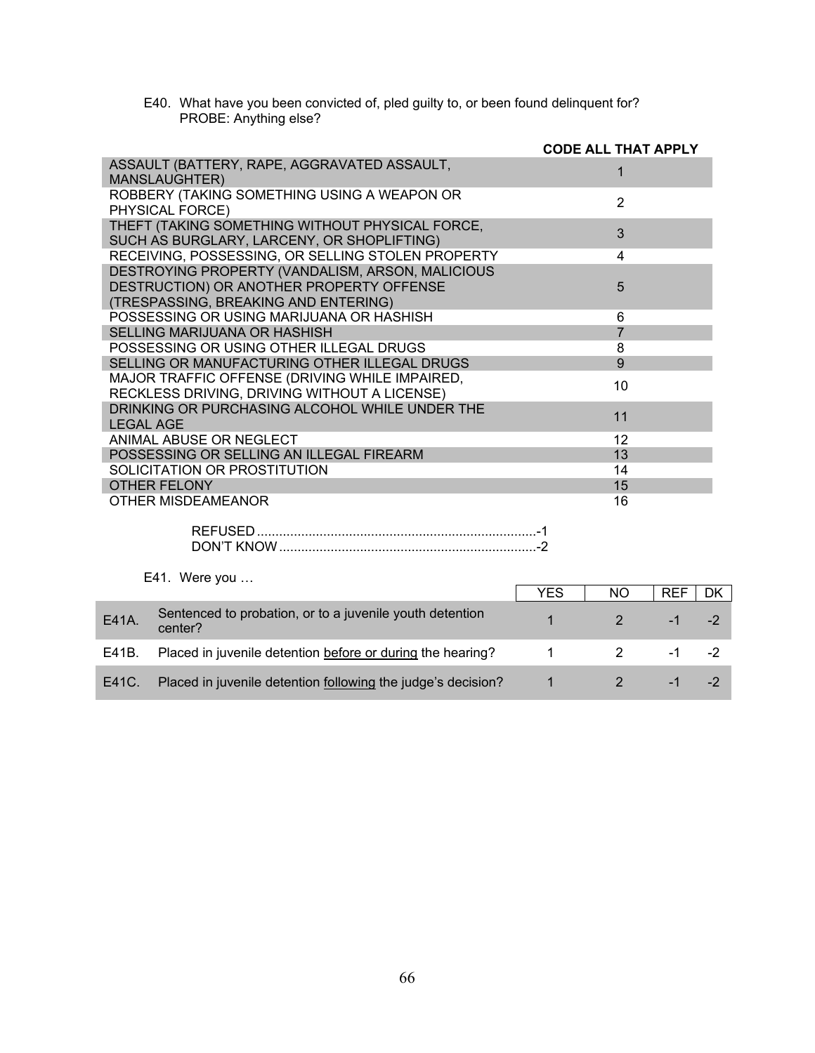E40. What have you been convicted of, pled guilty to, or been found delinquent for?
PROBE: Anything else?

| | CODE ALL THAT APPLY |
|---|---|
| ASSAULT (BATTERY, RAPE, AGGRAVATED ASSAULT, MANSLAUGHTER) | 1 |
| ROBBERY (TAKING SOMETHING USING A WEAPON OR PHYSICAL FORCE) | 2 |
| THEFT (TAKING SOMETHING WITHOUT PHYSICAL FORCE, SUCH AS BURGLARY, LARCENY, OR SHOPLIFTING) | 3 |
| RECEIVING, POSSESSING, OR SELLING STOLEN PROPERTY | 4 |
| DESTROYING PROPERTY (VANDALISM, ARSON, MALICIOUS DESTRUCTION) OR ANOTHER PROPERTY OFFENSE (TRESPASSING, BREAKING AND ENTERING) | 5 |
| POSSESSING OR USING MARIJUANA OR HASHISH | 6 |
| SELLING MARIJUANA OR HASHISH | 7 |
| POSSESSING OR USING OTHER ILLEGAL DRUGS | 8 |
| SELLING OR MANUFACTURING OTHER ILLEGAL DRUGS | 9 |
| MAJOR TRAFFIC OFFENSE (DRIVING WHILE IMPAIRED, RECKLESS DRIVING, DRIVING WITHOUT A LICENSE) | 10 |
| DRINKING OR PURCHASING ALCOHOL WHILE UNDER THE LEGAL AGE | 11 |
| ANIMAL ABUSE OR NEGLECT | 12 |
| POSSESSING OR SELLING AN ILLEGAL FIREARM | 13 |
| SOLICITATION OR PROSTITUTION | 14 |
| OTHER FELONY | 15 |
| OTHER MISDEAMEANOR | 16 |

REFUSED ............................................................................-1
DON'T KNOW ......................................................................-2

E41. Were you …

| | | YES | NO | REF | DK |
|---|---|---|---|---|---|
| E41A. | Sentenced to probation, or to a juvenile youth detention center? | 1 | 2 | -1 | -2 |
| E41B. | Placed in juvenile detention before or during the hearing? | 1 | 2 | -1 | -2 |
| E41C. | Placed in juvenile detention following the judge's decision? | 1 | 2 | -1 | -2 |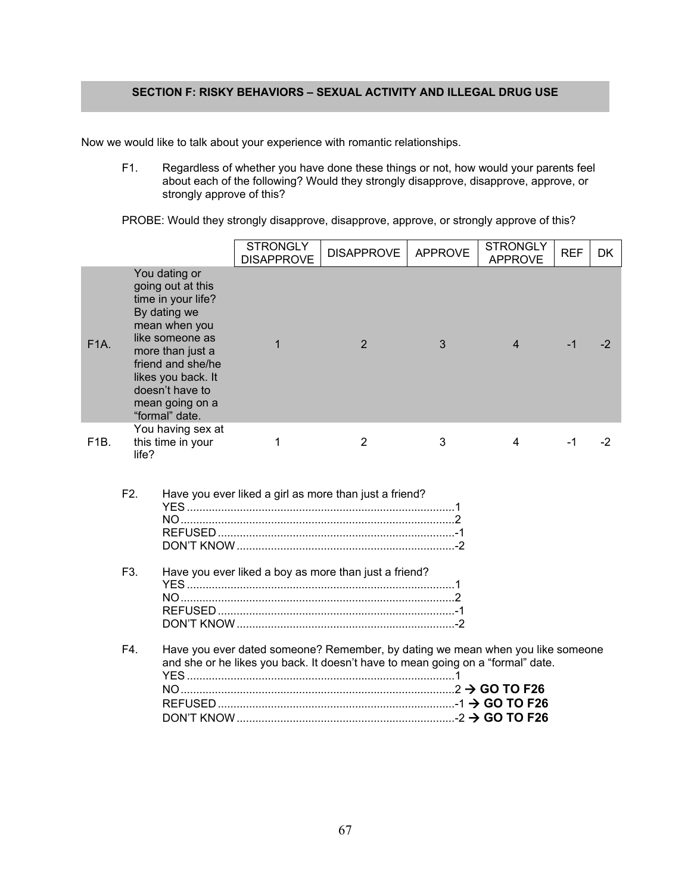## SECTION F: RISKY BEHAVIORS – SEXUAL ACTIVITY AND ILLEGAL DRUG USE

Now we would like to talk about your experience with romantic relationships.

F1. Regardless of whether you have done these things or not, how would your parents feel about each of the following? Would they strongly disapprove, disapprove, approve, or strongly approve of this?

PROBE: Would they strongly disapprove, disapprove, approve, or strongly approve of this?

| | | STRONGLY DISAPPROVE | DISAPPROVE | APPROVE | STRONGLY APPROVE | REF | DK |
|---|---|---|---|---|---|---|---|
| F1A. | You dating or going out at this time in your life? By dating we mean when you like someone as more than just a friend and she/he likes you back. It doesn't have to mean going on a "formal" date. | 1 | 2 | 3 | 4 | -1 | -2 |
| F1B. | You having sex at this time in your life? | 1 | 2 | 3 | 4 | -1 | -2 |

F2. Have you ever liked a girl as more than just a friend?
- YES .......... 1
- NO .......... 2
- REFUSED .......... -1
- DON'T KNOW .......... -2

F3. Have you ever liked a boy as more than just a friend?
- YES .......... 1
- NO .......... 2
- REFUSED .......... -1
- DON'T KNOW .......... -2

F4. Have you ever dated someone? Remember, by dating we mean when you like someone and she or he likes you back. It doesn't have to mean going on a "formal" date.
- YES .......... 1
- NO .......... 2 → **GO TO F26**
- REFUSED .......... -1 → **GO TO F26**
- DON'T KNOW .......... -2 → **GO TO F26**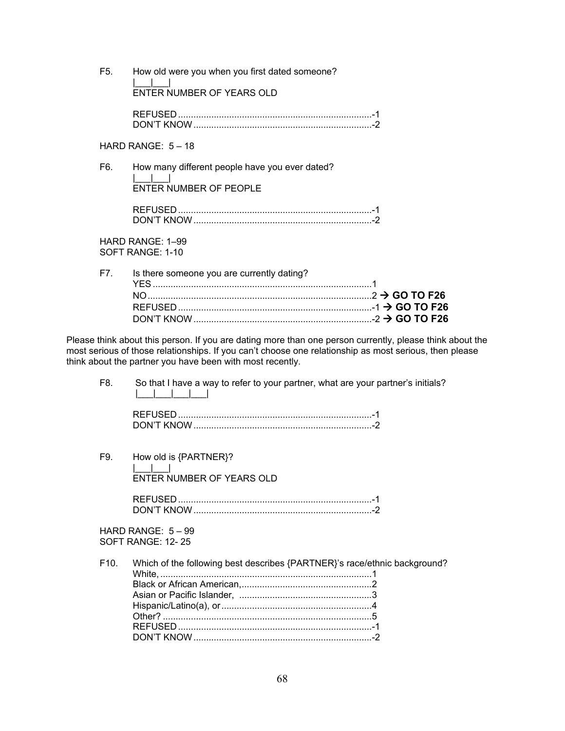F5. How old were you when you first dated someone?
|___|___|
ENTER NUMBER OF YEARS OLD

REFUSED ............................................................................-1
DON'T KNOW ......................................................................-2

HARD RANGE: 5 – 18

F6. How many different people have you ever dated?
|___|___|
ENTER NUMBER OF PEOPLE

REFUSED ............................................................................-1
DON'T KNOW ......................................................................-2

HARD RANGE: 1–99
SOFT RANGE: 1-10

F7. Is there someone you are currently dating?
YES ......................................................................................1
NO .......................................................................................2 → **GO TO F26**
REFUSED ............................................................................-1 → **GO TO F26**
DON'T KNOW ......................................................................-2 → **GO TO F26**

Please think about this person. If you are dating more than one person currently, please think about the most serious of those relationships. If you can't choose one relationship as most serious, then please think about the partner you have been with most recently.

F8. So that I have a way to refer to your partner, what are your partner's initials?
|___|___|___|___|

REFUSED ............................................................................-1
DON'T KNOW ......................................................................-2

F9. How old is {PARTNER}?
|___|___|
ENTER NUMBER OF YEARS OLD

REFUSED ............................................................................-1
DON'T KNOW ......................................................................-2

HARD RANGE: 5 – 99
SOFT RANGE: 12- 25

F10. Which of the following best describes {PARTNER}'s race/ethnic background?
White, ..................................................................................1
Black or African American,...................................................2
Asian or Pacific Islander, ....................................................3
Hispanic/Latino(a), or ..........................................................4
Other? ..................................................................................5
REFUSED ............................................................................-1
DON'T KNOW ......................................................................-2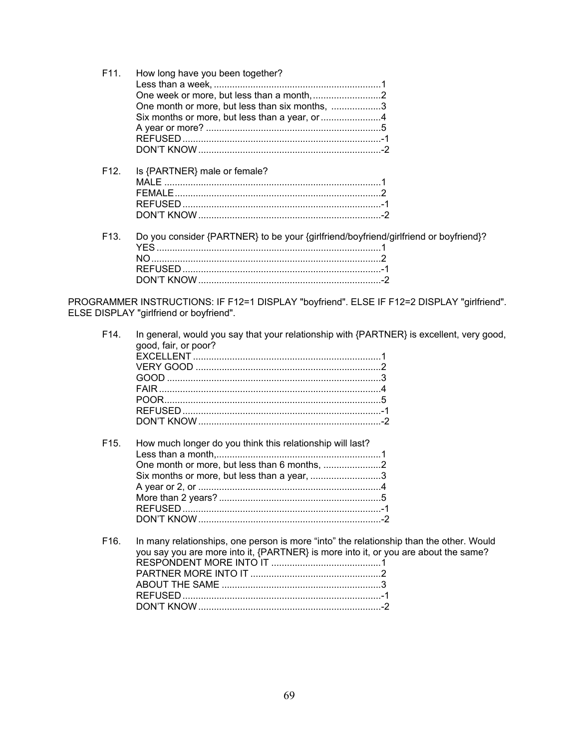F11. How long have you been together?
Less than a week, ................................................................1
One week or more, but less than a month, ..........................2
One month or more, but less than six months, ...................3
Six months or more, but less than a year, or .......................4
A year or more? ..................................................................5
REFUSED ............................................................................-1
DON'T KNOW ......................................................................-2

F12. Is {PARTNER} male or female?
MALE ..................................................................................1
FEMALE ..............................................................................2
REFUSED ............................................................................-1
DON'T KNOW ......................................................................-2

F13. Do you consider {PARTNER} to be your {girlfriend/boyfriend/girlfriend or boyfriend}?
YES ......................................................................................1
NO .......................................................................................2
REFUSED ............................................................................-1
DON'T KNOW ......................................................................-2

PROGRAMMER INSTRUCTIONS: IF F12=1 DISPLAY "boyfriend". ELSE IF F12=2 DISPLAY "girlfriend". ELSE DISPLAY "girlfriend or boyfriend".

F14. In general, would you say that your relationship with {PARTNER} is excellent, very good, good, fair, or poor?
EXCELLENT ........................................................................1
VERY GOOD .......................................................................2
GOOD .................................................................................3
FAIR ....................................................................................4
POOR ..................................................................................5
REFUSED ............................................................................-1
DON'T KNOW ......................................................................-2

F15. How much longer do you think this relationship will last?
Less than a month, ..............................................................1
One month or more, but less than 6 months, ......................2
Six months or more, but less than a year, ...........................3
A year or 2, or .....................................................................4
More than 2 years? .............................................................5
REFUSED ............................................................................-1
DON'T KNOW ......................................................................-2

F16. In many relationships, one person is more "into" the relationship than the other. Would you say you are more into it, {PARTNER} is more into it, or you are about the same?
RESPONDENT MORE INTO IT ..........................................1
PARTNER MORE INTO IT ..................................................2
ABOUT THE SAME .............................................................3
REFUSED ............................................................................-1
DON'T KNOW ......................................................................-2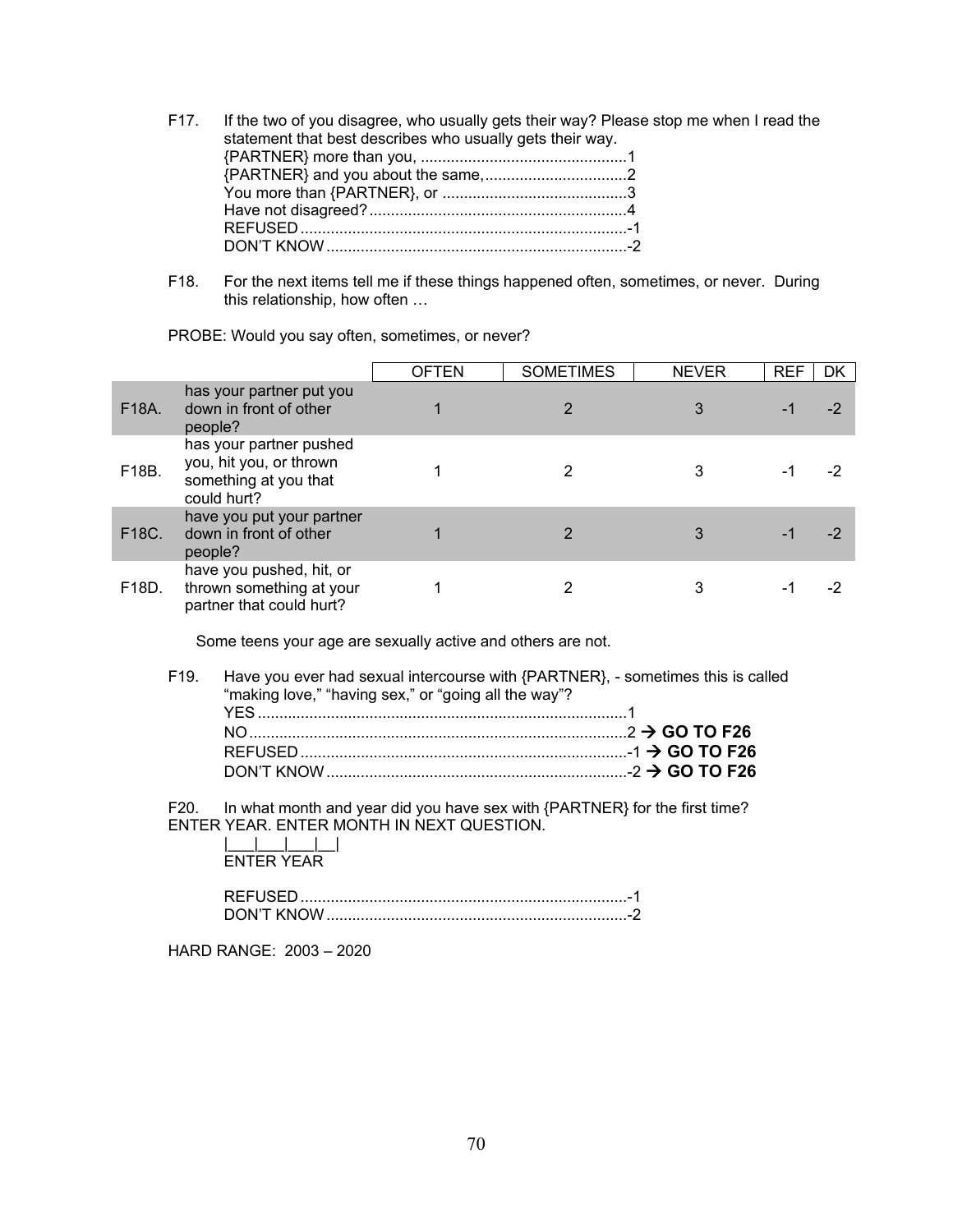F17. If the two of you disagree, who usually gets their way? Please stop me when I read the statement that best describes who usually gets their way.

{PARTNER} more than you, ................................................1
{PARTNER} and you about the same,.................................2
You more than {PARTNER}, or ..........................................3
Have not disagreed?...........................................................4
REFUSED ...........................................................................-1
DON'T KNOW .....................................................................-2

F18. For the next items tell me if these things happened often, sometimes, or never. During this relationship, how often …

PROBE: Would you say often, sometimes, or never?

| | | OFTEN | SOMETIMES | NEVER | REF | DK |
|---|---|---|---|---|---|---|
| F18A. | has your partner put you down in front of other people? | 1 | 2 | 3 | -1 | -2 |
| F18B. | has your partner pushed you, hit you, or thrown something at you that could hurt? | 1 | 2 | 3 | -1 | -2 |
| F18C. | have you put your partner down in front of other people? | 1 | 2 | 3 | -1 | -2 |
| F18D. | have you pushed, hit, or thrown something at your partner that could hurt? | 1 | 2 | 3 | -1 | -2 |

Some teens your age are sexually active and others are not.

F19. Have you ever had sexual intercourse with {PARTNER}, - sometimes this is called "making love," "having sex," or "going all the way"?

YES .....................................................................................1
NO.......................................................................................2 → **GO TO F26**
REFUSED ...........................................................................-1 → **GO TO F26**
DON'T KNOW .....................................................................-2 → **GO TO F26**

F20. In what month and year did you have sex with {PARTNER} for the first time?
ENTER YEAR. ENTER MONTH IN NEXT QUESTION.

|\_\_\_|\_\_\_|\_\_\_|\_\_|
ENTER YEAR

REFUSED ...........................................................................-1
DON'T KNOW .....................................................................-2

HARD RANGE: 2003 – 2020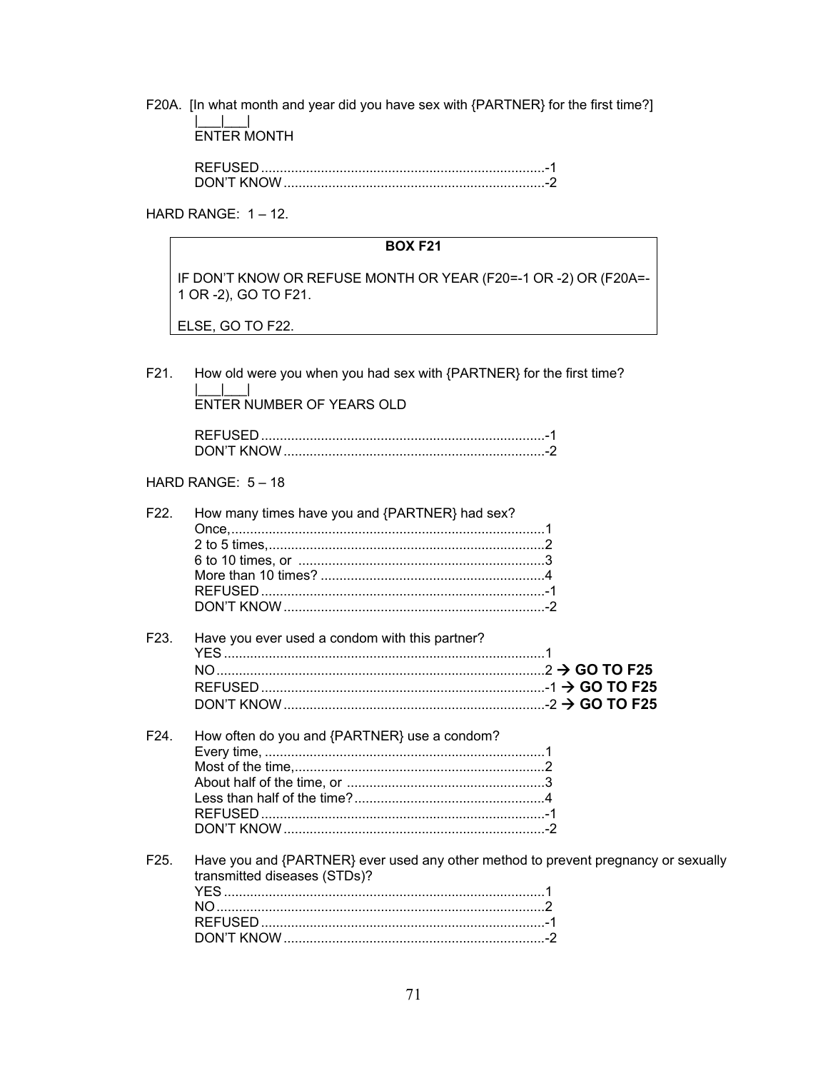F20A. [In what month and year did you have sex with {PARTNER} for the first time?]

|___|___|
ENTER MONTH

REFUSED ........................................................................... -1
DON'T KNOW ..................................................................... -2

HARD RANGE: 1 – 12.

| **BOX F21** |
|---|
| IF DON'T KNOW OR REFUSE MONTH OR YEAR (F20=-1 OR -2) OR (F20A=-1 OR -2), GO TO F21.<br><br>ELSE, GO TO F22. |

F21. How old were you when you had sex with {PARTNER} for the first time?

|___|___|
ENTER NUMBER OF YEARS OLD

REFUSED ........................................................................... -1
DON'T KNOW ..................................................................... -2

HARD RANGE: 5 – 18

F22. How many times have you and {PARTNER} had sex?

Once,................................................................................... 1
2 to 5 times,.......................................................................... 2
6 to 10 times, or ................................................................. 3
More than 10 times? ............................................................ 4
REFUSED ........................................................................... -1
DON'T KNOW ..................................................................... -2

F23. Have you ever used a condom with this partner?

YES ..................................................................................... 1
NO....................................................................................... 2 → **GO TO F25**
REFUSED ........................................................................... -1 → **GO TO F25**
DON'T KNOW ..................................................................... -2 → **GO TO F25**

F24. How often do you and {PARTNER} use a condom?

Every time, .......................................................................... 1
Most of the time,.................................................................. 2
About half of the time, or .................................................... 3
Less than half of the time?.................................................. 4
REFUSED ........................................................................... -1
DON'T KNOW ..................................................................... -2

F25. Have you and {PARTNER} ever used any other method to prevent pregnancy or sexually transmitted diseases (STDs)?

YES ..................................................................................... 1
NO....................................................................................... 2
REFUSED ........................................................................... -1
DON'T KNOW ..................................................................... -2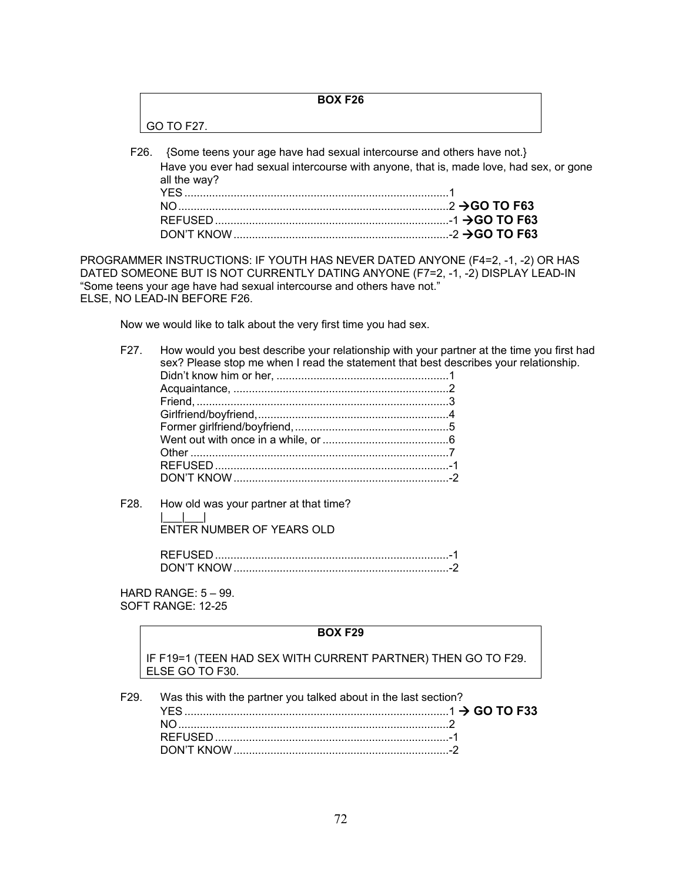**BOX F26**

GO TO F27.

F26. {Some teens your age have had sexual intercourse and others have not.}
Have you ever had sexual intercourse with anyone, that is, made love, had sex, or gone all the way?

YES ....................................................................................1
NO .......................................................................................2 → **GO TO F63**
REFUSED ...........................................................................-1 → **GO TO F63**
DON'T KNOW .....................................................................-2 → **GO TO F63**

PROGRAMMER INSTRUCTIONS: IF YOUTH HAS NEVER DATED ANYONE (F4=2, -1, -2) OR HAS DATED SOMEONE BUT IS NOT CURRENTLY DATING ANYONE (F7=2, -1, -2) DISPLAY LEAD-IN "Some teens your age have had sexual intercourse and others have not."
ELSE, NO LEAD-IN BEFORE F26.

Now we would like to talk about the very first time you had sex.

F27. How would you best describe your relationship with your partner at the time you first had sex? Please stop me when I read the statement that best describes your relationship.

Didn't know him or her, .......................................................1
Acquaintance, .....................................................................2
Friend, .................................................................................3
Girlfriend/boyfriend, .............................................................4
Former girlfriend/boyfriend, .................................................5
Went out with once in a while, or ........................................6
Other ...................................................................................7
REFUSED ...........................................................................-1
DON'T KNOW .....................................................................-2

F28. How old was your partner at that time?
|___|___|
ENTER NUMBER OF YEARS OLD

REFUSED ...........................................................................-1
DON'T KNOW .....................................................................-2

HARD RANGE: 5 – 99.
SOFT RANGE: 12-25

**BOX F29**

IF F19=1 (TEEN HAD SEX WITH CURRENT PARTNER) THEN GO TO F29.
ELSE GO TO F30.

F29. Was this with the partner you talked about in the last section?

YES ....................................................................................1 → **GO TO F33**
NO .......................................................................................2
REFUSED ...........................................................................-1
DON'T KNOW .....................................................................-2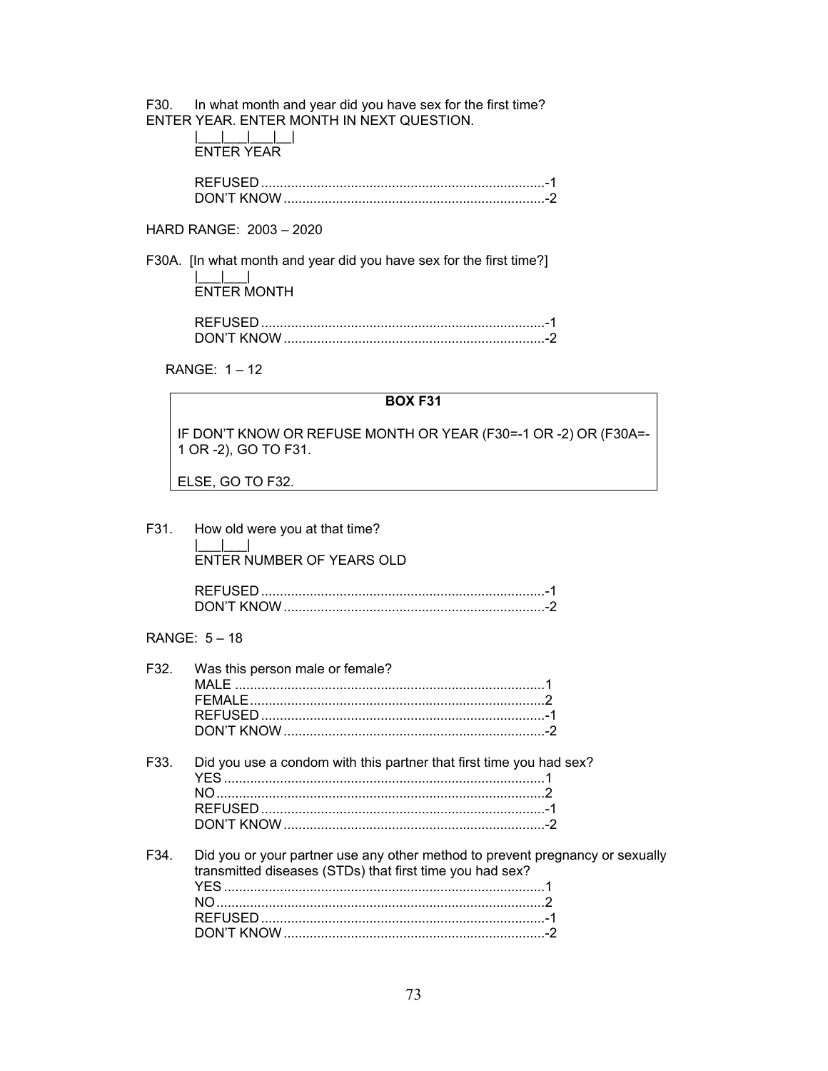F30. In what month and year did you have sex for the first time?
ENTER YEAR. ENTER MONTH IN NEXT QUESTION.

|___|___|___|__|
ENTER YEAR

REFUSED ............................................................................-1
DON'T KNOW ......................................................................-2

HARD RANGE: 2003 – 2020

F30A. [In what month and year did you have sex for the first time?]

|___|___|
ENTER MONTH

REFUSED ............................................................................-1
DON'T KNOW ......................................................................-2

RANGE: 1 – 12

| **BOX F31** |
|---|
| IF DON'T KNOW OR REFUSE MONTH OR YEAR (F30=-1 OR -2) OR (F30A=-1 OR -2), GO TO F31.<br><br>ELSE, GO TO F32. |

F31. How old were you at that time?

|___|___|
ENTER NUMBER OF YEARS OLD

REFUSED ............................................................................-1
DON'T KNOW ......................................................................-2

RANGE: 5 – 18

F32. Was this person male or female?

MALE ..................................................................................1
FEMALE ..............................................................................2
REFUSED ............................................................................-1
DON'T KNOW ......................................................................-2

F33. Did you use a condom with this partner that first time you had sex?

YES .....................................................................................1
NO .......................................................................................2
REFUSED ............................................................................-1
DON'T KNOW ......................................................................-2

F34. Did you or your partner use any other method to prevent pregnancy or sexually transmitted diseases (STDs) that first time you had sex?

YES .....................................................................................1
NO .......................................................................................2
REFUSED ............................................................................-1
DON'T KNOW ......................................................................-2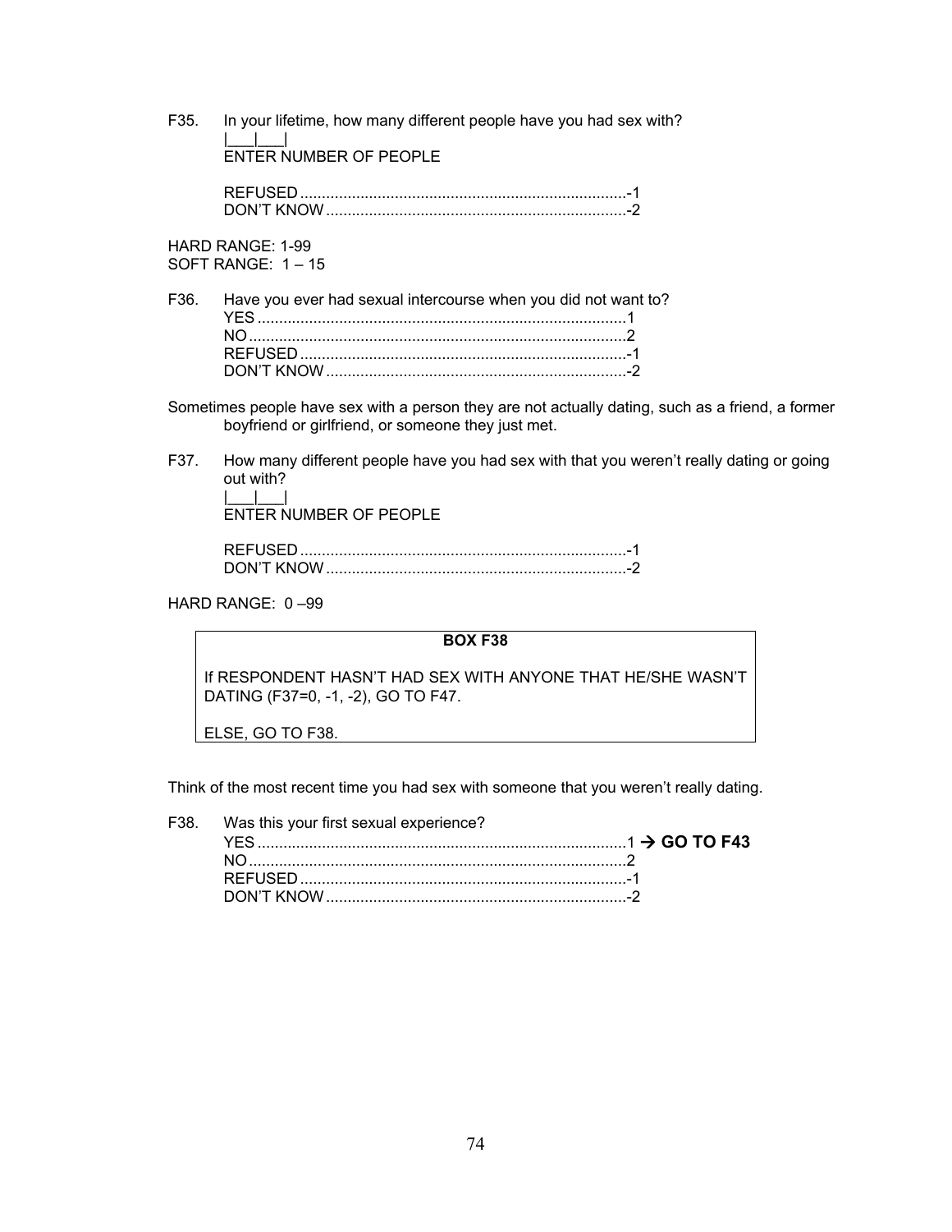F35. In your lifetime, how many different people have you had sex with?

|___|___|
ENTER NUMBER OF PEOPLE

REFUSED ............................................................................-1
DON'T KNOW ......................................................................-2

HARD RANGE: 1-99
SOFT RANGE: 1 – 15

F36. Have you ever had sexual intercourse when you did not want to?

YES ......................................................................................1
NO ........................................................................................2
REFUSED ............................................................................-1
DON'T KNOW ......................................................................-2

Sometimes people have sex with a person they are not actually dating, such as a friend, a former boyfriend or girlfriend, or someone they just met.

F37. How many different people have you had sex with that you weren't really dating or going out with?

|___|___|
ENTER NUMBER OF PEOPLE

REFUSED ............................................................................-1
DON'T KNOW ......................................................................-2

HARD RANGE: 0 –99

| **BOX F38** |
|---|
| If RESPONDENT HASN'T HAD SEX WITH ANYONE THAT HE/SHE WASN'T DATING (F37=0, -1, -2), GO TO F47.<br><br>ELSE, GO TO F38. |

Think of the most recent time you had sex with someone that you weren't really dating.

F38. Was this your first sexual experience?

YES ......................................................................................1 → **GO TO F43**
NO ........................................................................................2
REFUSED ............................................................................-1
DON'T KNOW ......................................................................-2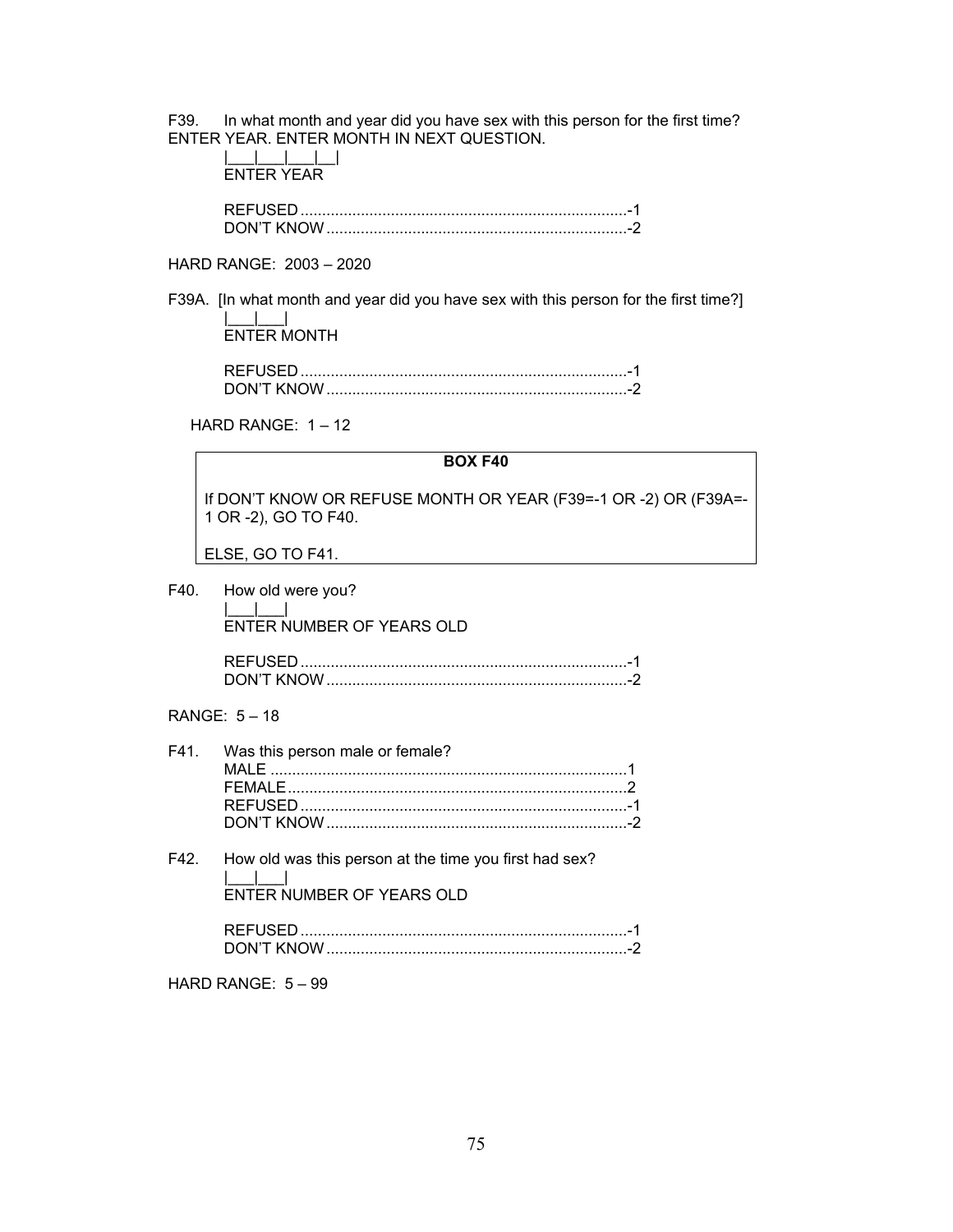F39. In what month and year did you have sex with this person for the first time? ENTER YEAR. ENTER MONTH IN NEXT QUESTION.

|___|___|___|__|
ENTER YEAR

REFUSED ........................................................................... -1
DON'T KNOW ..................................................................... -2

HARD RANGE: 2003 – 2020

F39A. [In what month and year did you have sex with this person for the first time?]

|___|___|
ENTER MONTH

REFUSED ........................................................................... -1
DON'T KNOW ..................................................................... -2

HARD RANGE: 1 – 12

**BOX F40**

If DON'T KNOW OR REFUSE MONTH OR YEAR (F39=-1 OR -2) OR (F39A=-1 OR -2), GO TO F40.

ELSE, GO TO F41.

F40. How old were you?

|___|___|
ENTER NUMBER OF YEARS OLD

REFUSED ........................................................................... -1
DON'T KNOW ..................................................................... -2

RANGE: 5 – 18

F41. Was this person male or female?

MALE .................................................................................. 1
FEMALE .............................................................................. 2
REFUSED ........................................................................... -1
DON'T KNOW ..................................................................... -2

F42. How old was this person at the time you first had sex?

|___|___|
ENTER NUMBER OF YEARS OLD

REFUSED ........................................................................... -1
DON'T KNOW ..................................................................... -2

HARD RANGE: 5 – 99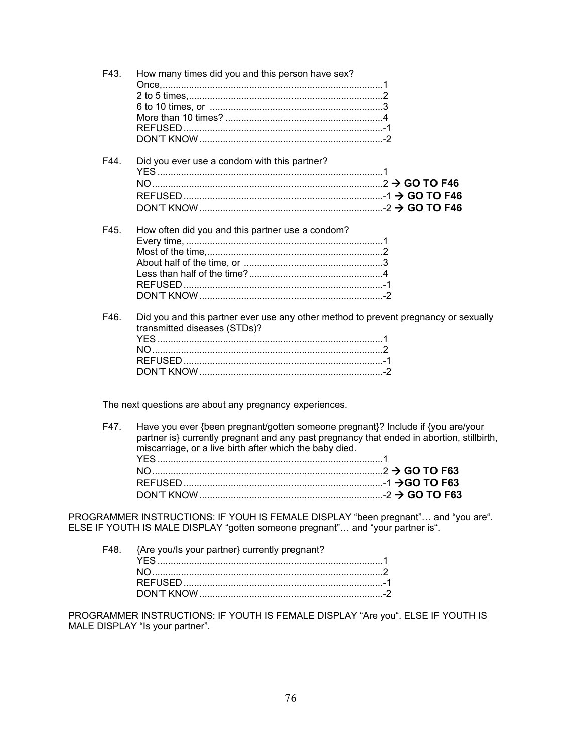F43. How many times did you and this person have sex?
Once,....................................................................................1
2 to 5 times,...........................................................................2
6 to 10 times, or ..................................................................3
More than 10 times? ............................................................4
REFUSED ............................................................................-1
DON'T KNOW ......................................................................-2

F44. Did you ever use a condom with this partner?
YES ......................................................................................1
NO ........................................................................................2 → **GO TO F46**
REFUSED ............................................................................-1 → **GO TO F46**
DON'T KNOW ......................................................................-2 → **GO TO F46**

F45. How often did you and this partner use a condom?
Every time, ...........................................................................1
Most of the time,...................................................................2
About half of the time, or .....................................................3
Less than half of the time?...................................................4
REFUSED ............................................................................-1
DON'T KNOW ......................................................................-2

F46. Did you and this partner ever use any other method to prevent pregnancy or sexually transmitted diseases (STDs)?
YES ......................................................................................1
NO ........................................................................................2
REFUSED ............................................................................-1
DON'T KNOW ......................................................................-2

The next questions are about any pregnancy experiences.

F47. Have you ever {been pregnant/gotten someone pregnant}? Include if {you are/your partner is} currently pregnant and any past pregnancy that ended in abortion, stillbirth, miscarriage, or a live birth after which the baby died.
YES ......................................................................................1
NO ........................................................................................2 → **GO TO F63**
REFUSED ............................................................................-1 →**GO TO F63**
DON'T KNOW ......................................................................-2 → **GO TO F63**

PROGRAMMER INSTRUCTIONS: IF YOUH IS FEMALE DISPLAY "been pregnant"… and "you are". ELSE IF YOUTH IS MALE DISPLAY "gotten someone pregnant"… and "your partner is".

F48. {Are you/Is your partner} currently pregnant?
YES ......................................................................................1
NO ........................................................................................2
REFUSED ............................................................................-1
DON'T KNOW ......................................................................-2

PROGRAMMER INSTRUCTIONS: IF YOUTH IS FEMALE DISPLAY "Are you". ELSE IF YOUTH IS MALE DISPLAY "Is your partner".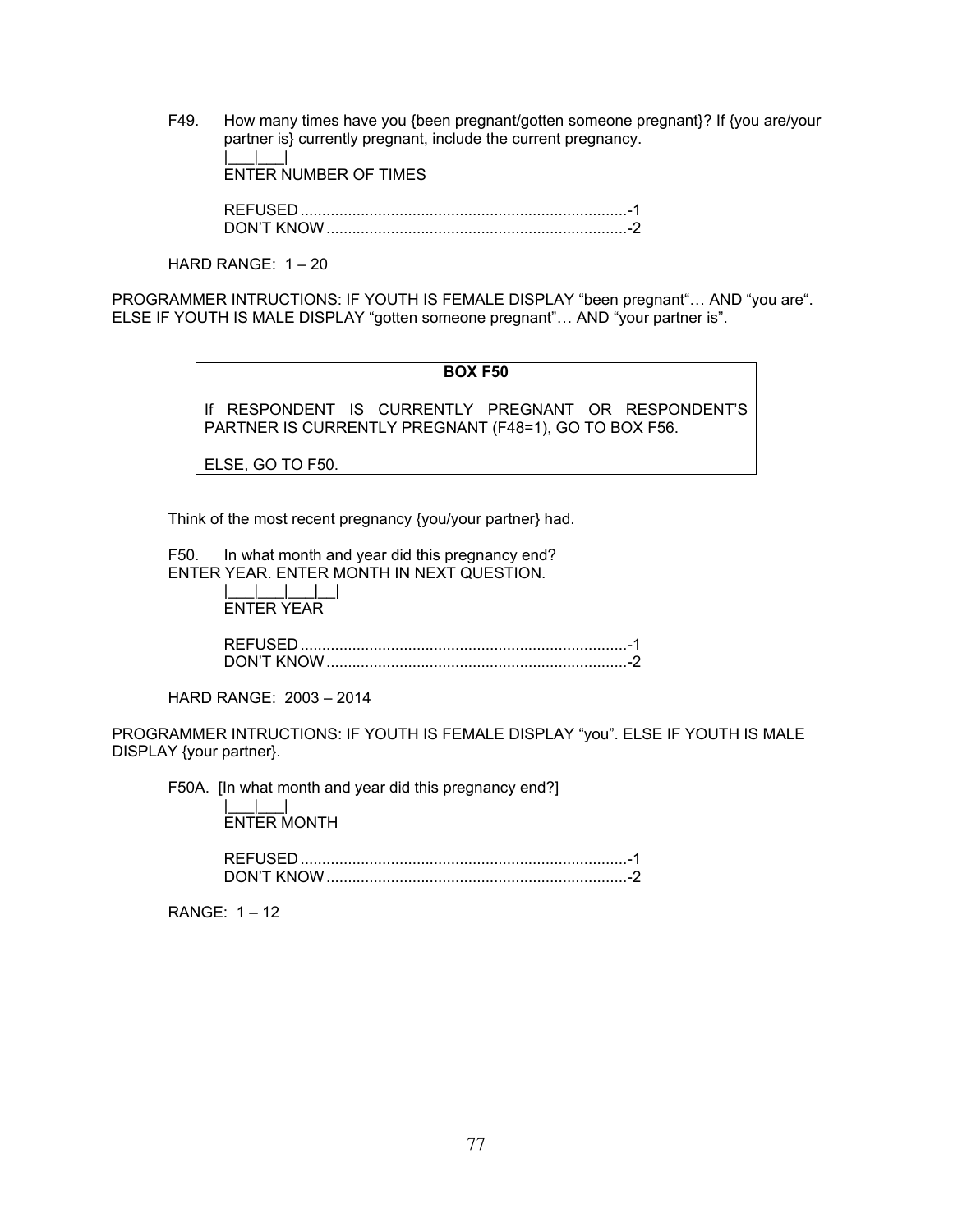F49. How many times have you {been pregnant/gotten someone pregnant}? If {you are/your partner is} currently pregnant, include the current pregnancy.

|___|___|
ENTER NUMBER OF TIMES

REFUSED ............................................................................-1
DON'T KNOW .....................................................................-2

HARD RANGE: 1 – 20

PROGRAMMER INTRUCTIONS: IF YOUTH IS FEMALE DISPLAY "been pregnant"… AND "you are". ELSE IF YOUTH IS MALE DISPLAY "gotten someone pregnant"… AND "your partner is".

**BOX F50**

If RESPONDENT IS CURRENTLY PREGNANT OR RESPONDENT'S PARTNER IS CURRENTLY PREGNANT (F48=1), GO TO BOX F56.

ELSE, GO TO F50.

Think of the most recent pregnancy {you/your partner} had.

F50. In what month and year did this pregnancy end?
ENTER YEAR. ENTER MONTH IN NEXT QUESTION.

|___|___|___|__|
ENTER YEAR

REFUSED ............................................................................-1
DON'T KNOW .....................................................................-2

HARD RANGE: 2003 – 2014

PROGRAMMER INTRUCTIONS: IF YOUTH IS FEMALE DISPLAY "you". ELSE IF YOUTH IS MALE DISPLAY {your partner}.

F50A. [In what month and year did this pregnancy end?]

|___|___|
ENTER MONTH

REFUSED ............................................................................-1
DON'T KNOW .....................................................................-2

RANGE: 1 – 12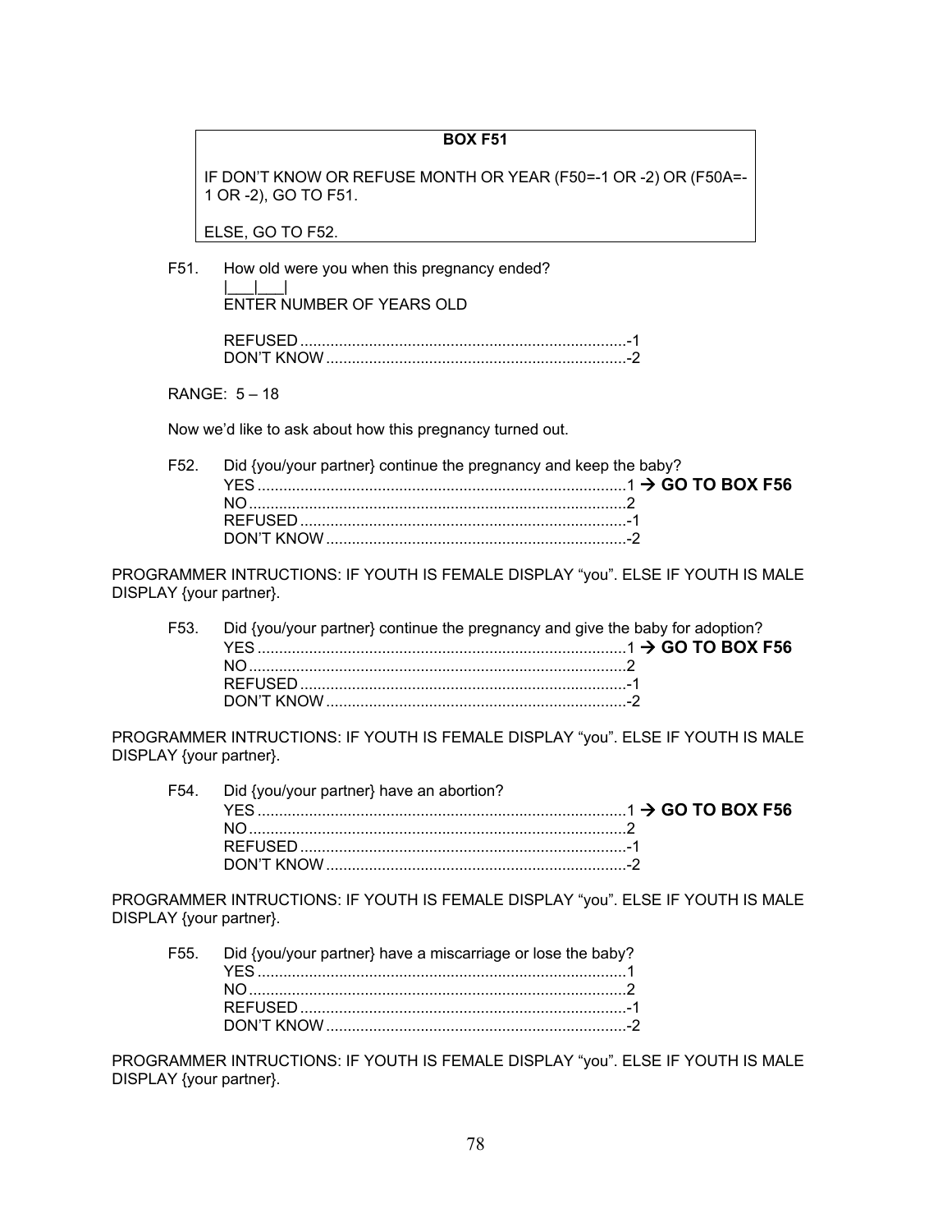**BOX F51**

IF DON'T KNOW OR REFUSE MONTH OR YEAR (F50=-1 OR -2) OR (F50A=-1 OR -2), GO TO F51.

ELSE, GO TO F52.

F51. How old were you when this pregnancy ended?

|___|___|
ENTER NUMBER OF YEARS OLD

REFUSED ............................................................................-1
DON'T KNOW ......................................................................-2

RANGE: 5 – 18

Now we'd like to ask about how this pregnancy turned out.

F52. Did {you/your partner} continue the pregnancy and keep the baby?

YES ......................................................................................1 → **GO TO BOX F56**
NO........................................................................................2
REFUSED ............................................................................-1
DON'T KNOW ......................................................................-2

PROGRAMMER INTRUCTIONS: IF YOUTH IS FEMALE DISPLAY "you". ELSE IF YOUTH IS MALE DISPLAY {your partner}.

F53. Did {you/your partner} continue the pregnancy and give the baby for adoption?

YES ......................................................................................1 → **GO TO BOX F56**
NO........................................................................................2
REFUSED ............................................................................-1
DON'T KNOW ......................................................................-2

PROGRAMMER INTRUCTIONS: IF YOUTH IS FEMALE DISPLAY "you". ELSE IF YOUTH IS MALE DISPLAY {your partner}.

F54. Did {you/your partner} have an abortion?

YES ......................................................................................1 → **GO TO BOX F56**
NO........................................................................................2
REFUSED ............................................................................-1
DON'T KNOW ......................................................................-2

PROGRAMMER INTRUCTIONS: IF YOUTH IS FEMALE DISPLAY "you". ELSE IF YOUTH IS MALE DISPLAY {your partner}.

F55. Did {you/your partner} have a miscarriage or lose the baby?

YES ......................................................................................1
NO........................................................................................2
REFUSED ............................................................................-1
DON'T KNOW ......................................................................-2

PROGRAMMER INTRUCTIONS: IF YOUTH IS FEMALE DISPLAY "you". ELSE IF YOUTH IS MALE DISPLAY {your partner}.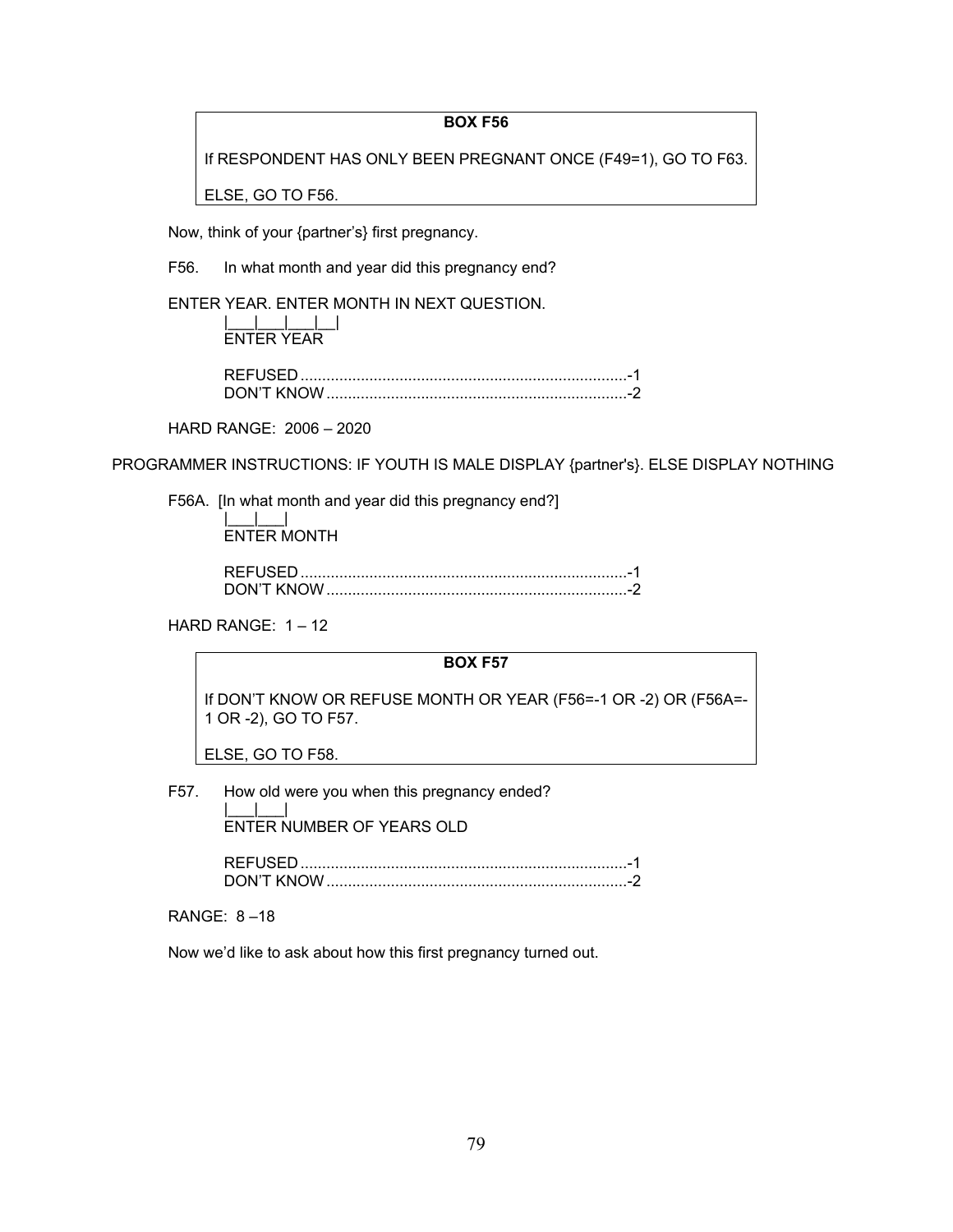**BOX F56**

If RESPONDENT HAS ONLY BEEN PREGNANT ONCE (F49=1), GO TO F63.

ELSE, GO TO F56.

Now, think of your {partner's} first pregnancy.

F56. In what month and year did this pregnancy end?

ENTER YEAR. ENTER MONTH IN NEXT QUESTION.

|___|___|___|__|
ENTER YEAR

REFUSED ............................................................................-1
DON'T KNOW ......................................................................-2

HARD RANGE: 2006 – 2020

PROGRAMMER INSTRUCTIONS: IF YOUTH IS MALE DISPLAY {partner's}. ELSE DISPLAY NOTHING

F56A. [In what month and year did this pregnancy end?]

|___|___|
ENTER MONTH

REFUSED ............................................................................-1
DON'T KNOW ......................................................................-2

HARD RANGE: 1 – 12

**BOX F57**

If DON'T KNOW OR REFUSE MONTH OR YEAR (F56=-1 OR -2) OR (F56A=-1 OR -2), GO TO F57.

ELSE, GO TO F58.

F57. How old were you when this pregnancy ended?

|___|___|
ENTER NUMBER OF YEARS OLD

REFUSED ............................................................................-1
DON'T KNOW ......................................................................-2

RANGE: 8 –18

Now we'd like to ask about how this first pregnancy turned out.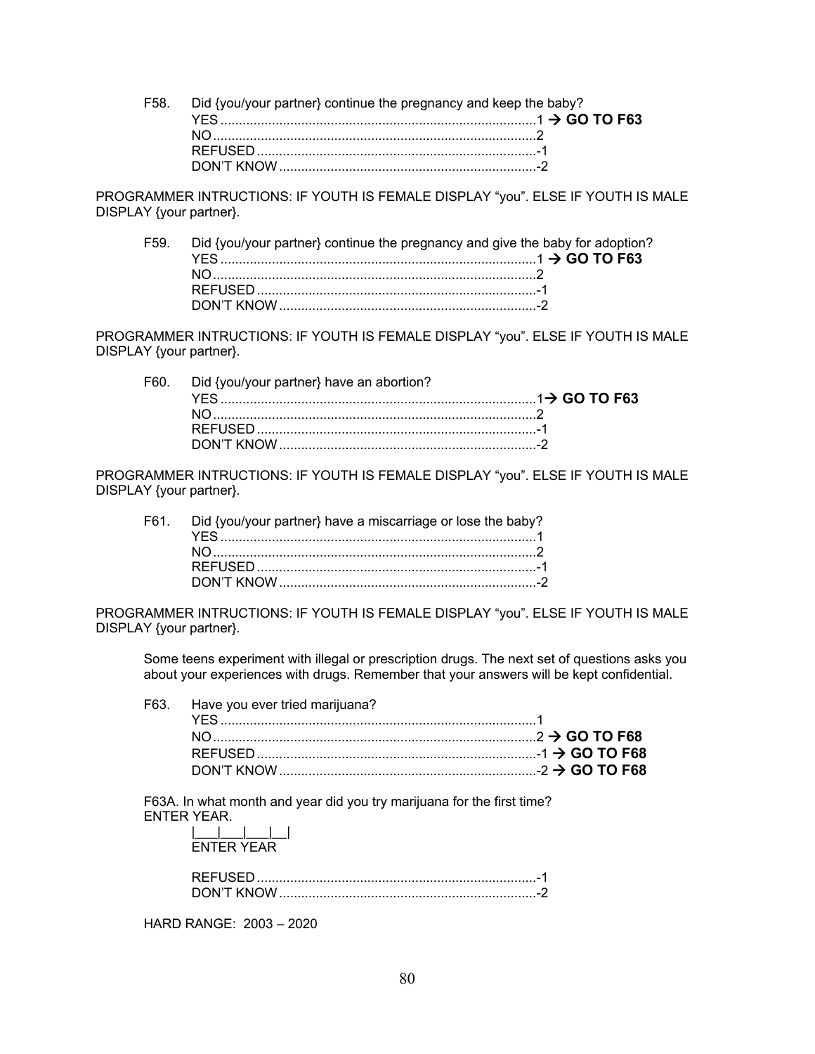F58. Did {you/your partner} continue the pregnancy and keep the baby?

YES ........................................................................................1 → **GO TO F63**
NO .........................................................................................2
REFUSED ...............................................................................-1
DON'T KNOW .........................................................................-2

PROGRAMMER INTRUCTIONS: IF YOUTH IS FEMALE DISPLAY "you". ELSE IF YOUTH IS MALE DISPLAY {your partner}.

F59. Did {you/your partner} continue the pregnancy and give the baby for adoption?

YES ........................................................................................1 → **GO TO F63**
NO .........................................................................................2
REFUSED ...............................................................................-1
DON'T KNOW .........................................................................-2

PROGRAMMER INTRUCTIONS: IF YOUTH IS FEMALE DISPLAY "you". ELSE IF YOUTH IS MALE DISPLAY {your partner}.

F60. Did {you/your partner} have an abortion?

YES ........................................................................................1→ **GO TO F63**
NO .........................................................................................2
REFUSED ...............................................................................-1
DON'T KNOW .........................................................................-2

PROGRAMMER INTRUCTIONS: IF YOUTH IS FEMALE DISPLAY "you". ELSE IF YOUTH IS MALE DISPLAY {your partner}.

F61. Did {you/your partner} have a miscarriage or lose the baby?

YES ........................................................................................1
NO .........................................................................................2
REFUSED ...............................................................................-1
DON'T KNOW .........................................................................-2

PROGRAMMER INTRUCTIONS: IF YOUTH IS FEMALE DISPLAY "you". ELSE IF YOUTH IS MALE DISPLAY {your partner}.

Some teens experiment with illegal or prescription drugs. The next set of questions asks you about your experiences with drugs. Remember that your answers will be kept confidential.

F63. Have you ever tried marijuana?

YES ........................................................................................1
NO .........................................................................................2 → **GO TO F68**
REFUSED ...............................................................................-1 → **GO TO F68**
DON'T KNOW .........................................................................-2 → **GO TO F68**

F63A. In what month and year did you try marijuana for the first time?
ENTER YEAR.

|___|___|___|__|
ENTER YEAR

REFUSED ...............................................................................-1
DON'T KNOW .........................................................................-2

HARD RANGE: 2003 – 2020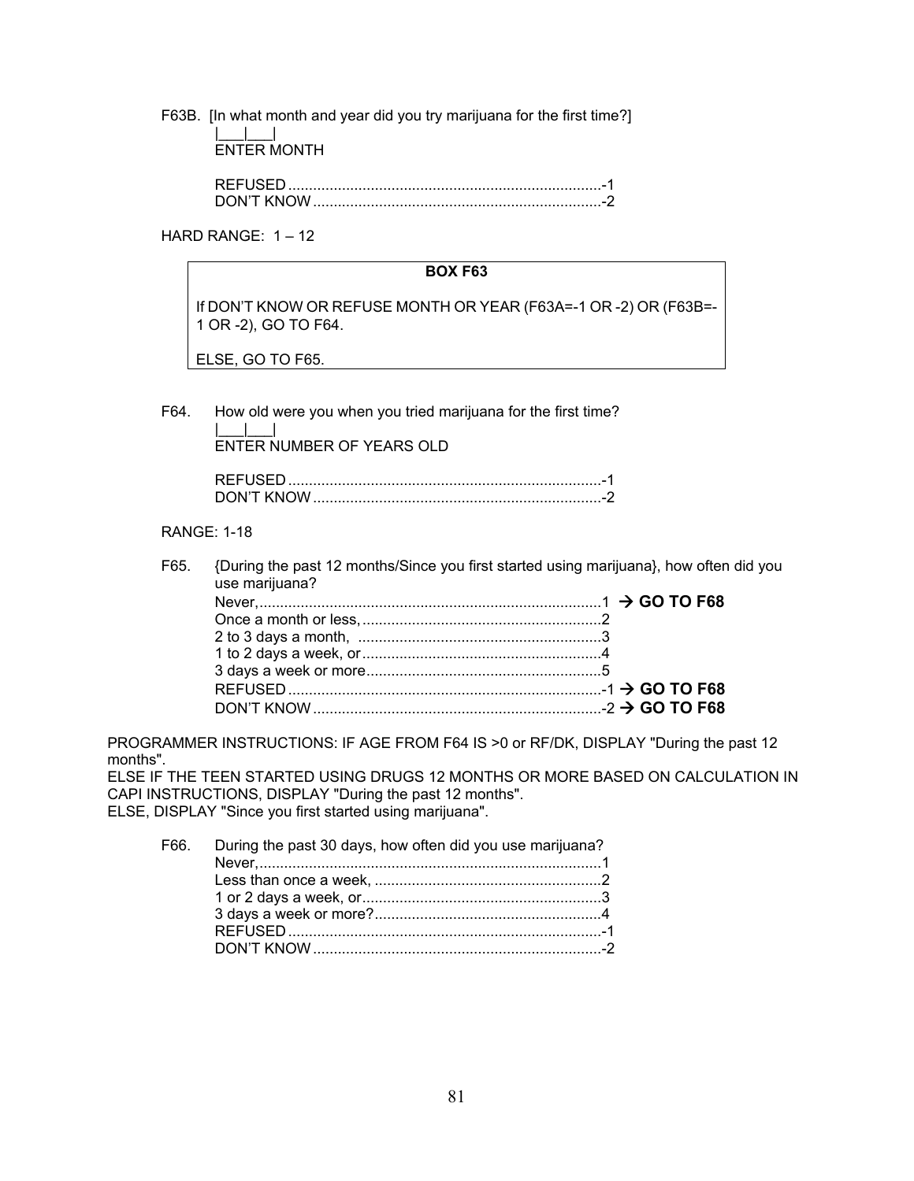F63B. [In what month and year did you try marijuana for the first time?]

|___|___|
ENTER MONTH

REFUSED ........................................................................... -1
DON'T KNOW ..................................................................... -2

HARD RANGE: 1 – 12

**BOX F63**

If DON'T KNOW OR REFUSE MONTH OR YEAR (F63A=-1 OR -2) OR (F63B=-1 OR -2), GO TO F64.

ELSE, GO TO F65.

F64. How old were you when you tried marijuana for the first time?

|___|___|
ENTER NUMBER OF YEARS OLD

REFUSED ........................................................................... -1
DON'T KNOW ..................................................................... -2

RANGE: 1-18

F65. {During the past 12 months/Since you first started using marijuana}, how often did you use marijuana?

Never, .................................................................................. 1 → **GO TO F68**
Once a month or less, ......................................................... 2
2 to 3 days a month, .......................................................... 3
1 to 2 days a week, or ......................................................... 4
3 days a week or more ........................................................ 5
REFUSED ........................................................................... -1 → **GO TO F68**
DON'T KNOW ..................................................................... -2 → **GO TO F68**

PROGRAMMER INSTRUCTIONS: IF AGE FROM F64 IS >0 or RF/DK, DISPLAY "During the past 12 months".
ELSE IF THE TEEN STARTED USING DRUGS 12 MONTHS OR MORE BASED ON CALCULATION IN CAPI INSTRUCTIONS, DISPLAY "During the past 12 months".
ELSE, DISPLAY "Since you first started using marijuana".

F66. During the past 30 days, how often did you use marijuana?

Never, .................................................................................. 1
Less than once a week, ...................................................... 2
1 or 2 days a week, or ......................................................... 3
3 days a week or more? ...................................................... 4
REFUSED ........................................................................... -1
DON'T KNOW ..................................................................... -2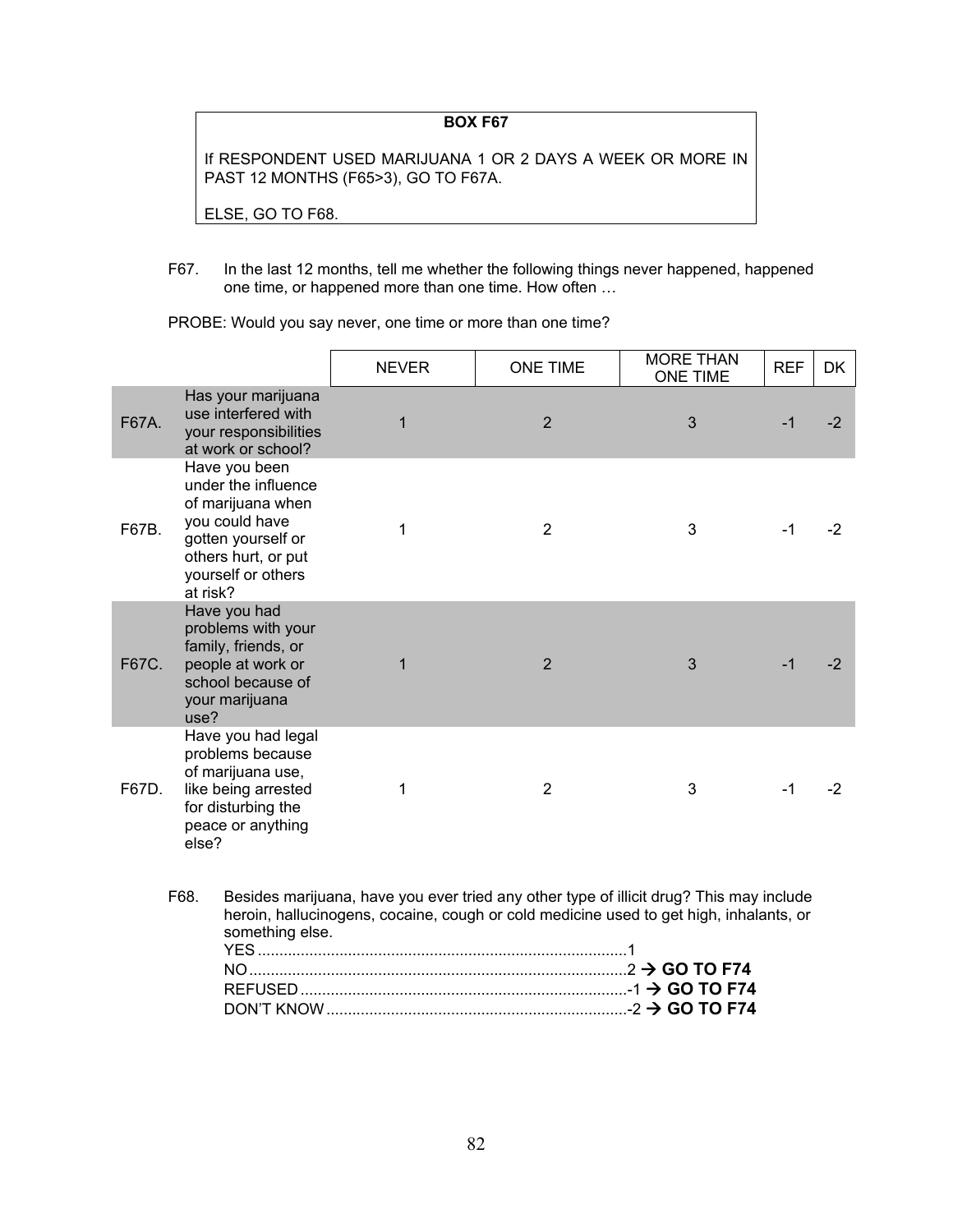**BOX F67**

If RESPONDENT USED MARIJUANA 1 OR 2 DAYS A WEEK OR MORE IN PAST 12 MONTHS (F65>3), GO TO F67A.

ELSE, GO TO F68.

F67. In the last 12 months, tell me whether the following things never happened, happened one time, or happened more than one time. How often …

PROBE: Would you say never, one time or more than one time?

| | | NEVER | ONE TIME | MORE THAN ONE TIME | REF | DK |
|---|---|---|---|---|---|---|
| F67A. | Has your marijuana use interfered with your responsibilities at work or school? | 1 | 2 | 3 | -1 | -2 |
| F67B. | Have you been under the influence of marijuana when you could have gotten yourself or others hurt, or put yourself or others at risk? | 1 | 2 | 3 | -1 | -2 |
| F67C. | Have you had problems with your family, friends, or people at work or school because of your marijuana use? | 1 | 2 | 3 | -1 | -2 |
| F67D. | Have you had legal problems because of marijuana use, like being arrested for disturbing the peace or anything else? | 1 | 2 | 3 | -1 | -2 |

F68. Besides marijuana, have you ever tried any other type of illicit drug? This may include heroin, hallucinogens, cocaine, cough or cold medicine used to get high, inhalants, or something else.

YES ........................................................................................1
NO..........................................................................................2 → **GO TO F74**
REFUSED ...............................................................................-1 → **GO TO F74**
DON'T KNOW ........................................................................-2 → **GO TO F74**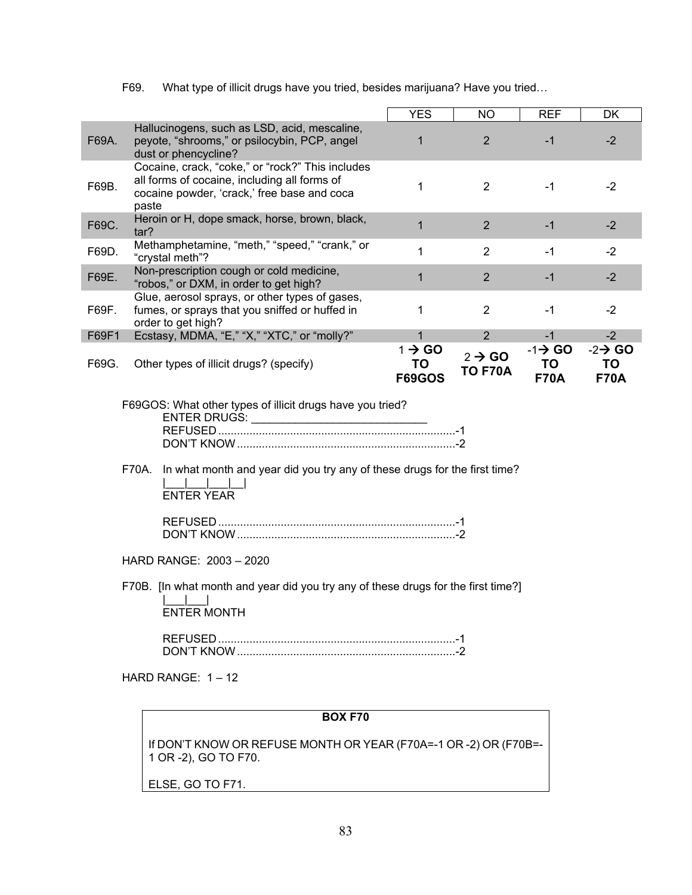F69. What type of illicit drugs have you tried, besides marijuana? Have you tried…

| | | YES | NO | REF | DK |
|---|---|---|---|---|---|
| F69A. | Hallucinogens, such as LSD, acid, mescaline, peyote, "shrooms," or psilocybin, PCP, angel dust or phencycline? | 1 | 2 | -1 | -2 |
| F69B. | Cocaine, crack, "coke," or "rock?" This includes all forms of cocaine, including all forms of cocaine powder, 'crack,' free base and coca paste | 1 | 2 | -1 | -2 |
| F69C. | Heroin or H, dope smack, horse, brown, black, tar? | 1 | 2 | -1 | -2 |
| F69D. | Methamphetamine, "meth," "speed," "crank," or "crystal meth"? | 1 | 2 | -1 | -2 |
| F69E. | Non-prescription cough or cold medicine, "robos," or DXM, in order to get high? | 1 | 2 | -1 | -2 |
| F69F. | Glue, aerosol sprays, or other types of gases, fumes, or sprays that you sniffed or huffed in order to get high? | 1 | 2 | -1 | -2 |
| F69F1 | Ecstasy, MDMA, "E," "X," "XTC," or "molly?" | 1 | 2 | -1 | -2 |
| F69G. | Other types of illicit drugs? (specify) | 1 → **GO TO F69GOS** | 2 → **GO TO F70A** | -1→ **GO TO F70A** | -2→ **GO TO F70A** |

F69GOS: What other types of illicit drugs have you tried?

ENTER DRUGS: ____________________________

REFUSED ............................................................................-1

DON'T KNOW ......................................................................-2

F70A. In what month and year did you try any of these drugs for the first time?

|___|___|___|__|

ENTER YEAR

REFUSED ............................................................................-1

DON'T KNOW ......................................................................-2

HARD RANGE: 2003 – 2020

F70B. [In what month and year did you try any of these drugs for the first time?]

|___|___|

ENTER MONTH

REFUSED ............................................................................-1

DON'T KNOW ......................................................................-2

HARD RANGE: 1 – 12

**BOX F70**

If DON'T KNOW OR REFUSE MONTH OR YEAR (F70A=-1 OR -2) OR (F70B=-1 OR -2), GO TO F70.

ELSE, GO TO F71.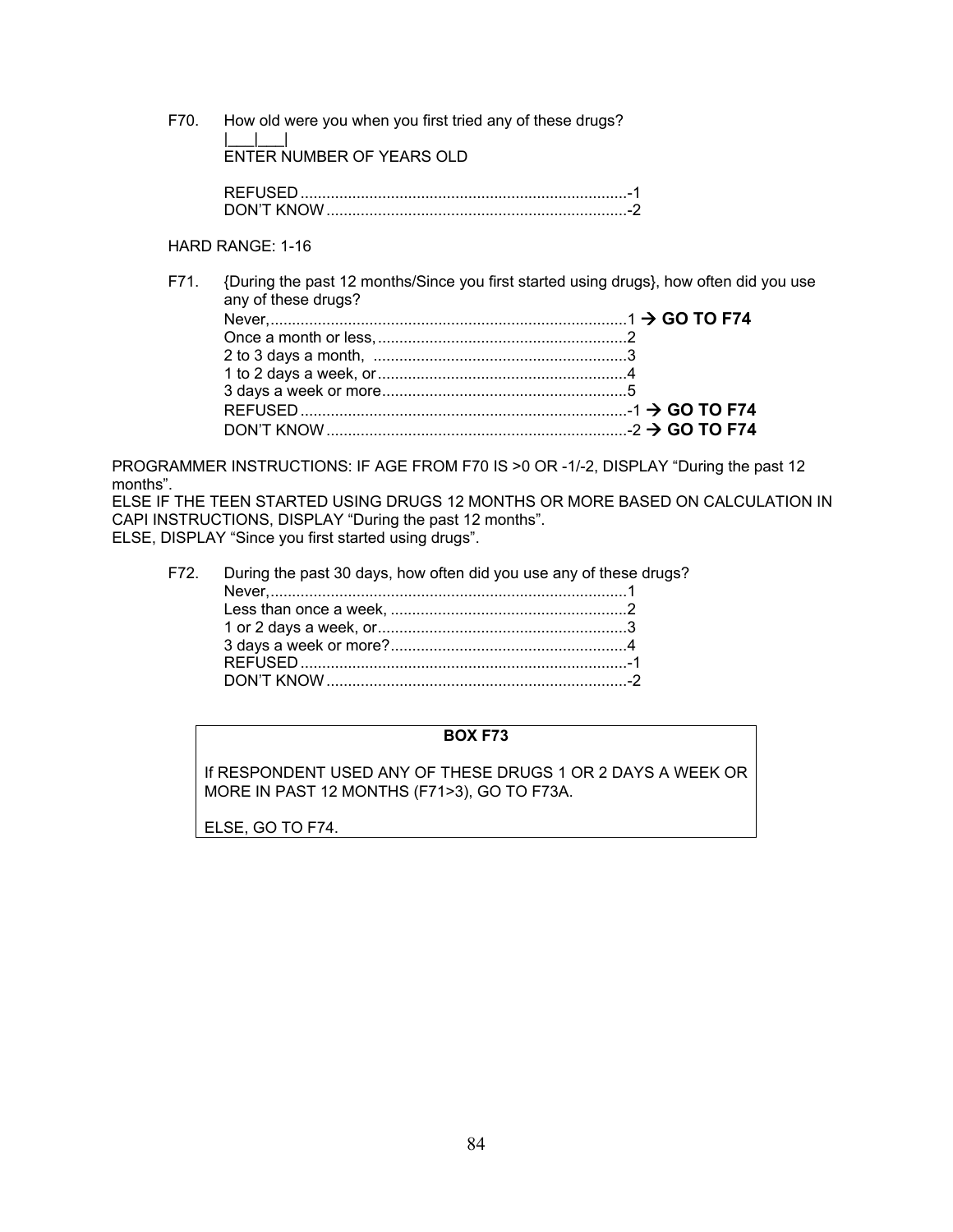F70. How old were you when you first tried any of these drugs?

|___|___|
ENTER NUMBER OF YEARS OLD

REFUSED ........................................................................... -1
DON'T KNOW ..................................................................... -2

HARD RANGE: 1-16

F71. {During the past 12 months/Since you first started using drugs}, how often did you use any of these drugs?

Never, .................................................................................. 1 → **GO TO F74**
Once a month or less, ......................................................... 2
2 to 3 days a month, .......................................................... 3
1 to 2 days a week, or ......................................................... 4
3 days a week or more ......................................................... 5
REFUSED ........................................................................... -1 → **GO TO F74**
DON'T KNOW ..................................................................... -2 → **GO TO F74**

PROGRAMMER INSTRUCTIONS: IF AGE FROM F70 IS >0 OR -1/-2, DISPLAY "During the past 12 months".
ELSE IF THE TEEN STARTED USING DRUGS 12 MONTHS OR MORE BASED ON CALCULATION IN CAPI INSTRUCTIONS, DISPLAY "During the past 12 months".
ELSE, DISPLAY "Since you first started using drugs".

F72. During the past 30 days, how often did you use any of these drugs?

Never, .................................................................................. 1
Less than once a week, ...................................................... 2
1 or 2 days a week, or ......................................................... 3
3 days a week or more? ...................................................... 4
REFUSED ........................................................................... -1
DON'T KNOW ..................................................................... -2

**BOX F73**

If RESPONDENT USED ANY OF THESE DRUGS 1 OR 2 DAYS A WEEK OR MORE IN PAST 12 MONTHS (F71>3), GO TO F73A.

ELSE, GO TO F74.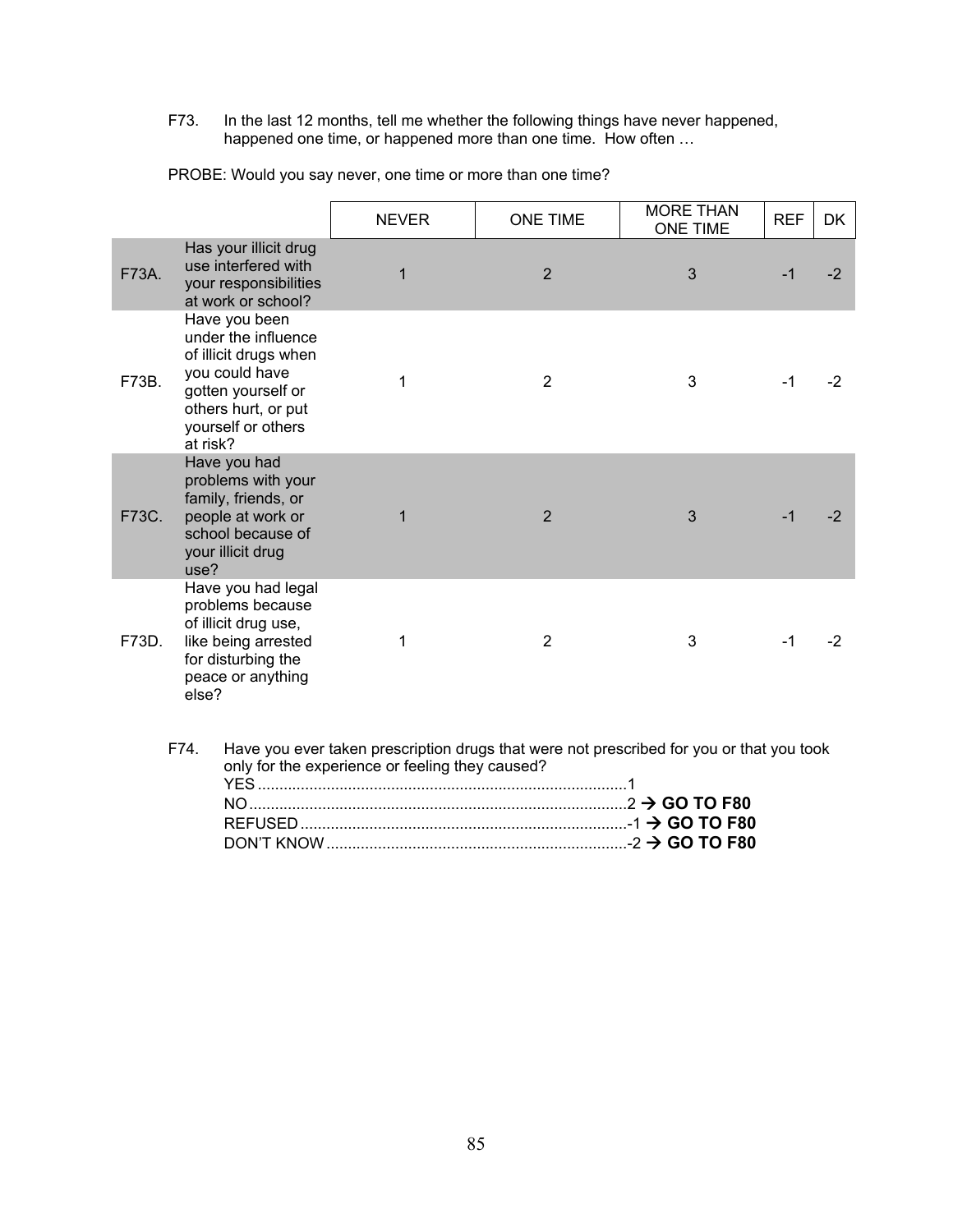F73. In the last 12 months, tell me whether the following things have never happened, happened one time, or happened more than one time. How often …

PROBE: Would you say never, one time or more than one time?

| | | NEVER | ONE TIME | MORE THAN ONE TIME | REF | DK |
|---|---|---|---|---|---|---|
| F73A. | Has your illicit drug use interfered with your responsibilities at work or school? | 1 | 2 | 3 | -1 | -2 |
| F73B. | Have you been under the influence of illicit drugs when you could have gotten yourself or others hurt, or put yourself or others at risk? | 1 | 2 | 3 | -1 | -2 |
| F73C. | Have you had problems with your family, friends, or people at work or school because of your illicit drug use? | 1 | 2 | 3 | -1 | -2 |
| F73D. | Have you had legal problems because of illicit drug use, like being arrested for disturbing the peace or anything else? | 1 | 2 | 3 | -1 | -2 |

F74. Have you ever taken prescription drugs that were not prescribed for you or that you took only for the experience or feeling they caused?

YES ....................................................................................1
NO......................................................................................2 → **GO TO F80**
REFUSED ...........................................................................-1 → **GO TO F80**
DON'T KNOW .....................................................................-2 → **GO TO F80**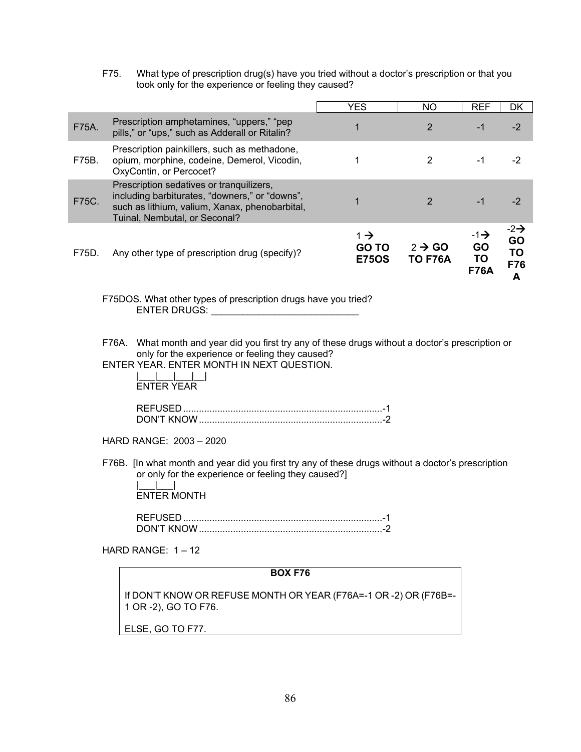F75. What type of prescription drug(s) have you tried without a doctor's prescription or that you took only for the experience or feeling they caused?

| | | YES | NO | REF | DK |
|---|---|---|---|---|---|
| F75A. | Prescription amphetamines, "uppers," "pep pills," or "ups," such as Adderall or Ritalin? | 1 | 2 | -1 | -2 |
| F75B. | Prescription painkillers, such as methadone, opium, morphine, codeine, Demerol, Vicodin, OxyContin, or Percocet? | 1 | 2 | -1 | -2 |
| F75C. | Prescription sedatives or tranquilizers, including barbiturates, "downers," or "downs", such as lithium, valium, Xanax, phenobarbital, Tuinal, Nembutal, or Seconal? | 1 | 2 | -1 | -2 |
| F75D. | Any other type of prescription drug (specify)? | 1 → **GO TO E75OS** | 2 → **GO TO F76A** | -1→ **GO TO F76A** | -2→ **GO TO F76A** |

F75DOS. What other types of prescription drugs have you tried?
ENTER DRUGS: ____________________________

F76A. What month and year did you first try any of these drugs without a doctor's prescription or only for the experience or feeling they caused?
ENTER YEAR. ENTER MONTH IN NEXT QUESTION.

|___|___|___|__|
ENTER YEAR

REFUSED ............................................................................-1
DON'T KNOW ......................................................................-2

HARD RANGE: 2003 – 2020

F76B. [In what month and year did you first try any of these drugs without a doctor's prescription or only for the experience or feeling they caused?]

|___|___|
ENTER MONTH

REFUSED ............................................................................-1
DON'T KNOW ......................................................................-2

HARD RANGE: 1 – 12

**BOX F76**

If DON'T KNOW OR REFUSE MONTH OR YEAR (F76A=-1 OR -2) OR (F76B=-1 OR -2), GO TO F76.

ELSE, GO TO F77.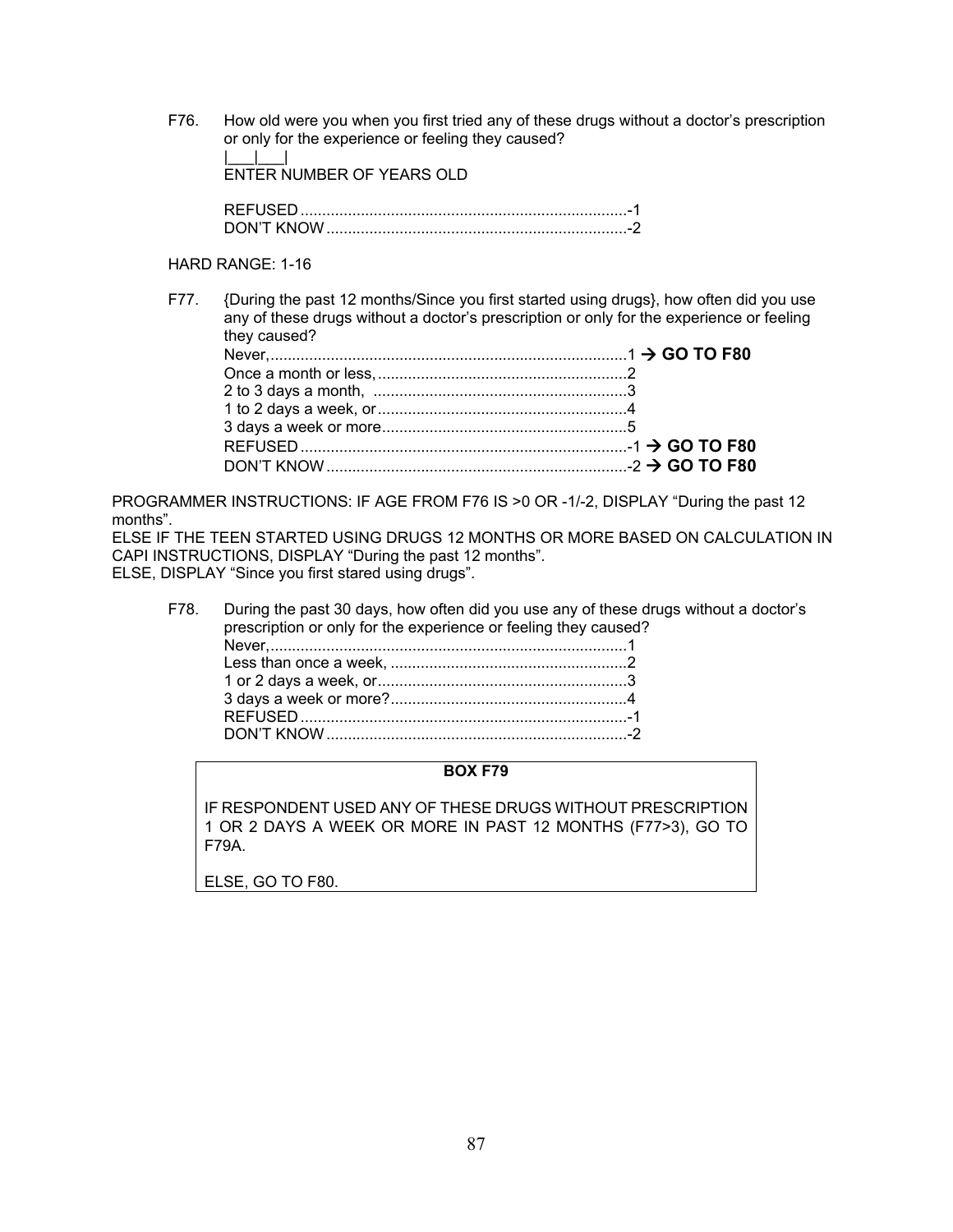F76. How old were you when you first tried any of these drugs without a doctor's prescription or only for the experience or feeling they caused?

|___|___|
ENTER NUMBER OF YEARS OLD

REFUSED ............................................................................-1
DON'T KNOW ......................................................................-2

HARD RANGE: 1-16

F77. {During the past 12 months/Since you first started using drugs}, how often did you use any of these drugs without a doctor's prescription or only for the experience or feeling they caused?

Never,...................................................................................1 → **GO TO F80**
Once a month or less, ..........................................................2
2 to 3 days a month, ...........................................................3
1 to 2 days a week, or..........................................................4
3 days a week or more.........................................................5
REFUSED ............................................................................-1 → **GO TO F80**
DON'T KNOW ......................................................................-2 → **GO TO F80**

PROGRAMMER INSTRUCTIONS: IF AGE FROM F76 IS >0 OR -1/-2, DISPLAY "During the past 12 months".
ELSE IF THE TEEN STARTED USING DRUGS 12 MONTHS OR MORE BASED ON CALCULATION IN CAPI INSTRUCTIONS, DISPLAY "During the past 12 months".
ELSE, DISPLAY "Since you first stared using drugs".

F78. During the past 30 days, how often did you use any of these drugs without a doctor's prescription or only for the experience or feeling they caused?

Never,...................................................................................1
Less than once a week, .......................................................2
1 or 2 days a week, or..........................................................3
3 days a week or more?.......................................................4
REFUSED ............................................................................-1
DON'T KNOW ......................................................................-2

**BOX F79**

IF RESPONDENT USED ANY OF THESE DRUGS WITHOUT PRESCRIPTION 1 OR 2 DAYS A WEEK OR MORE IN PAST 12 MONTHS (F77>3), GO TO F79A.

ELSE, GO TO F80.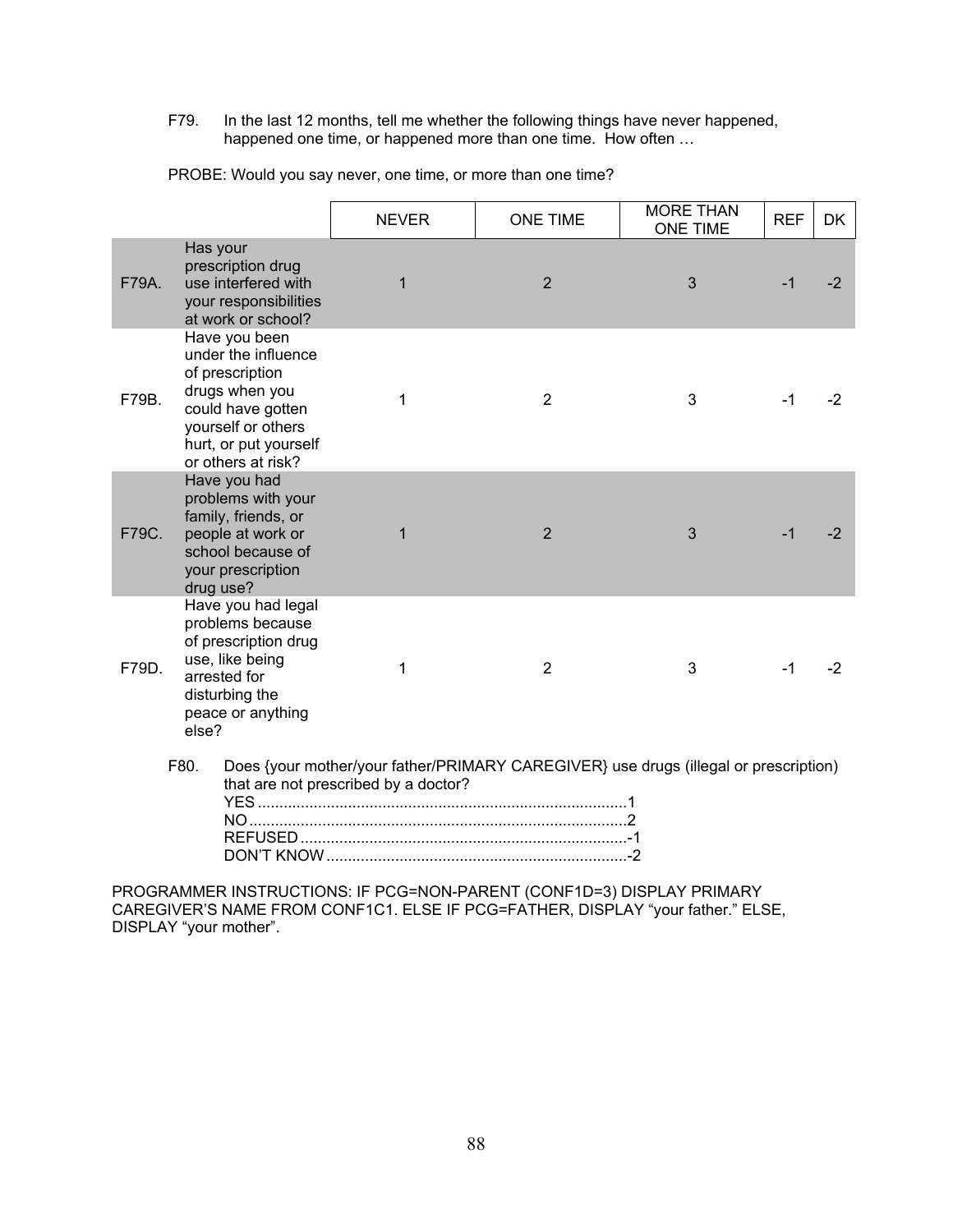F79. In the last 12 months, tell me whether the following things have never happened, happened one time, or happened more than one time. How often …

PROBE: Would you say never, one time, or more than one time?

| | | NEVER | ONE TIME | MORE THAN ONE TIME | REF | DK |
|---|---|---|---|---|---|---|
| F79A. | Has your prescription drug use interfered with your responsibilities at work or school? | 1 | 2 | 3 | -1 | -2 |
| F79B. | Have you been under the influence of prescription drugs when you could have gotten yourself or others hurt, or put yourself or others at risk? | 1 | 2 | 3 | -1 | -2 |
| F79C. | Have you had problems with your family, friends, or people at work or school because of your prescription drug use? | 1 | 2 | 3 | -1 | -2 |
| F79D. | Have you had legal problems because of prescription drug use, like being arrested for disturbing the peace or anything else? | 1 | 2 | 3 | -1 | -2 |

F80. Does {your mother/your father/PRIMARY CAREGIVER} use drugs (illegal or prescription) that are not prescribed by a doctor?

YES ....................................................................................1
NO ......................................................................................2
REFUSED ..........................................................................-1
DON'T KNOW .....................................................................-2

PROGRAMMER INSTRUCTIONS: IF PCG=NON-PARENT (CONF1D=3) DISPLAY PRIMARY CAREGIVER'S NAME FROM CONF1C1. ELSE IF PCG=FATHER, DISPLAY "your father." ELSE, DISPLAY "your mother".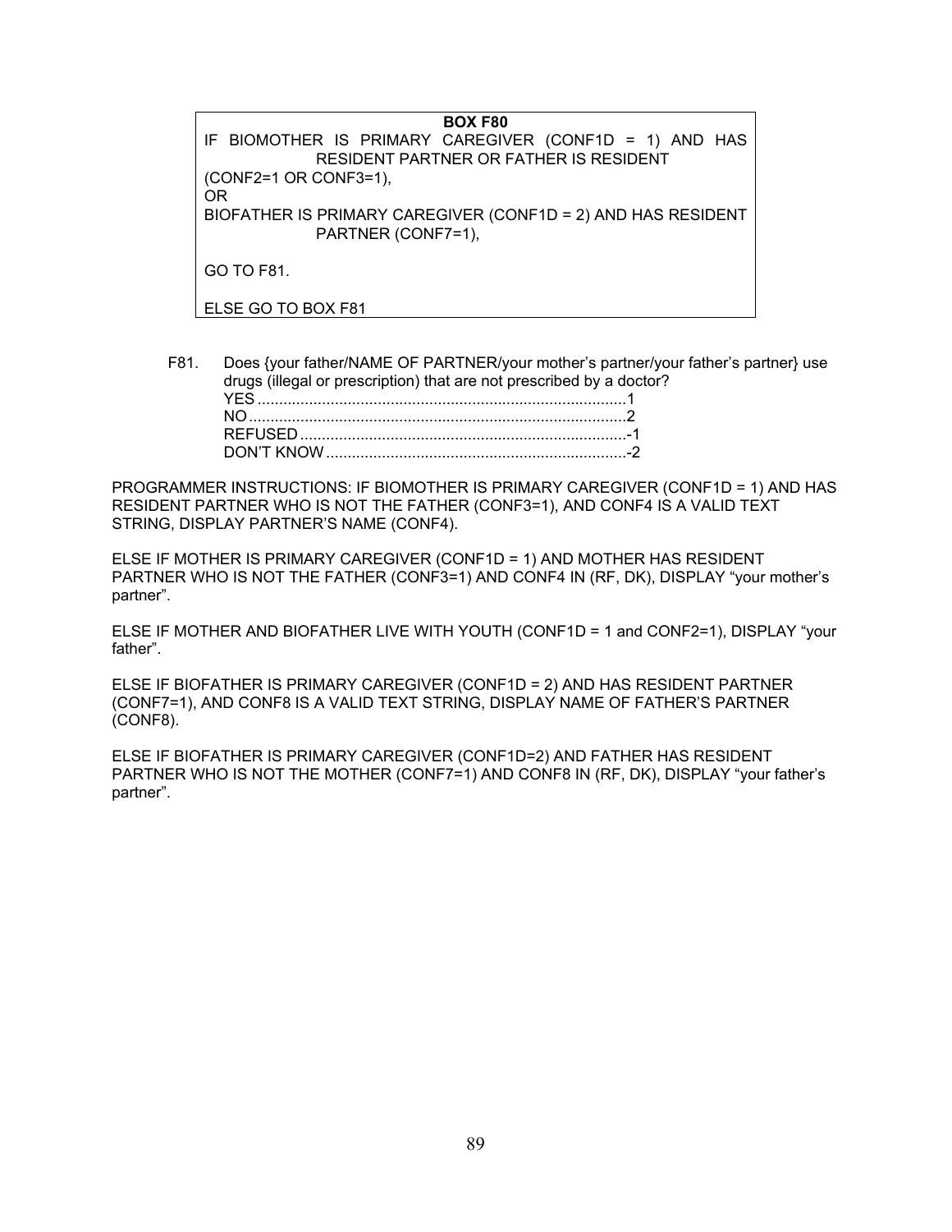**BOX F80**

IF BIOMOTHER IS PRIMARY CAREGIVER (CONF1D = 1) AND HAS RESIDENT PARTNER OR FATHER IS RESIDENT (CONF2=1 OR CONF3=1),

OR

BIOFATHER IS PRIMARY CAREGIVER (CONF1D = 2) AND HAS RESIDENT PARTNER (CONF7=1),

GO TO F81.

ELSE GO TO BOX F81

F81. Does {your father/NAME OF PARTNER/your mother's partner/your father's partner} use drugs (illegal or prescription) that are not prescribed by a doctor?

YES ....................................................................................1
NO .......................................................................................2
REFUSED ............................................................................-1
DON'T KNOW ......................................................................-2

PROGRAMMER INSTRUCTIONS: IF BIOMOTHER IS PRIMARY CAREGIVER (CONF1D = 1) AND HAS RESIDENT PARTNER WHO IS NOT THE FATHER (CONF3=1), AND CONF4 IS A VALID TEXT STRING, DISPLAY PARTNER'S NAME (CONF4).

ELSE IF MOTHER IS PRIMARY CAREGIVER (CONF1D = 1) AND MOTHER HAS RESIDENT PARTNER WHO IS NOT THE FATHER (CONF3=1) AND CONF4 IN (RF, DK), DISPLAY "your mother's partner".

ELSE IF MOTHER AND BIOFATHER LIVE WITH YOUTH (CONF1D = 1 and CONF2=1), DISPLAY "your father".

ELSE IF BIOFATHER IS PRIMARY CAREGIVER (CONF1D = 2) AND HAS RESIDENT PARTNER (CONF7=1), AND CONF8 IS A VALID TEXT STRING, DISPLAY NAME OF FATHER'S PARTNER (CONF8).

ELSE IF BIOFATHER IS PRIMARY CAREGIVER (CONF1D=2) AND FATHER HAS RESIDENT PARTNER WHO IS NOT THE MOTHER (CONF7=1) AND CONF8 IN (RF, DK), DISPLAY "your father's partner".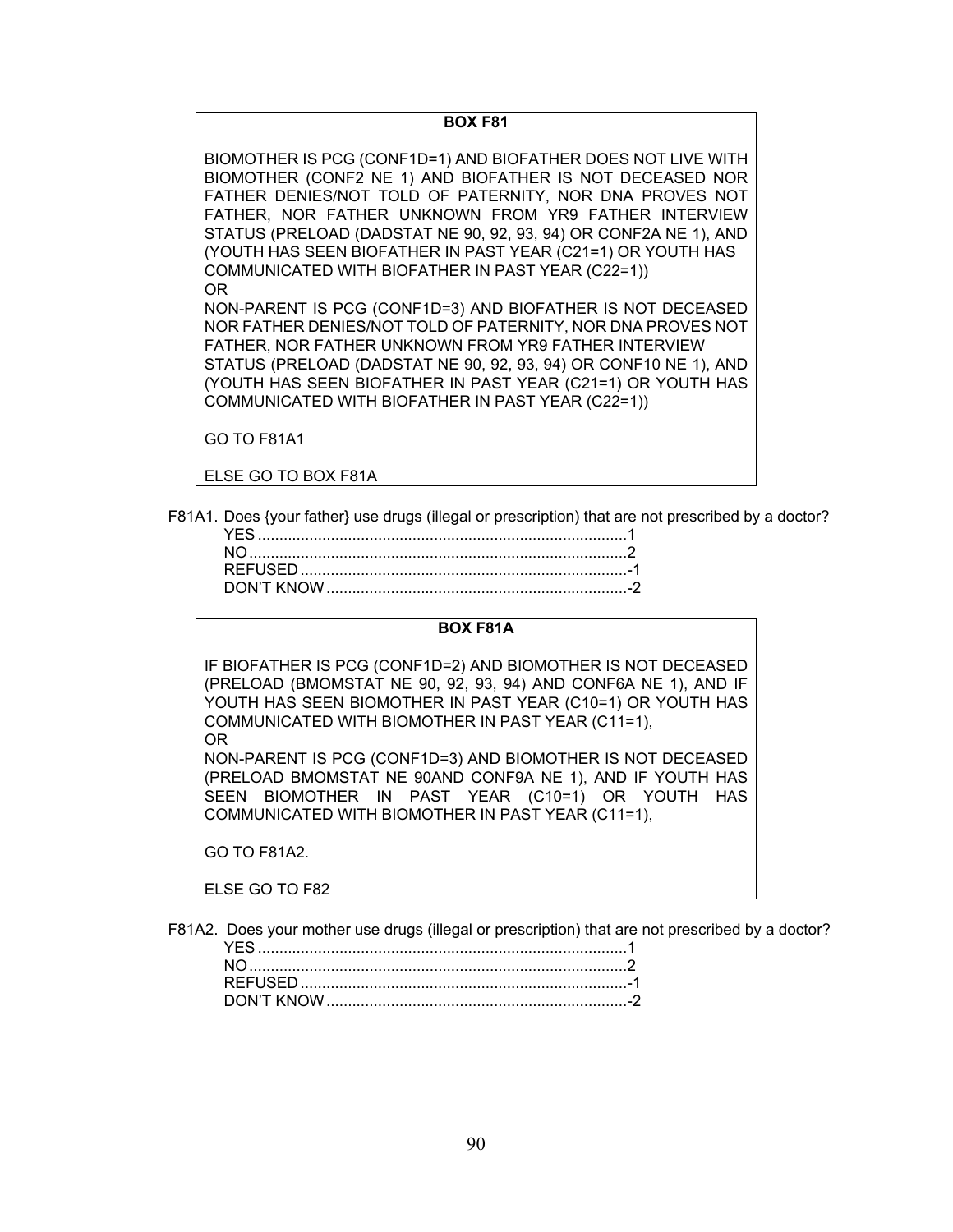**BOX F81**

BIOMOTHER IS PCG (CONF1D=1) AND BIOFATHER DOES NOT LIVE WITH BIOMOTHER (CONF2 NE 1) AND BIOFATHER IS NOT DECEASED NOR FATHER DENIES/NOT TOLD OF PATERNITY, NOR DNA PROVES NOT FATHER, NOR FATHER UNKNOWN FROM YR9 FATHER INTERVIEW STATUS (PRELOAD (DADSTAT NE 90, 92, 93, 94) OR CONF2A NE 1), AND (YOUTH HAS SEEN BIOFATHER IN PAST YEAR (C21=1) OR YOUTH HAS COMMUNICATED WITH BIOFATHER IN PAST YEAR (C22=1))
OR
NON-PARENT IS PCG (CONF1D=3) AND BIOFATHER IS NOT DECEASED NOR FATHER DENIES/NOT TOLD OF PATERNITY, NOR DNA PROVES NOT FATHER, NOR FATHER UNKNOWN FROM YR9 FATHER INTERVIEW STATUS (PRELOAD (DADSTAT NE 90, 92, 93, 94) OR CONF10 NE 1), AND (YOUTH HAS SEEN BIOFATHER IN PAST YEAR (C21=1) OR YOUTH HAS COMMUNICATED WITH BIOFATHER IN PAST YEAR (C22=1))

GO TO F81A1

ELSE GO TO BOX F81A

F81A1. Does {your father} use drugs (illegal or prescription) that are not prescribed by a doctor?

YES ..................................................................................1
NO ....................................................................................2
REFUSED ........................................................................-1
DON'T KNOW ..................................................................-2

**BOX F81A**

IF BIOFATHER IS PCG (CONF1D=2) AND BIOMOTHER IS NOT DECEASED (PRELOAD (BMOMSTAT NE 90, 92, 93, 94) AND CONF6A NE 1), AND IF YOUTH HAS SEEN BIOMOTHER IN PAST YEAR (C10=1) OR YOUTH HAS COMMUNICATED WITH BIOMOTHER IN PAST YEAR (C11=1),
OR
NON-PARENT IS PCG (CONF1D=3) AND BIOMOTHER IS NOT DECEASED (PRELOAD BMOMSTAT NE 90AND CONF9A NE 1), AND IF YOUTH HAS SEEN BIOMOTHER IN PAST YEAR (C10=1) OR YOUTH HAS COMMUNICATED WITH BIOMOTHER IN PAST YEAR (C11=1),

GO TO F81A2.

ELSE GO TO F82

F81A2. Does your mother use drugs (illegal or prescription) that are not prescribed by a doctor?

YES ..................................................................................1
NO ....................................................................................2
REFUSED ........................................................................-1
DON'T KNOW ..................................................................-2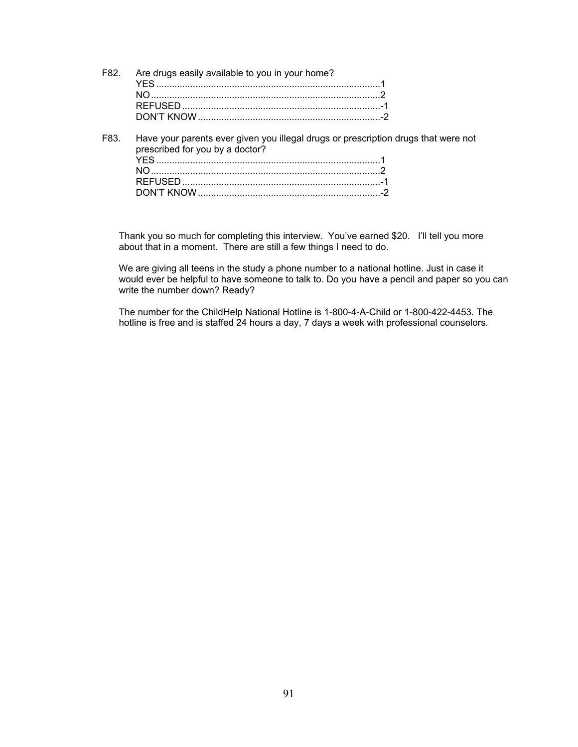F82. Are drugs easily available to you in your home?

YES ........................................................................................1
NO .........................................................................................2
REFUSED ...............................................................................-1
DON'T KNOW .........................................................................-2

F83. Have your parents ever given you illegal drugs or prescription drugs that were not prescribed for you by a doctor?

YES ........................................................................................1
NO .........................................................................................2
REFUSED ...............................................................................-1
DON'T KNOW .........................................................................-2

Thank you so much for completing this interview. You've earned $20. I'll tell you more about that in a moment. There are still a few things I need to do.

We are giving all teens in the study a phone number to a national hotline. Just in case it would ever be helpful to have someone to talk to. Do you have a pencil and paper so you can write the number down? Ready?

The number for the ChildHelp National Hotline is 1-800-4-A-Child or 1-800-422-4453. The hotline is free and is staffed 24 hours a day, 7 days a week with professional counselors.